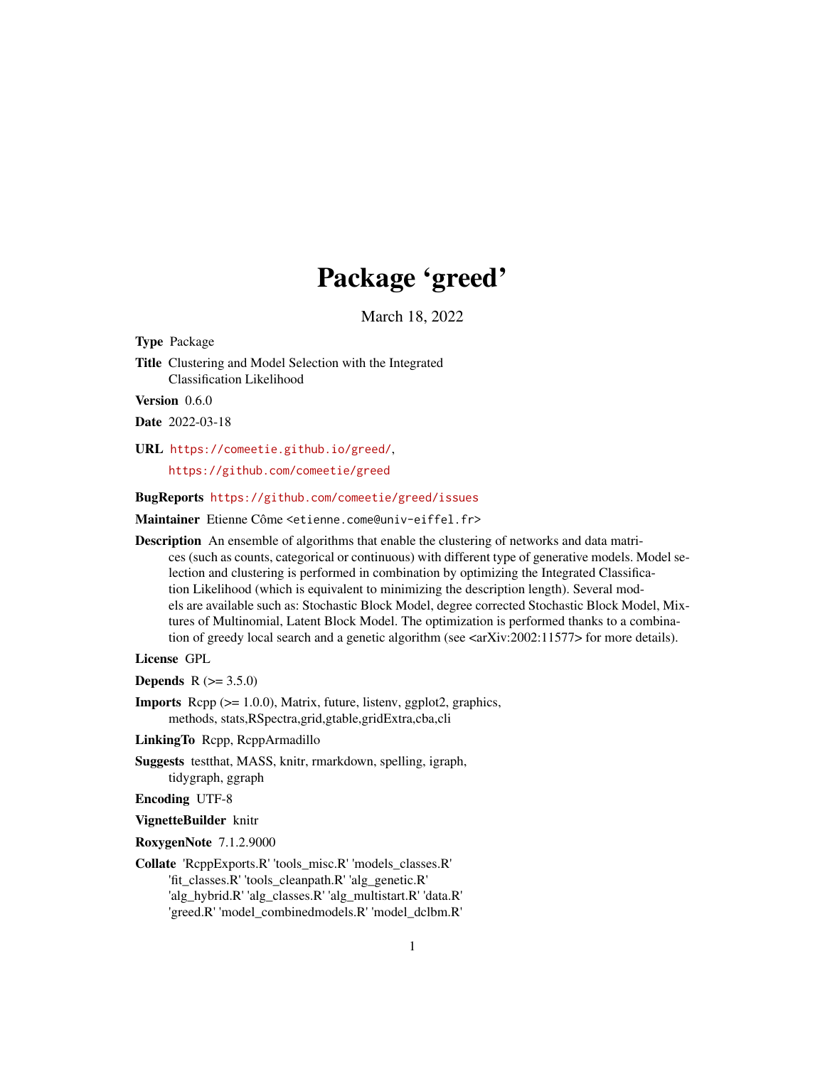# Package 'greed'

March 18, 2022

**Type** Package

**Title** Clustering and Model Selection with the Integrated Classification Likelihood

**Version** 0.6.0

**Date** 2022-03-18

**URL** https://comeetie.github.io/greed/, https://github.com/comeetie/greed

**BugReports** https://github.com/comeetie/greed/issues

**Maintainer** Etienne Côme <etienne.come@univ-eiffel.fr>

**Description** An ensemble of algorithms that enable the clustering of networks and data matrices (such as counts, categorical or continuous) with different type of generative models. Model selection and clustering is performed in combination by optimizing the Integrated Classification Likelihood (which is equivalent to minimizing the description length). Several models are available such as: Stochastic Block Model, degree corrected Stochastic Block Model, Mixtures of Multinomial, Latent Block Model. The optimization is performed thanks to a combination of greedy local search and a genetic algorithm (see <arXiv:2002:11577> for more details).

**License** GPL

**Depends** R (>= 3.5.0)

**Imports** Rcpp (>= 1.0.0), Matrix, future, listenv, ggplot2, graphics, methods, stats,RSpectra,grid,gtable,gridExtra,cba,cli

**LinkingTo** Rcpp, RcppArmadillo

**Suggests** testthat, MASS, knitr, rmarkdown, spelling, igraph, tidygraph, ggraph

**Encoding** UTF-8

**VignetteBuilder** knitr

**RoxygenNote** 7.1.2.9000

**Collate** 'RcppExports.R' 'tools_misc.R' 'models_classes.R' 'fit_classes.R' 'tools_cleanpath.R' 'alg_genetic.R' 'alg_hybrid.R' 'alg_classes.R' 'alg_multistart.R' 'data.R' 'greed.R' 'model_combinedmodels.R' 'model_dclbm.R'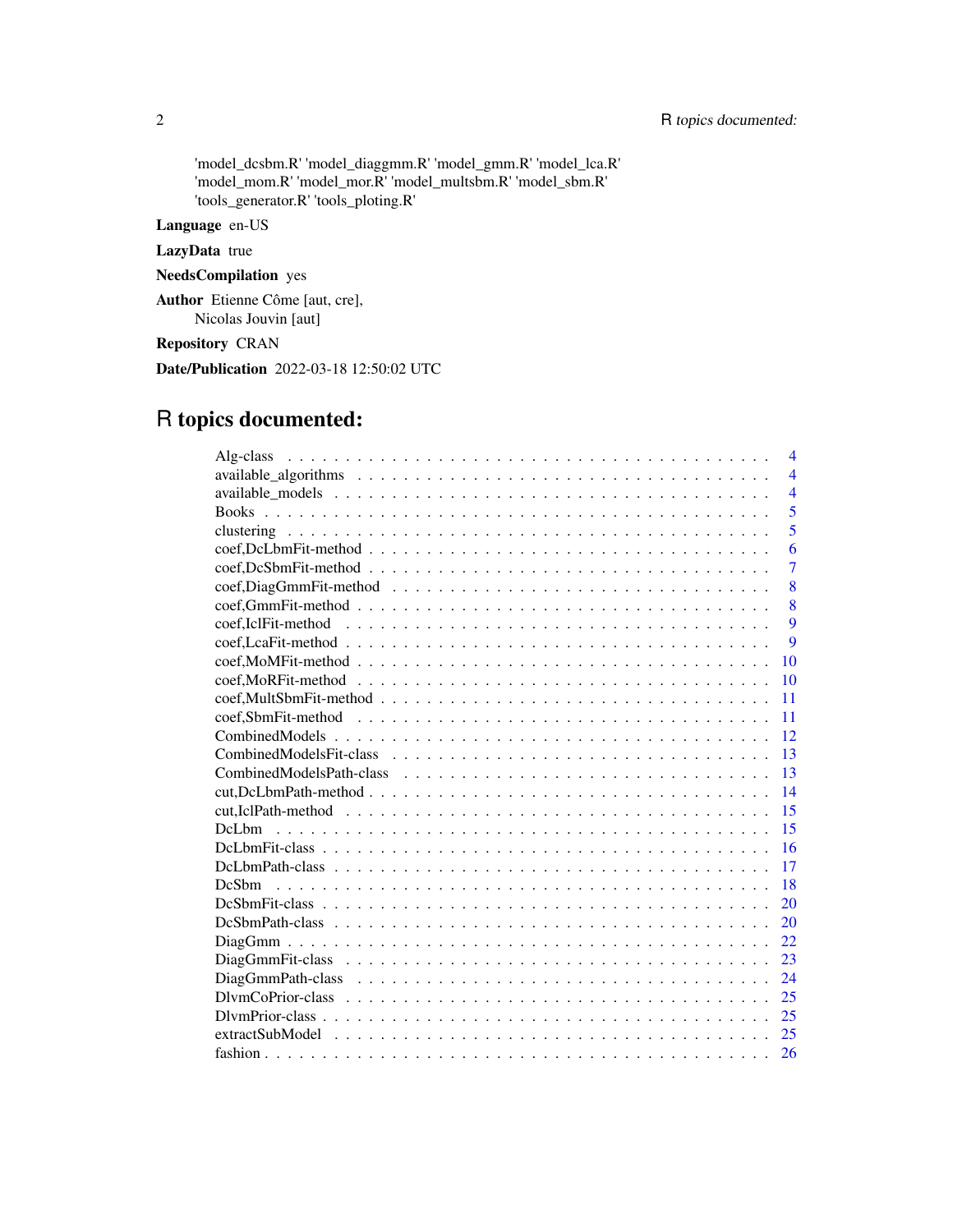'model_dcsbm.R' 'model_diaggmm.R' 'model_gmm.R' 'model_lca.R' 'model_mom.R' 'model_mor.R' 'model_multsbm.R' 'model_sbm.R' 'tools_generator.R' 'tools_ploting.R'

**Language** en-US

**LazyData** true

**NeedsCompilation** yes

**Author** Etienne Côme [aut, cre], Nicolas Jouvin [aut]

**Repository** CRAN

**Date/Publication** 2022-03-18 12:50:02 UTC

# R topics documented:

| | |
|---|---|
| Alg-class | 4 |
| available_algorithms | 4 |
| available_models | 4 |
| Books | 5 |
| clustering | 5 |
| coef,DcLbmFit-method | 6 |
| coef,DcSbmFit-method | 7 |
| coef,DiagGmmFit-method | 8 |
| coef,GmmFit-method | 8 |
| coef,IclFit-method | 9 |
| coef,LcaFit-method | 9 |
| coef,MoMFit-method | 10 |
| coef,MoRFit-method | 10 |
| coef,MultSbmFit-method | 11 |
| coef,SbmFit-method | 11 |
| CombinedModels | 12 |
| CombinedModelsFit-class | 13 |
| CombinedModelsPath-class | 13 |
| cut,DcLbmPath-method | 14 |
| cut,IclPath-method | 15 |
| DcLbm | 15 |
| DcLbmFit-class | 16 |
| DcLbmPath-class | 17 |
| DcSbm | 18 |
| DcSbmFit-class | 20 |
| DcSbmPath-class | 20 |
| DiagGmm | 22 |
| DiagGmmFit-class | 23 |
| DiagGmmPath-class | 24 |
| DlvmCoPrior-class | 25 |
| DlvmPrior-class | 25 |
| extractSubModel | 25 |
| fashion | 26 |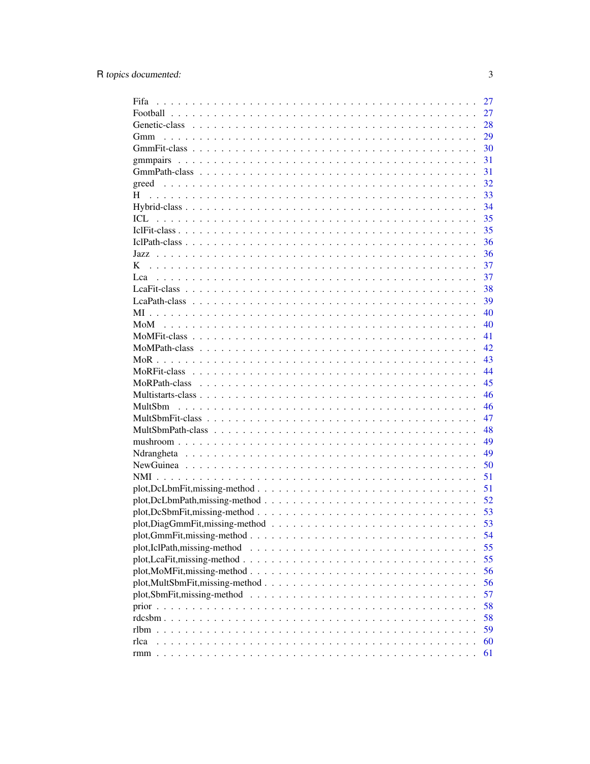Fifa . . . . . . . . . . . . . . . . . . . . . . . . . . . . . . . . . . . . . . . . . . 27
Football . . . . . . . . . . . . . . . . . . . . . . . . . . . . . . . . . . . . . . . . 27
Genetic-class . . . . . . . . . . . . . . . . . . . . . . . . . . . . . . . . . . . . . 28
Gmm . . . . . . . . . . . . . . . . . . . . . . . . . . . . . . . . . . . . . . . . . 29
GmmFit-class . . . . . . . . . . . . . . . . . . . . . . . . . . . . . . . . . . . . . 30
gmmpairs . . . . . . . . . . . . . . . . . . . . . . . . . . . . . . . . . . . . . . . 31
GmmPath-class . . . . . . . . . . . . . . . . . . . . . . . . . . . . . . . . . . . . 31
greed . . . . . . . . . . . . . . . . . . . . . . . . . . . . . . . . . . . . . . . . . 32
H . . . . . . . . . . . . . . . . . . . . . . . . . . . . . . . . . . . . . . . . . . . 33
Hybrid-class . . . . . . . . . . . . . . . . . . . . . . . . . . . . . . . . . . . . . 34
ICL . . . . . . . . . . . . . . . . . . . . . . . . . . . . . . . . . . . . . . . . . . 35
IclFit-class . . . . . . . . . . . . . . . . . . . . . . . . . . . . . . . . . . . . . . 35
IclPath-class . . . . . . . . . . . . . . . . . . . . . . . . . . . . . . . . . . . . . 36
Jazz . . . . . . . . . . . . . . . . . . . . . . . . . . . . . . . . . . . . . . . . . . 36
K . . . . . . . . . . . . . . . . . . . . . . . . . . . . . . . . . . . . . . . . . . . 37
Lca . . . . . . . . . . . . . . . . . . . . . . . . . . . . . . . . . . . . . . . . . . 37
LcaFit-class . . . . . . . . . . . . . . . . . . . . . . . . . . . . . . . . . . . . . . 38
LcaPath-class . . . . . . . . . . . . . . . . . . . . . . . . . . . . . . . . . . . . . 39
MI . . . . . . . . . . . . . . . . . . . . . . . . . . . . . . . . . . . . . . . . . . . 40
MoM . . . . . . . . . . . . . . . . . . . . . . . . . . . . . . . . . . . . . . . . . . 40
MoMFit-class . . . . . . . . . . . . . . . . . . . . . . . . . . . . . . . . . . . . . 41
MoMPath-class . . . . . . . . . . . . . . . . . . . . . . . . . . . . . . . . . . . . 42
MoR . . . . . . . . . . . . . . . . . . . . . . . . . . . . . . . . . . . . . . . . . . 43
MoRFit-class . . . . . . . . . . . . . . . . . . . . . . . . . . . . . . . . . . . . . 44
MoRPath-class . . . . . . . . . . . . . . . . . . . . . . . . . . . . . . . . . . . . 45
Multistarts-class . . . . . . . . . . . . . . . . . . . . . . . . . . . . . . . . . . . 46
MultSbm . . . . . . . . . . . . . . . . . . . . . . . . . . . . . . . . . . . . . . . . 46
MultSbmFit-class . . . . . . . . . . . . . . . . . . . . . . . . . . . . . . . . . . . 47
MultSbmPath-class . . . . . . . . . . . . . . . . . . . . . . . . . . . . . . . . . . 48
mushroom . . . . . . . . . . . . . . . . . . . . . . . . . . . . . . . . . . . . . . . 49
Ndrangheta . . . . . . . . . . . . . . . . . . . . . . . . . . . . . . . . . . . . . . 49
NewGuinea . . . . . . . . . . . . . . . . . . . . . . . . . . . . . . . . . . . . . . 50
NMI . . . . . . . . . . . . . . . . . . . . . . . . . . . . . . . . . . . . . . . . . . 51
plot,DcLbmFit,missing-method . . . . . . . . . . . . . . . . . . . . . . . . . . . 51
plot,DcLbmPath,missing-method . . . . . . . . . . . . . . . . . . . . . . . . . . 52
plot,DcSbmFit,missing-method . . . . . . . . . . . . . . . . . . . . . . . . . . . 53
plot,DiagGmmFit,missing-method . . . . . . . . . . . . . . . . . . . . . . . . . 53
plot,GmmFit,missing-method . . . . . . . . . . . . . . . . . . . . . . . . . . . . 54
plot,IclPath,missing-method . . . . . . . . . . . . . . . . . . . . . . . . . . . . 55
plot,LcaFit,missing-method . . . . . . . . . . . . . . . . . . . . . . . . . . . . . 55
plot,MoMFit,missing-method . . . . . . . . . . . . . . . . . . . . . . . . . . . . 56
plot,MultSbmFit,missing-method . . . . . . . . . . . . . . . . . . . . . . . . . . 56
plot,SbmFit,missing-method . . . . . . . . . . . . . . . . . . . . . . . . . . . . . 57
prior . . . . . . . . . . . . . . . . . . . . . . . . . . . . . . . . . . . . . . . . . . 58
rdcsbm . . . . . . . . . . . . . . . . . . . . . . . . . . . . . . . . . . . . . . . . . 58
rlbm . . . . . . . . . . . . . . . . . . . . . . . . . . . . . . . . . . . . . . . . . . 59
rlca . . . . . . . . . . . . . . . . . . . . . . . . . . . . . . . . . . . . . . . . . . 60
rmm . . . . . . . . . . . . . . . . . . . . . . . . . . . . . . . . . . . . . . . . . . 61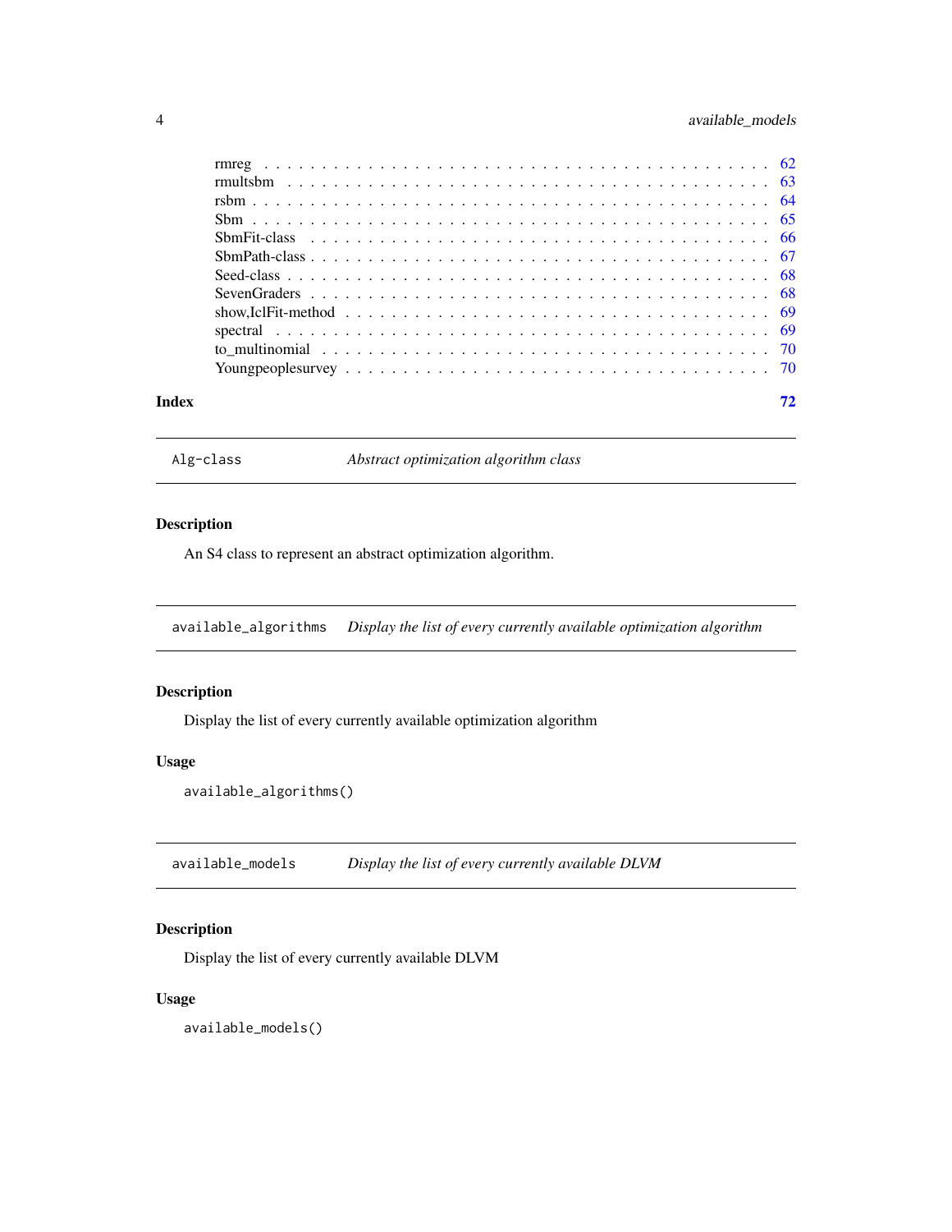rmreg . . . . . . . . . . . . . . . . . . . . . . . . . . . . . . . . . . . . . . . . 62
rmultsbm . . . . . . . . . . . . . . . . . . . . . . . . . . . . . . . . . . . . . . . 63
rsbm . . . . . . . . . . . . . . . . . . . . . . . . . . . . . . . . . . . . . . . . . 64
Sbm . . . . . . . . . . . . . . . . . . . . . . . . . . . . . . . . . . . . . . . . . . 65
SbmFit-class . . . . . . . . . . . . . . . . . . . . . . . . . . . . . . . . . . . . . . 66
SbmPath-class . . . . . . . . . . . . . . . . . . . . . . . . . . . . . . . . . . . . . 67
Seed-class . . . . . . . . . . . . . . . . . . . . . . . . . . . . . . . . . . . . . . . 68
SevenGraders . . . . . . . . . . . . . . . . . . . . . . . . . . . . . . . . . . . . . . 68
show,IclFit-method . . . . . . . . . . . . . . . . . . . . . . . . . . . . . . . . . . . 69
spectral . . . . . . . . . . . . . . . . . . . . . . . . . . . . . . . . . . . . . . . . 69
to_multinomial . . . . . . . . . . . . . . . . . . . . . . . . . . . . . . . . . . . . . 70
Youngpeoplesurvey . . . . . . . . . . . . . . . . . . . . . . . . . . . . . . . . . . . 70

**Index** **72**

---

`Alg-class` *Abstract optimization algorithm class*

---

### Description

An S4 class to represent an abstract optimization algorithm.

---

`available_algorithms` *Display the list of every currently available optimization algorithm*

---

### Description

Display the list of every currently available optimization algorithm

### Usage

```
available_algorithms()
```

---

`available_models` *Display the list of every currently available DLVM*

---

### Description

Display the list of every currently available DLVM

### Usage

```
available_models()
```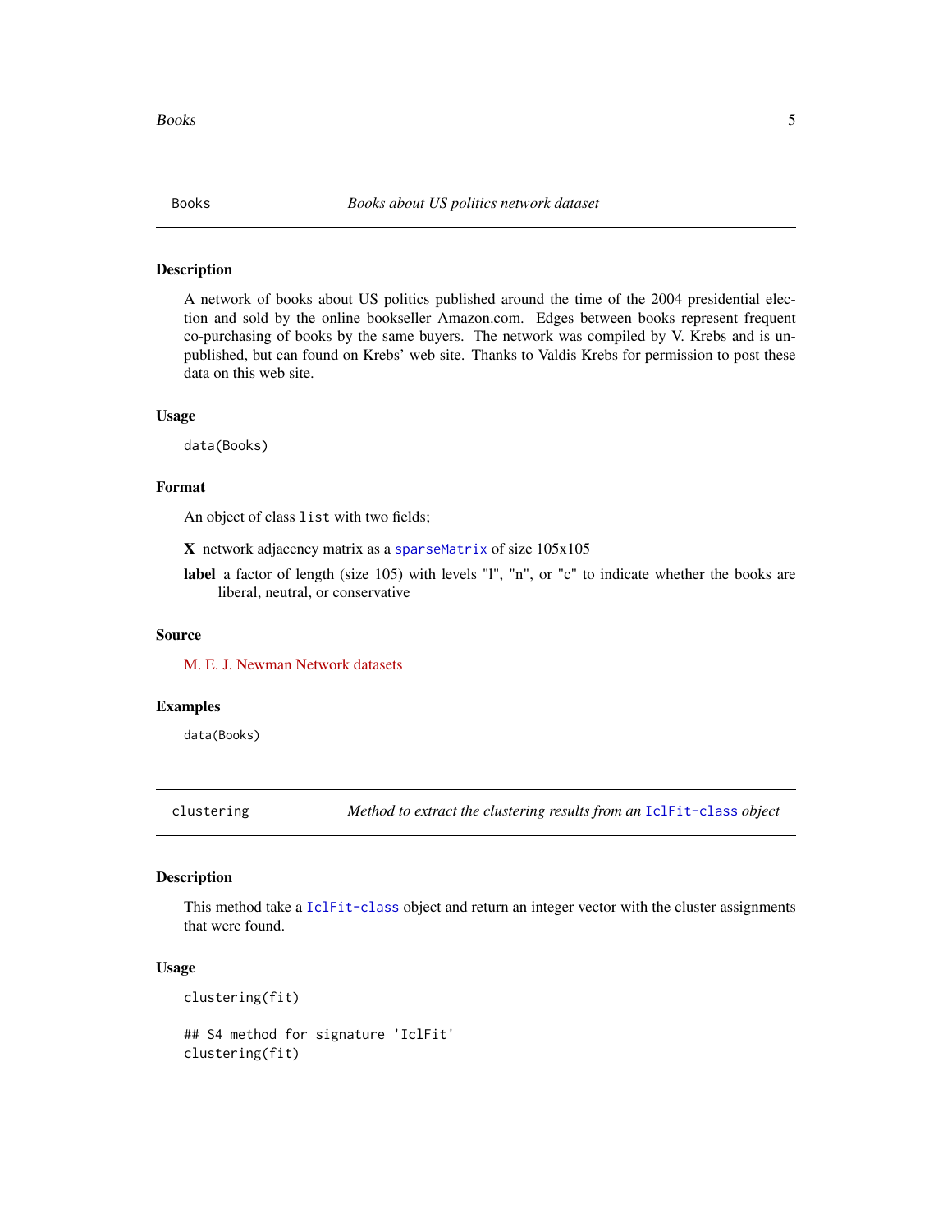## Books — *Books about US politics network dataset*

### Description

A network of books about US politics published around the time of the 2004 presidential election and sold by the online bookseller Amazon.com. Edges between books represent frequent co-purchasing of books by the same buyers. The network was compiled by V. Krebs and is unpublished, but can found on Krebs' web site. Thanks to Valdis Krebs for permission to post these data on this web site.

### Usage

```
data(Books)
```

### Format

An object of class `list` with two fields;

- **X** network adjacency matrix as a `sparseMatrix` of size 105x105
- **label** a factor of length (size 105) with levels "l", "n", or "c" to indicate whether the books are liberal, neutral, or conservative

### Source

M. E. J. Newman Network datasets

### Examples

```
data(Books)
```

## clustering — *Method to extract the clustering results from an `IclFit-class` object*

### Description

This method take a `IclFit-class` object and return an integer vector with the cluster assignments that were found.

### Usage

```
clustering(fit)

## S4 method for signature 'IclFit'
clustering(fit)
```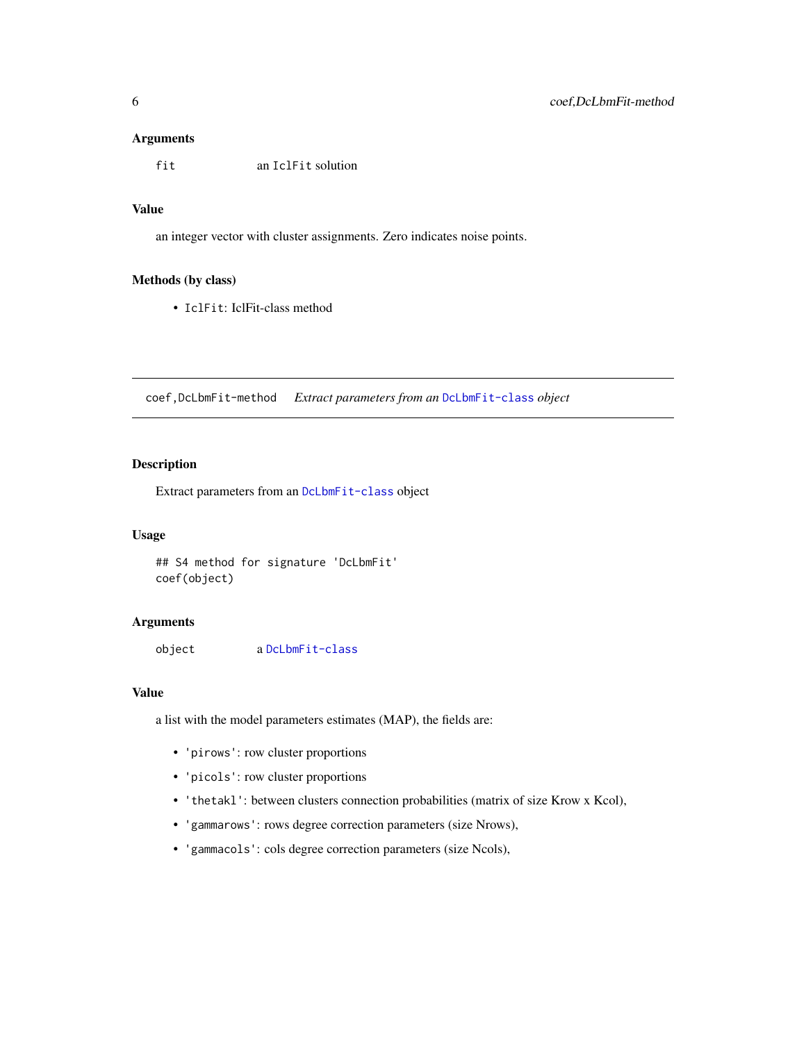### Arguments

`fit` an `IclFit` solution

### Value

an integer vector with cluster assignments. Zero indicates noise points.

### Methods (by class)

- `IclFit`: IclFit-class method

---

## coef,DcLbmFit-method *Extract parameters from an* `DcLbmFit-class` *object*

---

### Description

Extract parameters from an `DcLbmFit-class` object

### Usage

```
## S4 method for signature 'DcLbmFit'
coef(object)
```

### Arguments

`object` a `DcLbmFit-class`

### Value

a list with the model parameters estimates (MAP), the fields are:

- `'pirows'`: row cluster proportions
- `'picols'`: row cluster proportions
- `'thetakl'`: between clusters connection probabilities (matrix of size Krow x Kcol),
- `'gammarows'`: rows degree correction parameters (size Nrows),
- `'gammacols'`: cols degree correction parameters (size Ncols),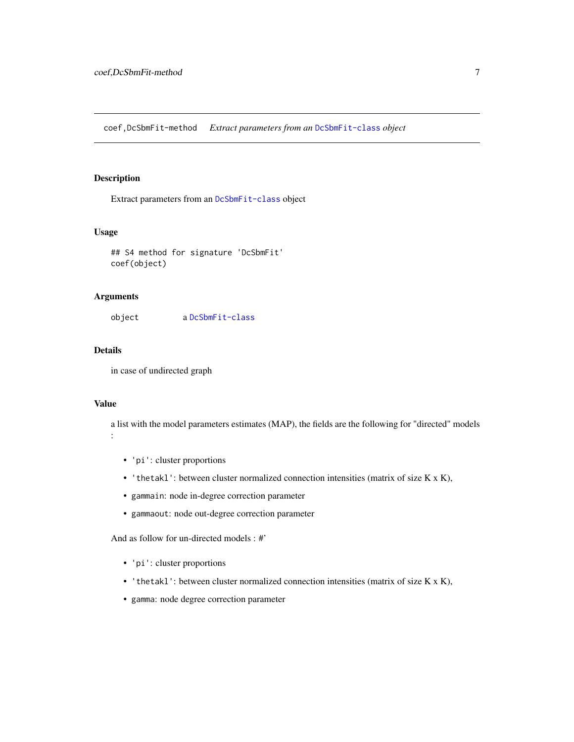coef,DcSbmFit-method *Extract parameters from an* `DcSbmFit-class` *object*

### Description

Extract parameters from an `DcSbmFit-class` object

### Usage

```
## S4 method for signature 'DcSbmFit'
coef(object)
```

### Arguments

| | |
|---|---|
| object | a `DcSbmFit-class` |

### Details

in case of undirected graph

### Value

a list with the model parameters estimates (MAP), the fields are the following for "directed" models :

- `'pi'`: cluster proportions
- `'thetakl'`: between cluster normalized connection intensities (matrix of size K x K),
- `gammain`: node in-degree correction parameter
- `gammaout`: node out-degree correction parameter

And as follow for un-directed models : #'

- `'pi'`: cluster proportions
- `'thetakl'`: between cluster normalized connection intensities (matrix of size K x K),
- `gamma`: node degree correction parameter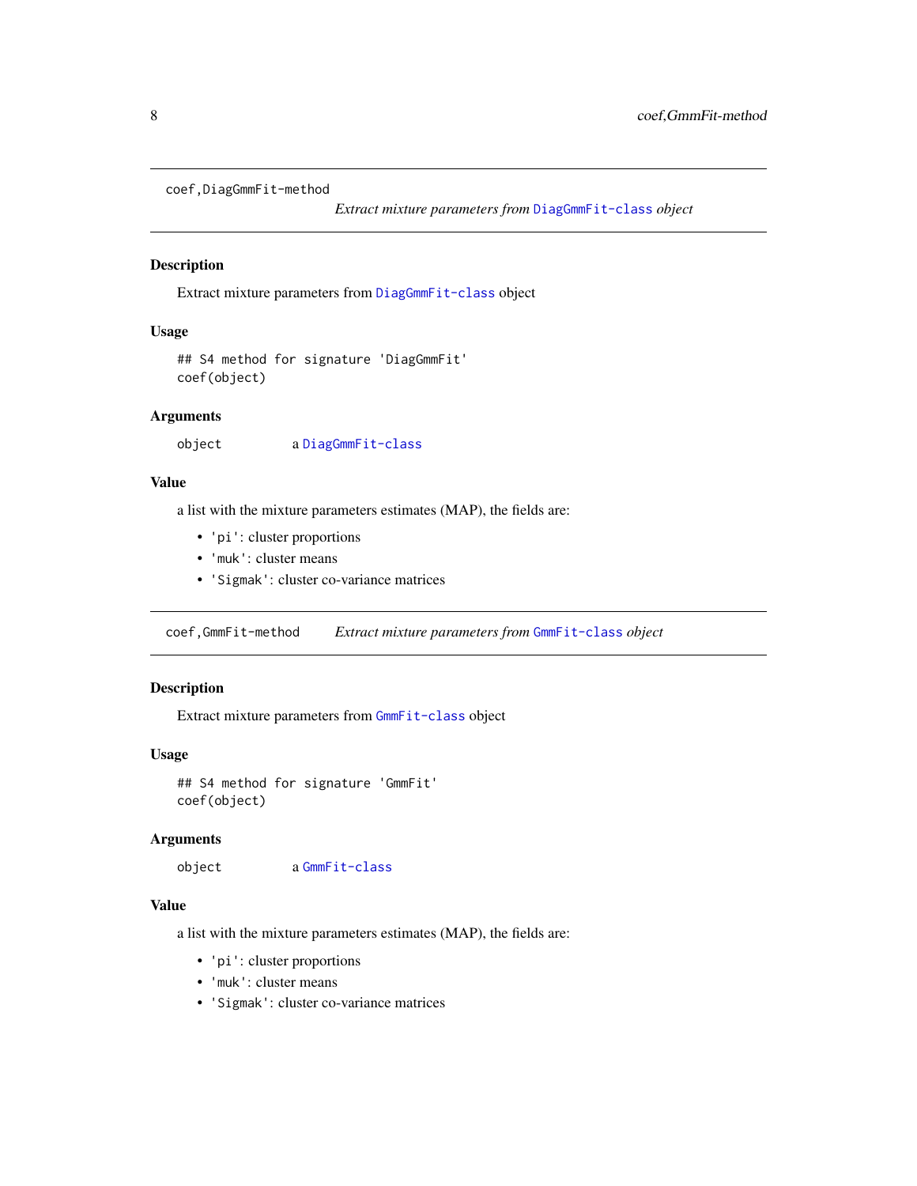## coef,DiagGmmFit-method

*Extract mixture parameters from DiagGmmFit-class object*

### Description

Extract mixture parameters from DiagGmmFit-class object

### Usage

```
## S4 method for signature 'DiagGmmFit'
coef(object)
```

### Arguments

| | |
|---|---|
| object | a DiagGmmFit-class |

### Value

a list with the mixture parameters estimates (MAP), the fields are:

- `'pi'`: cluster proportions
- `'muk'`: cluster means
- `'Sigmak'`: cluster co-variance matrices

## coef,GmmFit-method

*Extract mixture parameters from GmmFit-class object*

### Description

Extract mixture parameters from GmmFit-class object

### Usage

```
## S4 method for signature 'GmmFit'
coef(object)
```

### Arguments

| | |
|---|---|
| object | a GmmFit-class |

### Value

a list with the mixture parameters estimates (MAP), the fields are:

- `'pi'`: cluster proportions
- `'muk'`: cluster means
- `'Sigmak'`: cluster co-variance matrices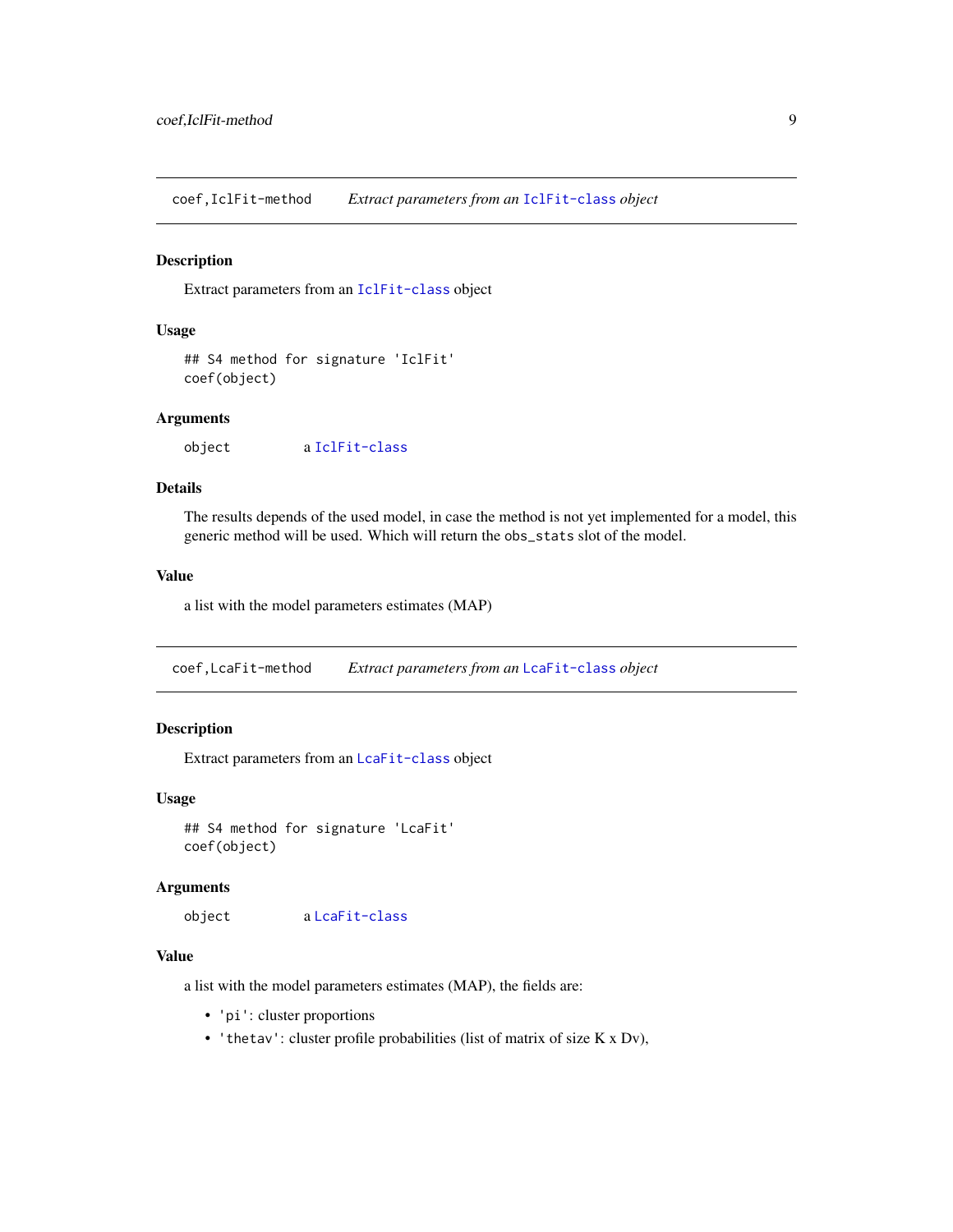## coef,IclFit-method — *Extract parameters from an IclFit-class object*

### Description

Extract parameters from an IclFit-class object

### Usage

```
## S4 method for signature 'IclFit'
coef(object)
```

### Arguments

| | |
|---|---|
| object | a IclFit-class |

### Details

The results depends of the used model, in case the method is not yet implemented for a model, this generic method will be used. Which will return the `obs_stats` slot of the model.

### Value

a list with the model parameters estimates (MAP)

## coef,LcaFit-method — *Extract parameters from an LcaFit-class object*

### Description

Extract parameters from an LcaFit-class object

### Usage

```
## S4 method for signature 'LcaFit'
coef(object)
```

### Arguments

| | |
|---|---|
| object | a LcaFit-class |

### Value

a list with the model parameters estimates (MAP), the fields are:

- `'pi'`: cluster proportions
- `'thetav'`: cluster profile probabilities (list of matrix of size K x Dv),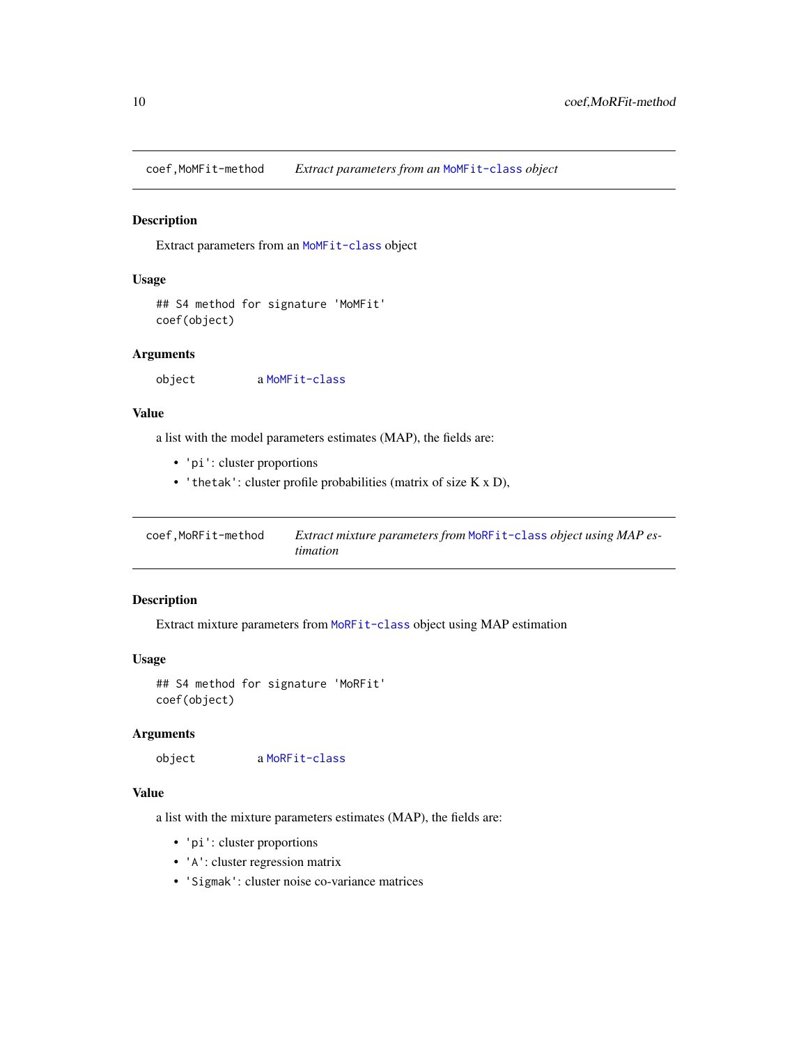## coef,MoMFit-method — *Extract parameters from an* `MoMFit-class` *object*

### Description

Extract parameters from an `MoMFit-class` object

### Usage

```
## S4 method for signature 'MoMFit'
coef(object)
```

### Arguments

| | |
|---|---|
| `object` | a `MoMFit-class` |

### Value

a list with the model parameters estimates (MAP), the fields are:

- `'pi'`: cluster proportions
- `'thetak'`: cluster profile probabilities (matrix of size K x D),

## coef,MoRFit-method — *Extract mixture parameters from* `MoRFit-class` *object using MAP estimation*

### Description

Extract mixture parameters from `MoRFit-class` object using MAP estimation

### Usage

```
## S4 method for signature 'MoRFit'
coef(object)
```

### Arguments

| | |
|---|---|
| `object` | a `MoRFit-class` |

### Value

a list with the mixture parameters estimates (MAP), the fields are:

- `'pi'`: cluster proportions
- `'A'`: cluster regression matrix
- `'Sigmak'`: cluster noise co-variance matrices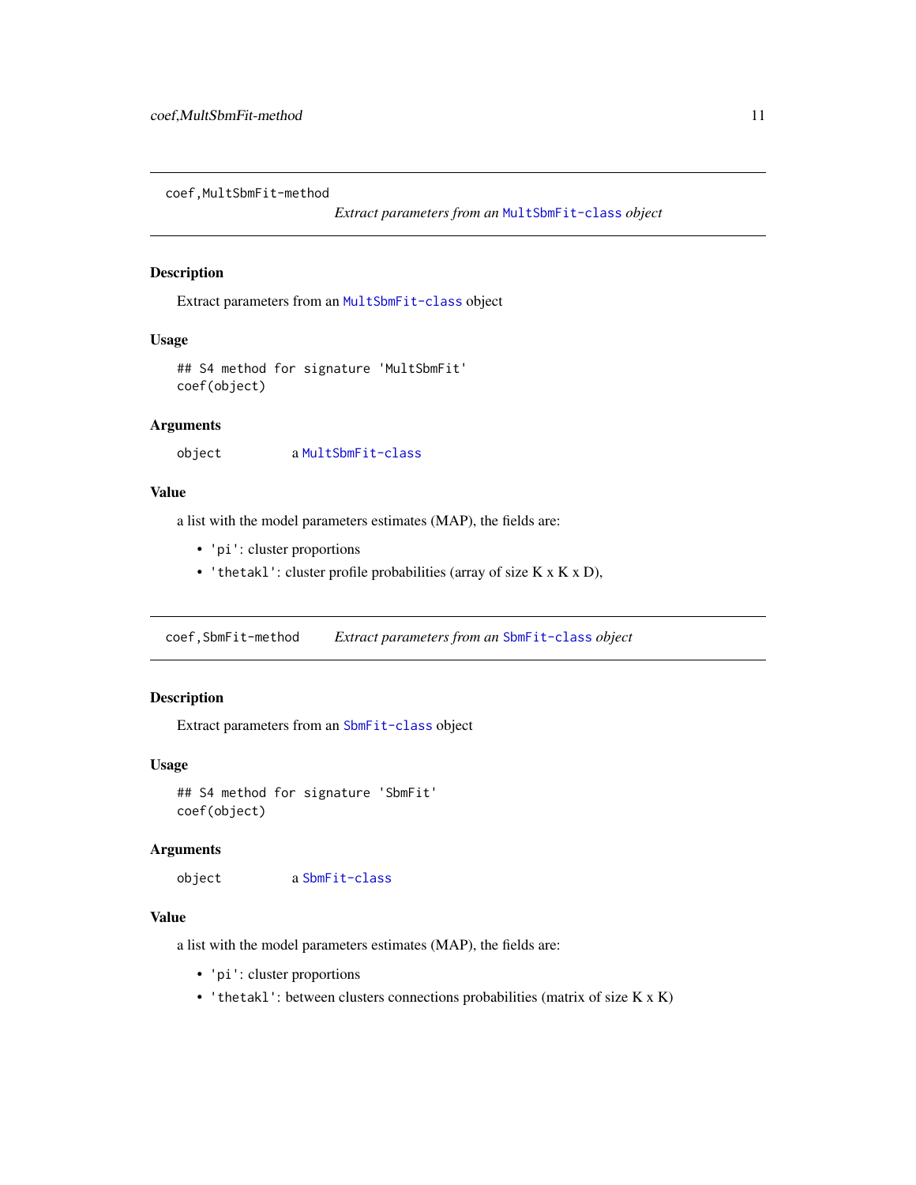## coef,MultSbmFit-method

*Extract parameters from an* MultSbmFit-class *object*

### Description

Extract parameters from an MultSbmFit-class object

### Usage

```
## S4 method for signature 'MultSbmFit'
coef(object)
```

### Arguments

| | |
|---|---|
| object | a MultSbmFit-class |

### Value

a list with the model parameters estimates (MAP), the fields are:

- 'pi': cluster proportions
- 'thetakl': cluster profile probabilities (array of size K x K x D),

## coef,SbmFit-method

*Extract parameters from an* SbmFit-class *object*

### Description

Extract parameters from an SbmFit-class object

### Usage

```
## S4 method for signature 'SbmFit'
coef(object)
```

### Arguments

| | |
|---|---|
| object | a SbmFit-class |

### Value

a list with the model parameters estimates (MAP), the fields are:

- 'pi': cluster proportions
- 'thetakl': between clusters connections probabilities (matrix of size K x K)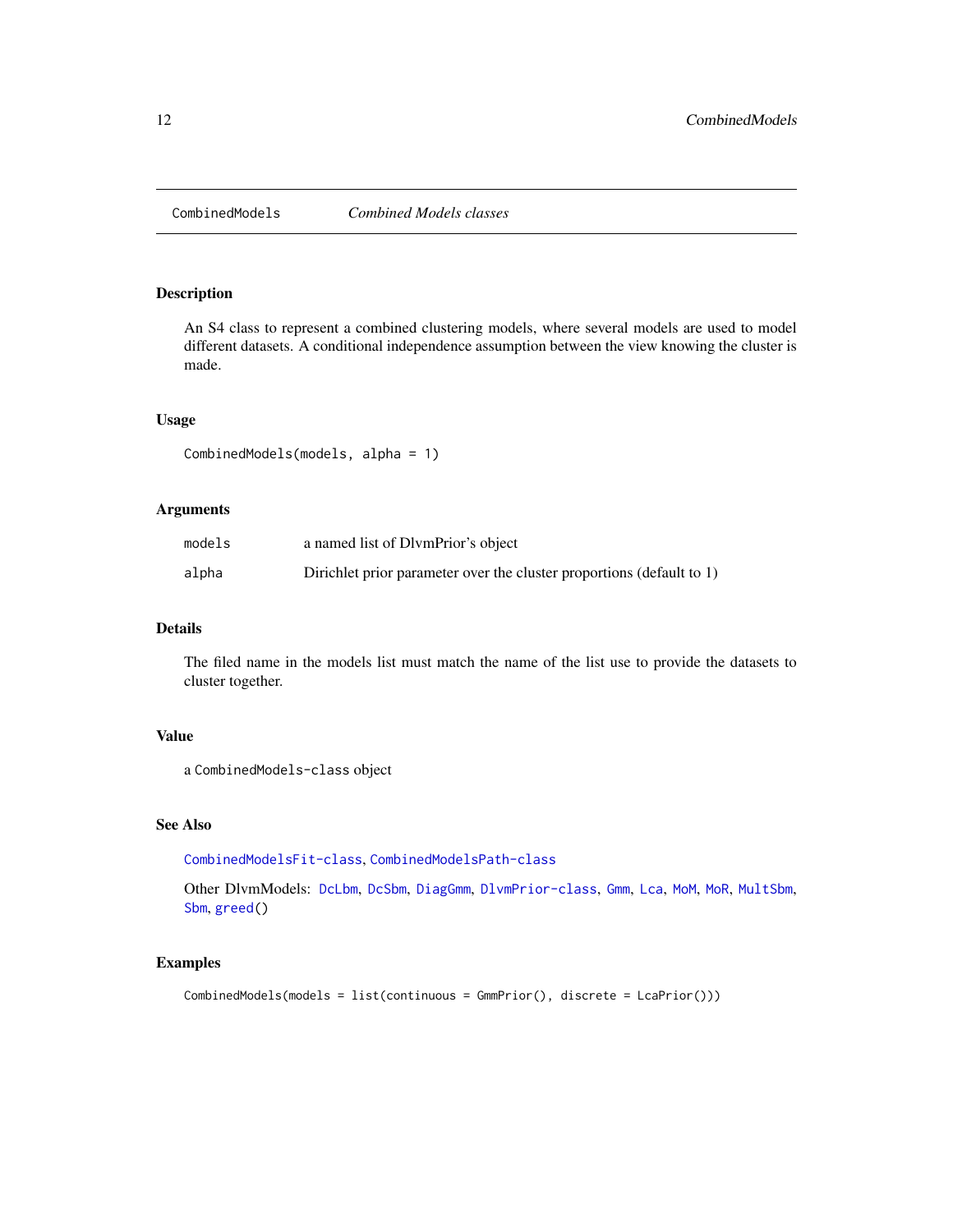CombinedModels    *Combined Models classes*

## Description

An S4 class to represent a combined clustering models, where several models are used to model different datasets. A conditional independence assumption between the view knowing the cluster is made.

## Usage

```
CombinedModels(models, alpha = 1)
```

## Arguments

| | |
|---|---|
| models | a named list of DlvmPrior's object |
| alpha | Dirichlet prior parameter over the cluster proportions (default to 1) |

## Details

The filed name in the models list must match the name of the list use to provide the datasets to cluster together.

## Value

a `CombinedModels-class` object

## See Also

`CombinedModelsFit-class`, `CombinedModelsPath-class`

Other DlvmModels: `DcLbm`, `DcSbm`, `DiagGmm`, `DlvmPrior-class`, `Gmm`, `Lca`, `MoM`, `MoR`, `MultSbm`, `Sbm`, `greed()`

## Examples

```
CombinedModels(models = list(continuous = GmmPrior(), discrete = LcaPrior()))
```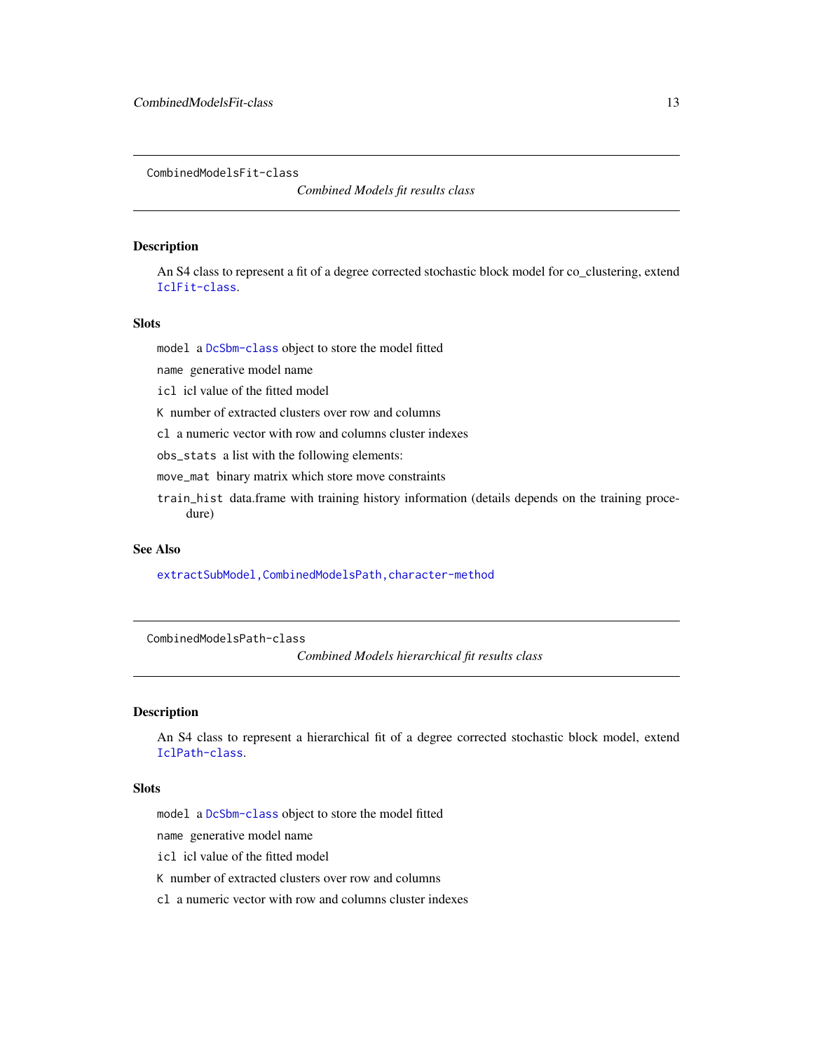## CombinedModelsFit-class

*Combined Models fit results class*

### Description

An S4 class to represent a fit of a degree corrected stochastic block model for co_clustering, extend `IclFit-class`.

### Slots

`model` a `DcSbm-class` object to store the model fitted

`name` generative model name

`icl` icl value of the fitted model

`K` number of extracted clusters over row and columns

`cl` a numeric vector with row and columns cluster indexes

`obs_stats` a list with the following elements:

`move_mat` binary matrix which store move constraints

`train_hist` data.frame with training history information (details depends on the training procedure)

### See Also

`extractSubModel,CombinedModelsPath,character-method`

## CombinedModelsPath-class

*Combined Models hierarchical fit results class*

### Description

An S4 class to represent a hierarchical fit of a degree corrected stochastic block model, extend `IclPath-class`.

### Slots

`model` a `DcSbm-class` object to store the model fitted

`name` generative model name

`icl` icl value of the fitted model

`K` number of extracted clusters over row and columns

`cl` a numeric vector with row and columns cluster indexes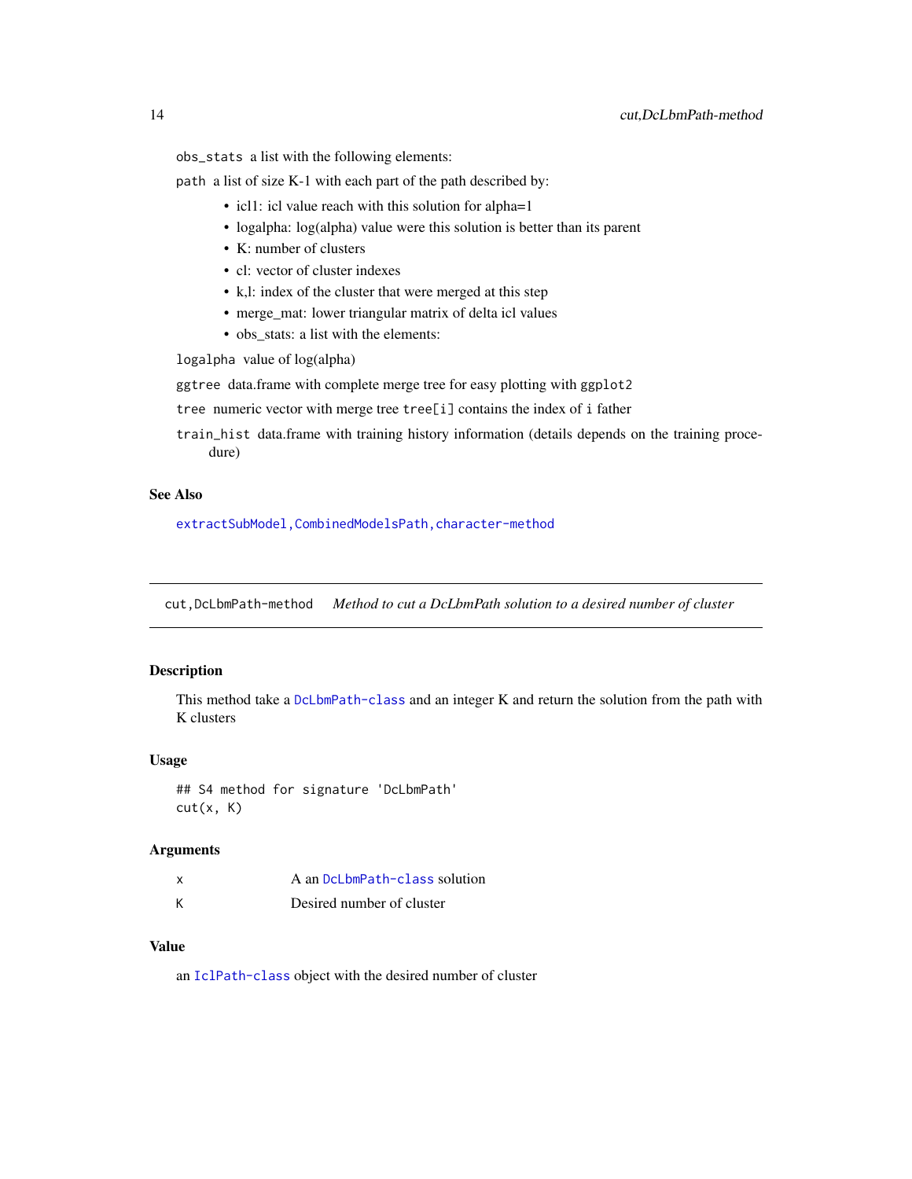`obs_stats` a list with the following elements:

`path` a list of size K-1 with each part of the path described by:

- icl1: icl value reach with this solution for alpha=1
- logalpha: log(alpha) value were this solution is better than its parent
- K: number of clusters
- cl: vector of cluster indexes
- k,l: index of the cluster that were merged at this step
- merge_mat: lower triangular matrix of delta icl values
- obs_stats: a list with the elements:

`logalpha` value of log(alpha)

`ggtree` data.frame with complete merge tree for easy plotting with `ggplot2`

`tree` numeric vector with merge tree `tree[i]` contains the index of `i` father

`train_hist` data.frame with training history information (details depends on the training procedure)

### See Also

`extractSubModel,CombinedModelsPath,character-method`

---

## `cut,DcLbmPath-method` *Method to cut a DcLbmPath solution to a desired number of cluster*

---

### Description

This method take a `DcLbmPath-class` and an integer K and return the solution from the path with K clusters

### Usage

```
## S4 method for signature 'DcLbmPath'
cut(x, K)
```

### Arguments

| | |
|---|---|
| `x` | A an `DcLbmPath-class` solution |
| `K` | Desired number of cluster |

### Value

an `IclPath-class` object with the desired number of cluster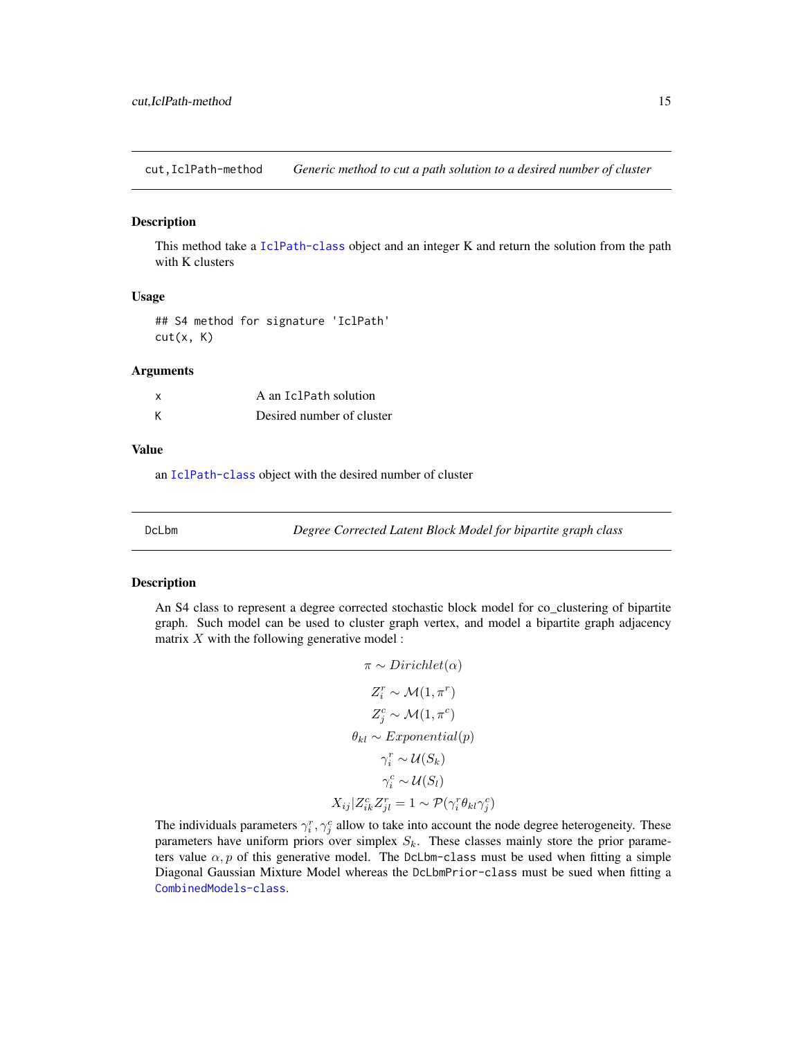## cut,IclPath-method — *Generic method to cut a path solution to a desired number of cluster*

### Description

This method take a IclPath-class object and an integer K and return the solution from the path with K clusters

### Usage

```
## S4 method for signature 'IclPath'
cut(x, K)
```

### Arguments

| | |
|---|---|
| x | A an IclPath solution |
| K | Desired number of cluster |

### Value

an IclPath-class object with the desired number of cluster

## DcLbm — *Degree Corrected Latent Block Model for bipartite graph class*

### Description

An S4 class to represent a degree corrected stochastic block model for co_clustering of bipartite graph. Such model can be used to cluster graph vertex, and model a bipartite graph adjacency matrix $X$ with the following generative model :

$$\pi \sim Dirichlet(\alpha)$$

$$Z_i^r \sim \mathcal{M}(1, \pi^r)$$

$$Z_j^c \sim \mathcal{M}(1, \pi^c)$$

$$\theta_{kl} \sim Exponential(p)$$

$$\gamma_i^r \sim \mathcal{U}(S_k)$$

$$\gamma_i^c \sim \mathcal{U}(S_l)$$

$$X_{ij}|Z_{ik}^c Z_{jl}^r = 1 \sim \mathcal{P}(\gamma_i^r \theta_{kl} \gamma_j^c)$$

The individuals parameters $\gamma_i^r, \gamma_j^c$ allow to take into account the node degree heterogeneity. These parameters have uniform priors over simplex $S_k$. These classes mainly store the prior parameters value $\alpha, p$ of this generative model. The DcLbm-class must be used when fitting a simple Diagonal Gaussian Mixture Model whereas the DcLbmPrior-class must be sued when fitting a CombinedModels-class.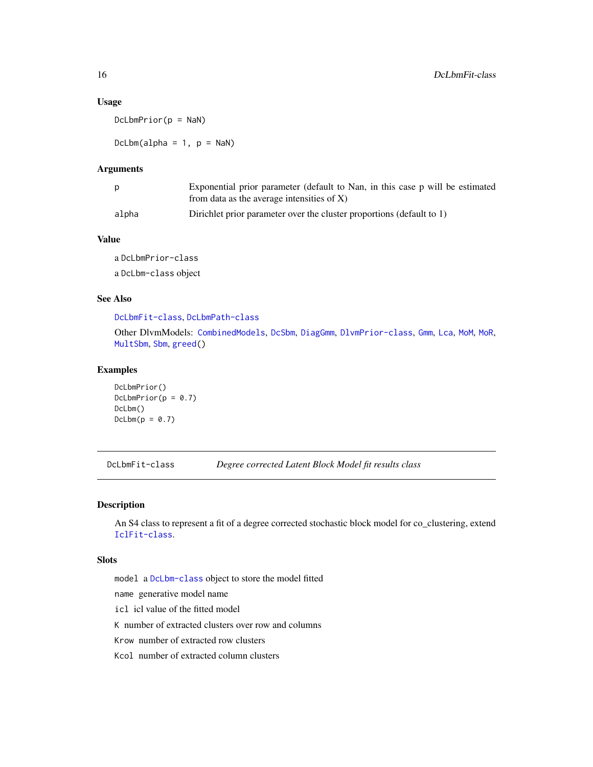### Usage

```
DcLbmPrior(p = NaN)

DcLbm(alpha = 1, p = NaN)
```

### Arguments

| | |
|---|---|
| p | Exponential prior parameter (default to Nan, in this case p will be estimated from data as the average intensities of X) |
| alpha | Dirichlet prior parameter over the cluster proportions (default to 1) |

### Value

a `DcLbmPrior-class`

a `DcLbm-class` object

### See Also

`DcLbmFit-class`, `DcLbmPath-class`

Other DlvmModels: `CombinedModels`, `DcSbm`, `DiagGmm`, `DlvmPrior-class`, `Gmm`, `Lca`, `MoM`, `MoR`, `MultSbm`, `Sbm`, `greed()`

### Examples

```
DcLbmPrior()
DcLbmPrior(p = 0.7)
DcLbm()
DcLbm(p = 0.7)
```

---

## DcLbmFit-class &nbsp;&nbsp;&nbsp; *Degree corrected Latent Block Model fit results class*

---

### Description

An S4 class to represent a fit of a degree corrected stochastic block model for co_clustering, extend `IclFit-class`.

### Slots

`model` a `DcLbm-class` object to store the model fitted

`name` generative model name

`icl` icl value of the fitted model

`K` number of extracted clusters over row and columns

`Krow` number of extracted row clusters

`Kcol` number of extracted column clusters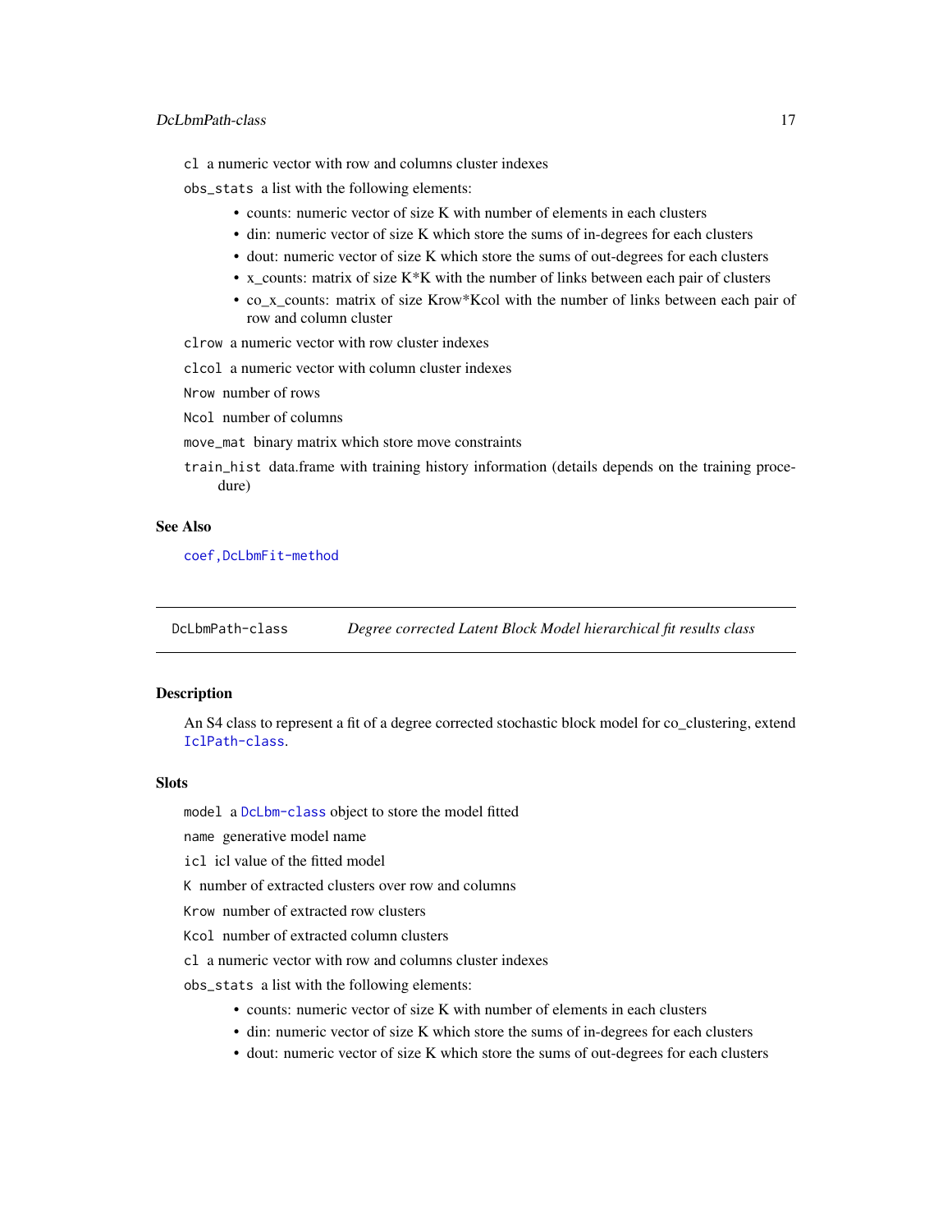cl a numeric vector with row and columns cluster indexes

obs_stats a list with the following elements:

- counts: numeric vector of size K with number of elements in each clusters
- din: numeric vector of size K which store the sums of in-degrees for each clusters
- dout: numeric vector of size K which store the sums of out-degrees for each clusters
- x_counts: matrix of size K*K with the number of links between each pair of clusters
- co_x_counts: matrix of size Krow*Kcol with the number of links between each pair of row and column cluster

clrow a numeric vector with row cluster indexes

clcol a numeric vector with column cluster indexes

Nrow number of rows

Ncol number of columns

move_mat binary matrix which store move constraints

train_hist data.frame with training history information (details depends on the training procedure)

### See Also

coef,DcLbmFit-method

---

## DcLbmPath-class *Degree corrected Latent Block Model hierarchical fit results class*

### Description

An S4 class to represent a fit of a degree corrected stochastic block model for co_clustering, extend IclPath-class.

### Slots

model a DcLbm-class object to store the model fitted

name generative model name

icl icl value of the fitted model

K number of extracted clusters over row and columns

Krow number of extracted row clusters

Kcol number of extracted column clusters

cl a numeric vector with row and columns cluster indexes

obs_stats a list with the following elements:

- counts: numeric vector of size K with number of elements in each clusters
- din: numeric vector of size K which store the sums of in-degrees for each clusters
- dout: numeric vector of size K which store the sums of out-degrees for each clusters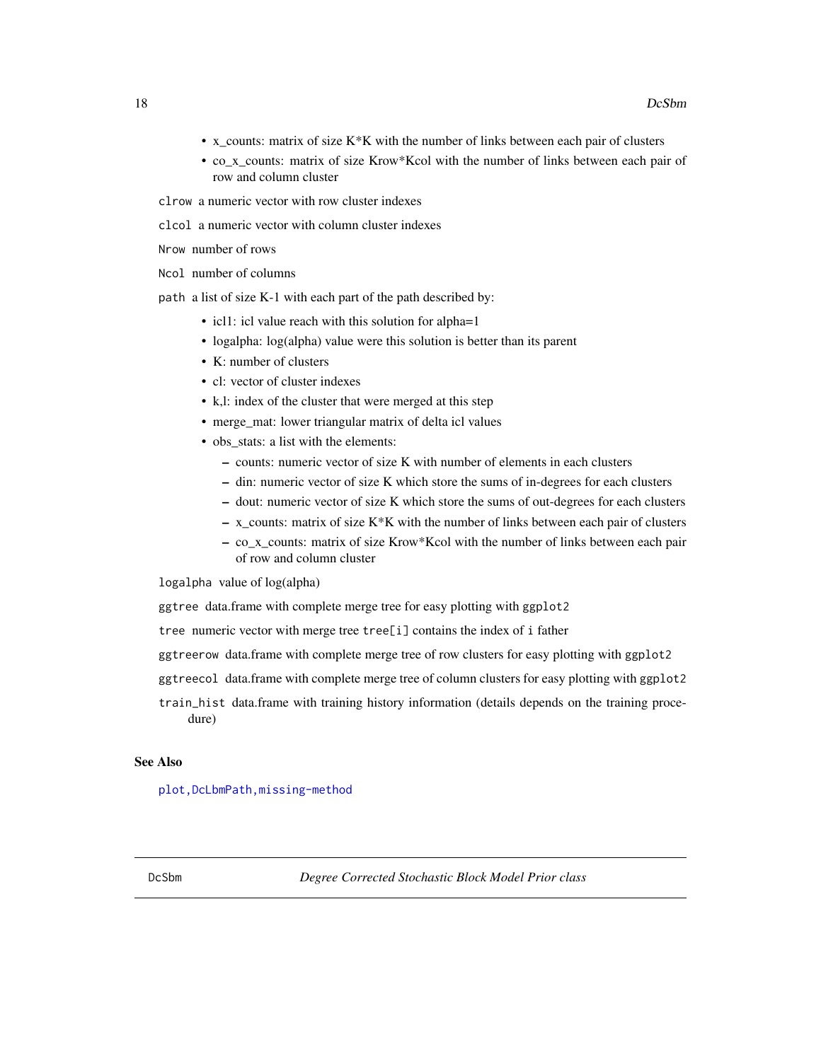- x_counts: matrix of size K*K with the number of links between each pair of clusters
- co_x_counts: matrix of size Krow*Kcol with the number of links between each pair of row and column cluster

`clrow` a numeric vector with row cluster indexes

`clcol` a numeric vector with column cluster indexes

`Nrow` number of rows

`Ncol` number of columns

`path` a list of size K-1 with each part of the path described by:

- icl1: icl value reach with this solution for alpha=1
- logalpha: log(alpha) value were this solution is better than its parent
- K: number of clusters
- cl: vector of cluster indexes
- k,l: index of the cluster that were merged at this step
- merge_mat: lower triangular matrix of delta icl values
- obs_stats: a list with the elements:
  - counts: numeric vector of size K with number of elements in each clusters
  - din: numeric vector of size K which store the sums of in-degrees for each clusters
  - dout: numeric vector of size K which store the sums of out-degrees for each clusters
  - x_counts: matrix of size K*K with the number of links between each pair of clusters
  - co_x_counts: matrix of size Krow*Kcol with the number of links between each pair of row and column cluster

`logalpha` value of log(alpha)

`ggtree` data.frame with complete merge tree for easy plotting with `ggplot2`

`tree` numeric vector with merge tree `tree[i]` contains the index of `i` father

`ggtreerow` data.frame with complete merge tree of row clusters for easy plotting with `ggplot2`

`ggtreecol` data.frame with complete merge tree of column clusters for easy plotting with `ggplot2`

`train_hist` data.frame with training history information (details depends on the training procedure)

### See Also

`plot,DcLbmPath,missing-method`

---

`DcSbm` *Degree Corrected Stochastic Block Model Prior class*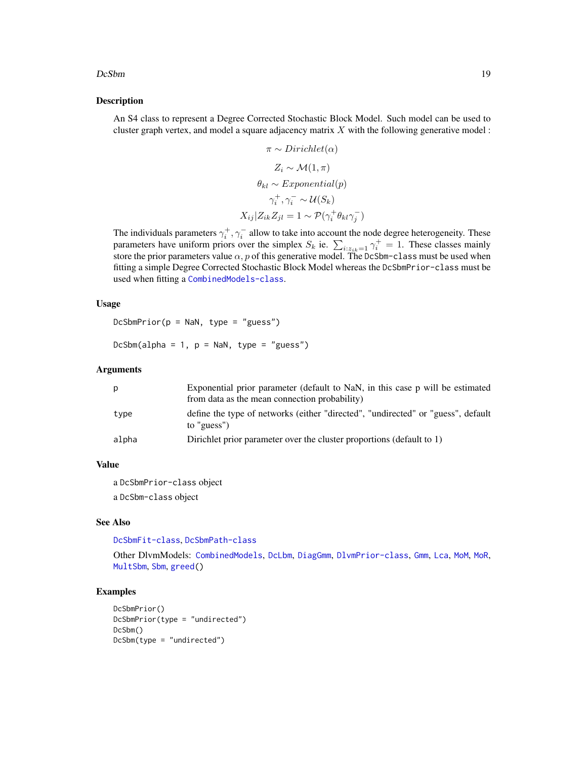## Description

An S4 class to represent a Degree Corrected Stochastic Block Model. Such model can be used to cluster graph vertex, and model a square adjacency matrix $X$ with the following generative model :

$$\pi \sim Dirichlet(\alpha)$$

$$Z_i \sim \mathcal{M}(1, \pi)$$

$$\theta_{kl} \sim Exponential(p)$$

$$\gamma_i^+, \gamma_i^- \sim \mathcal{U}(S_k)$$

$$X_{ij}|Z_{ik}Z_{jl} = 1 \sim \mathcal{P}(\gamma_i^+ \theta_{kl} \gamma_j^-)$$

The individuals parameters $\gamma_i^+, \gamma_i^-$ allow to take into account the node degree heterogeneity. These parameters have uniform priors over the simplex $S_k$ ie. $\sum_{i:z_{ik}=1} \gamma_i^+ = 1$. These classes mainly store the prior parameters value $\alpha, p$ of this generative model. The `DcSbm-class` must be used when fitting a simple Degree Corrected Stochastic Block Model whereas the `DcSbmPrior-class` must be used when fitting a `CombinedModels-class`.

## Usage

```
DcSbmPrior(p = NaN, type = "guess")

DcSbm(alpha = 1, p = NaN, type = "guess")
```

## Arguments

| | |
|---|---|
| p | Exponential prior parameter (default to NaN, in this case p will be estimated from data as the mean connection probability) |
| type | define the type of networks (either "directed", "undirected" or "guess", default to "guess") |
| alpha | Dirichlet prior parameter over the cluster proportions (default to 1) |

## Value

a `DcSbmPrior-class` object

a `DcSbm-class` object

## See Also

`DcSbmFit-class`, `DcSbmPath-class`

Other DlvmModels: `CombinedModels`, `DcLbm`, `DiagGmm`, `DlvmPrior-class`, `Gmm`, `Lca`, `MoM`, `MoR`, `MultSbm`, `Sbm`, `greed()`

## Examples

```
DcSbmPrior()
DcSbmPrior(type = "undirected")
DcSbm()
DcSbm(type = "undirected")
```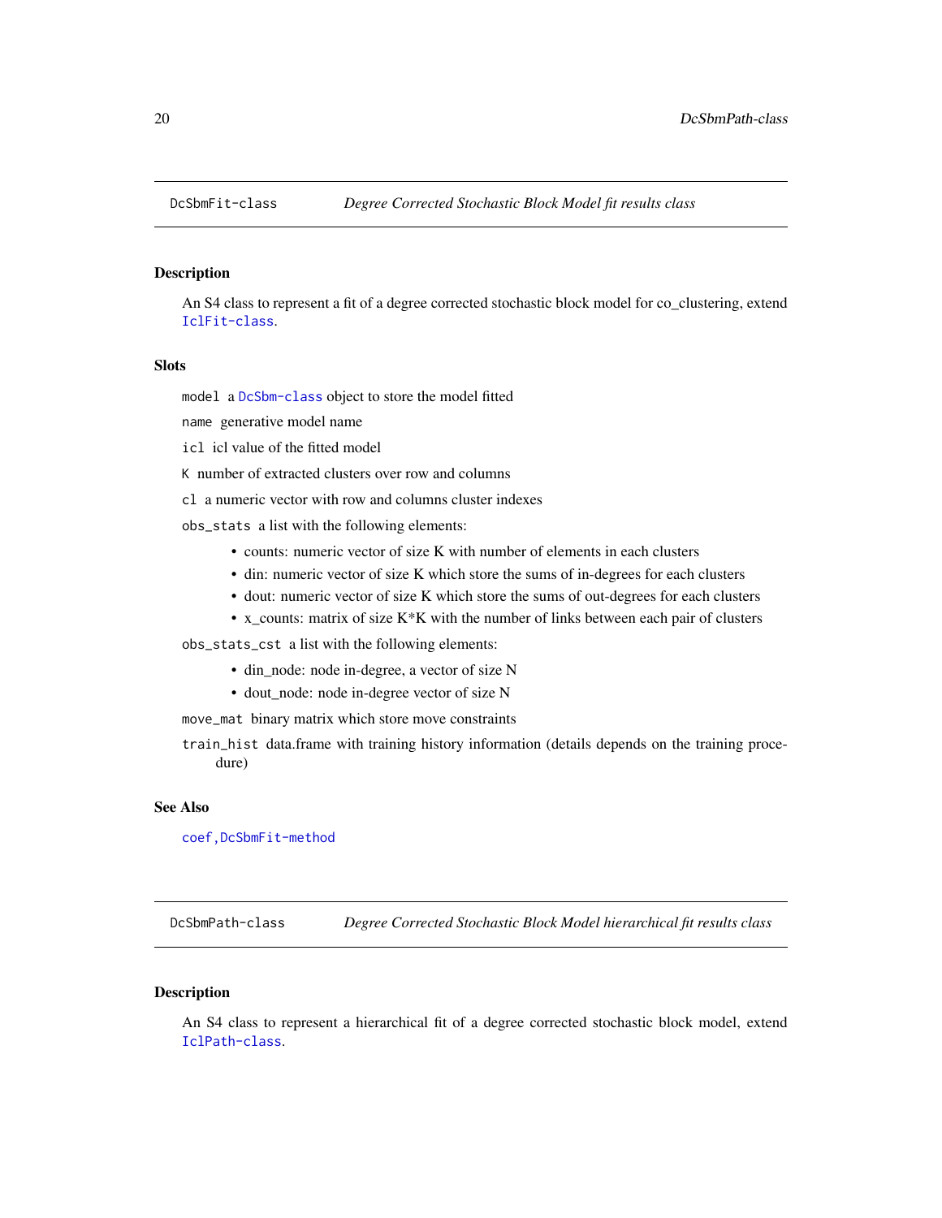## DcSbmFit-class *Degree Corrected Stochastic Block Model fit results class*

### Description

An S4 class to represent a fit of a degree corrected stochastic block model for co_clustering, extend `IclFit-class`.

### Slots

`model` a `DcSbm-class` object to store the model fitted

`name` generative model name

`icl` icl value of the fitted model

`K` number of extracted clusters over row and columns

`cl` a numeric vector with row and columns cluster indexes

`obs_stats` a list with the following elements:

- counts: numeric vector of size K with number of elements in each clusters
- din: numeric vector of size K which store the sums of in-degrees for each clusters
- dout: numeric vector of size K which store the sums of out-degrees for each clusters
- x_counts: matrix of size K*K with the number of links between each pair of clusters

`obs_stats_cst` a list with the following elements:

- din_node: node in-degree, a vector of size N
- dout_node: node in-degree vector of size N

`move_mat` binary matrix which store move constraints

`train_hist` data.frame with training history information (details depends on the training procedure)

### See Also

`coef,DcSbmFit-method`

## DcSbmPath-class *Degree Corrected Stochastic Block Model hierarchical fit results class*

### Description

An S4 class to represent a hierarchical fit of a degree corrected stochastic block model, extend `IclPath-class`.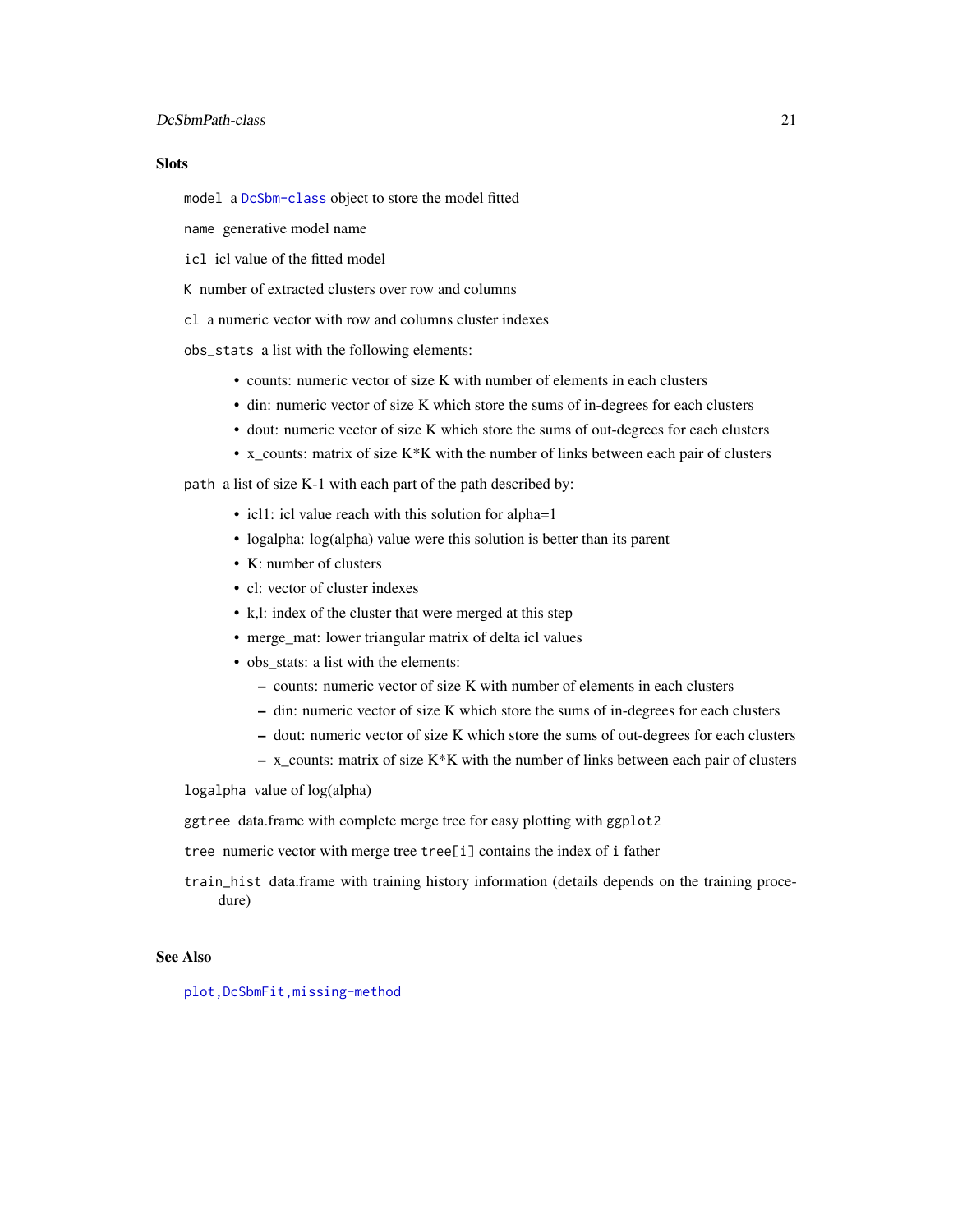### Slots

`model` a `DcSbm-class` object to store the model fitted

`name` generative model name

`icl` icl value of the fitted model

`K` number of extracted clusters over row and columns

`cl` a numeric vector with row and columns cluster indexes

`obs_stats` a list with the following elements:

- counts: numeric vector of size K with number of elements in each clusters
- din: numeric vector of size K which store the sums of in-degrees for each clusters
- dout: numeric vector of size K which store the sums of out-degrees for each clusters
- x_counts: matrix of size K*K with the number of links between each pair of clusters

`path` a list of size K-1 with each part of the path described by:

- icl1: icl value reach with this solution for alpha=1
- logalpha: log(alpha) value were this solution is better than its parent
- K: number of clusters
- cl: vector of cluster indexes
- k,l: index of the cluster that were merged at this step
- merge_mat: lower triangular matrix of delta icl values
- obs_stats: a list with the elements:
  - counts: numeric vector of size K with number of elements in each clusters
  - din: numeric vector of size K which store the sums of in-degrees for each clusters
  - dout: numeric vector of size K which store the sums of out-degrees for each clusters
  - x_counts: matrix of size K*K with the number of links between each pair of clusters

`logalpha` value of log(alpha)

`ggtree` data.frame with complete merge tree for easy plotting with `ggplot2`

`tree` numeric vector with merge tree `tree[i]` contains the index of `i` father

`train_hist` data.frame with training history information (details depends on the training procedure)

### See Also

`plot,DcSbmFit,missing-method`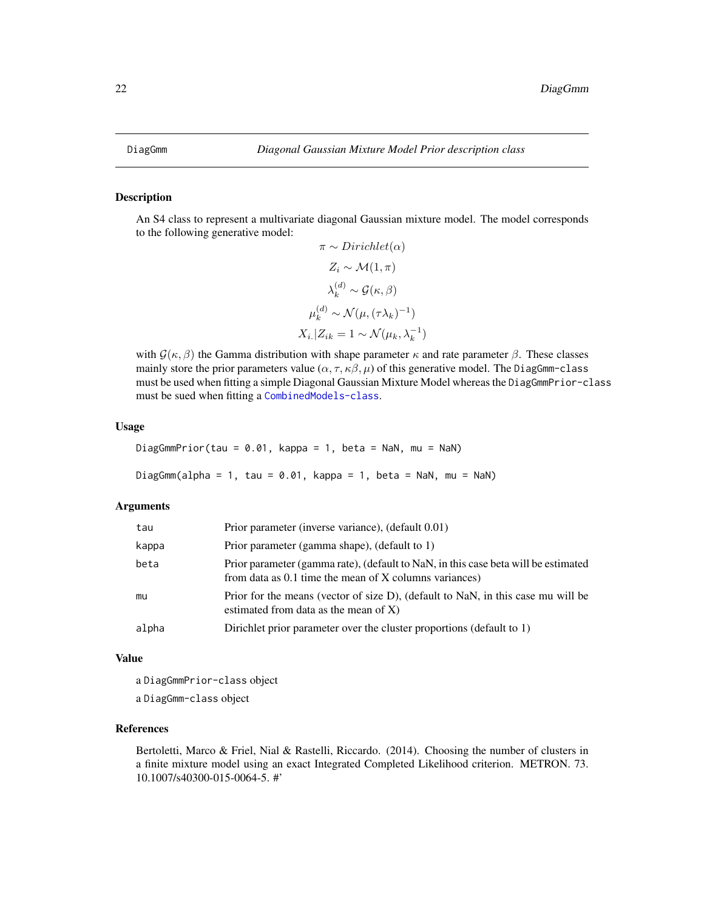# DiagGmm — *Diagonal Gaussian Mixture Model Prior description class*

## Description

An S4 class to represent a multivariate diagonal Gaussian mixture model. The model corresponds to the following generative model:

$$\pi \sim Dirichlet(\alpha)$$

$$Z_i \sim \mathcal{M}(1, \pi)$$

$$\lambda_k^{(d)} \sim \mathcal{G}(\kappa, \beta)$$

$$\mu_k^{(d)} \sim \mathcal{N}(\mu, (\tau\lambda_k)^{-1})$$

$$X_{i.}|Z_{ik} = 1 \sim \mathcal{N}(\mu_k, \lambda_k^{-1})$$

with $\mathcal{G}(\kappa, \beta)$ the Gamma distribution with shape parameter $\kappa$ and rate parameter $\beta$. These classes mainly store the prior parameters value $(\alpha, \tau, \kappa\beta, \mu)$ of this generative model. The `DiagGmm-class` must be used when fitting a simple Diagonal Gaussian Mixture Model whereas the `DiagGmmPrior-class` must be sued when fitting a `CombinedModels-class`.

## Usage

```
DiagGmmPrior(tau = 0.01, kappa = 1, beta = NaN, mu = NaN)

DiagGmm(alpha = 1, tau = 0.01, kappa = 1, beta = NaN, mu = NaN)
```

## Arguments

| Argument | Description |
|---|---|
| `tau` | Prior parameter (inverse variance), (default 0.01) |
| `kappa` | Prior parameter (gamma shape), (default to 1) |
| `beta` | Prior parameter (gamma rate), (default to NaN, in this case beta will be estimated from data as 0.1 time the mean of X columns variances) |
| `mu` | Prior for the means (vector of size D), (default to NaN, in this case mu will be estimated from data as the mean of X) |
| `alpha` | Dirichlet prior parameter over the cluster proportions (default to 1) |

## Value

a `DiagGmmPrior-class` object

a `DiagGmm-class` object

## References

Bertoletti, Marco & Friel, Nial & Rastelli, Riccardo. (2014). Choosing the number of clusters in a finite mixture model using an exact Integrated Completed Likelihood criterion. METRON. 73. 10.1007/s40300-015-0064-5. #'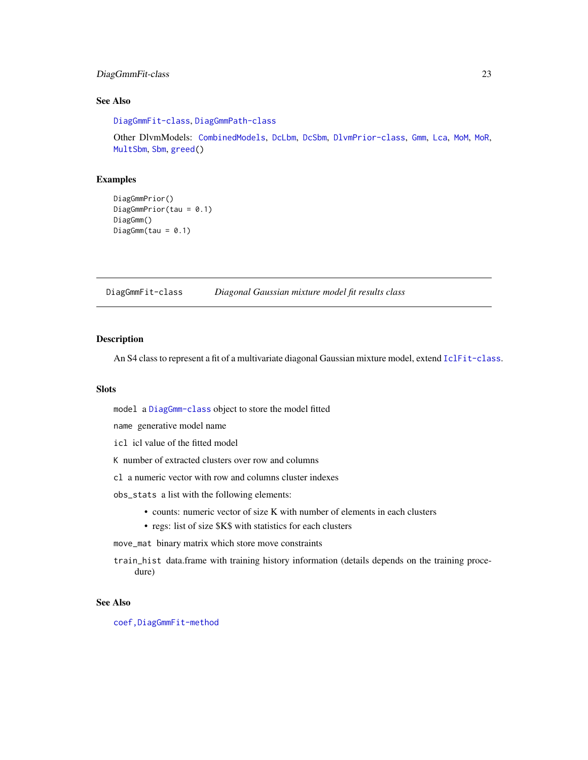## See Also

DiagGmmFit-class, DiagGmmPath-class

Other DlvmModels: CombinedModels, DcLbm, DcSbm, DlvmPrior-class, Gmm, Lca, MoM, MoR, MultSbm, Sbm, greed()

## Examples

```
DiagGmmPrior()
DiagGmmPrior(tau = 0.1)
DiagGmm()
DiagGmm(tau = 0.1)
```

---

# DiagGmmFit-class *Diagonal Gaussian mixture model fit results class*

## Description

An S4 class to represent a fit of a multivariate diagonal Gaussian mixture model, extend IclFit-class.

## Slots

`model` a DiagGmm-class object to store the model fitted

`name` generative model name

`icl` icl value of the fitted model

`K` number of extracted clusters over row and columns

`cl` a numeric vector with row and columns cluster indexes

`obs_stats` a list with the following elements:

- counts: numeric vector of size K with number of elements in each clusters
- regs: list of size $K$ with statistics for each clusters

`move_mat` binary matrix which store move constraints

`train_hist` data.frame with training history information (details depends on the training procedure)

## See Also

coef,DiagGmmFit-method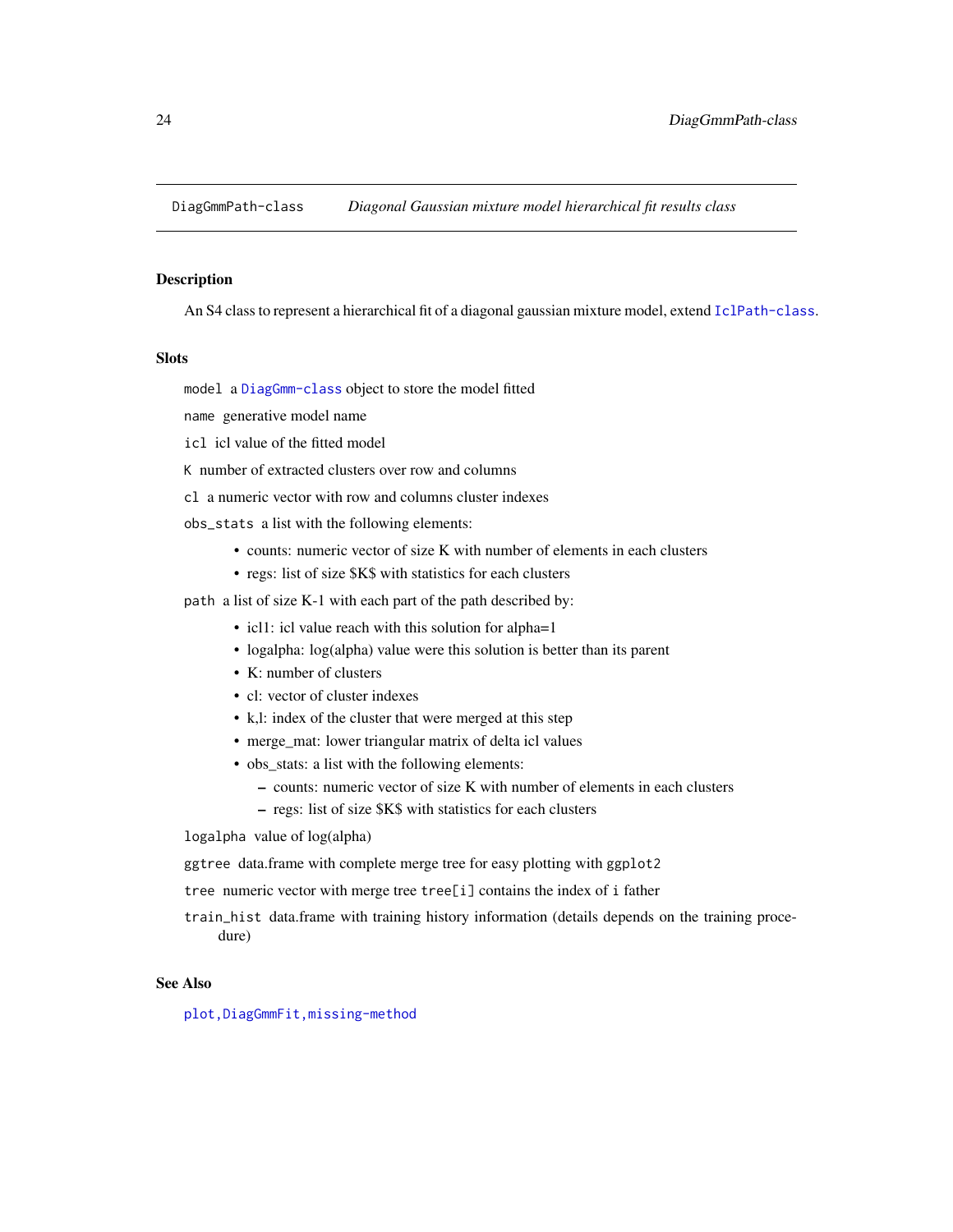DiagGmmPath-class *Diagonal Gaussian mixture model hierarchical fit results class*

## Description

An S4 class to represent a hierarchical fit of a diagonal gaussian mixture model, extend `IclPath-class`.

## Slots

`model` a `DiagGmm-class` object to store the model fitted

`name` generative model name

`icl` icl value of the fitted model

`K` number of extracted clusters over row and columns

`cl` a numeric vector with row and columns cluster indexes

`obs_stats` a list with the following elements:

- counts: numeric vector of size K with number of elements in each clusters
- regs: list of size $K$ with statistics for each clusters

`path` a list of size K-1 with each part of the path described by:

- icl1: icl value reach with this solution for alpha=1
- logalpha: log(alpha) value were this solution is better than its parent
- K: number of clusters
- cl: vector of cluster indexes
- k,l: index of the cluster that were merged at this step
- merge_mat: lower triangular matrix of delta icl values
- obs_stats: a list with the following elements:
  - counts: numeric vector of size K with number of elements in each clusters
  - regs: list of size $K$ with statistics for each clusters

`logalpha` value of log(alpha)

`ggtree` data.frame with complete merge tree for easy plotting with `ggplot2`

`tree` numeric vector with merge tree `tree[i]` contains the index of `i` father

`train_hist` data.frame with training history information (details depends on the training procedure)

## See Also

`plot,DiagGmmFit,missing-method`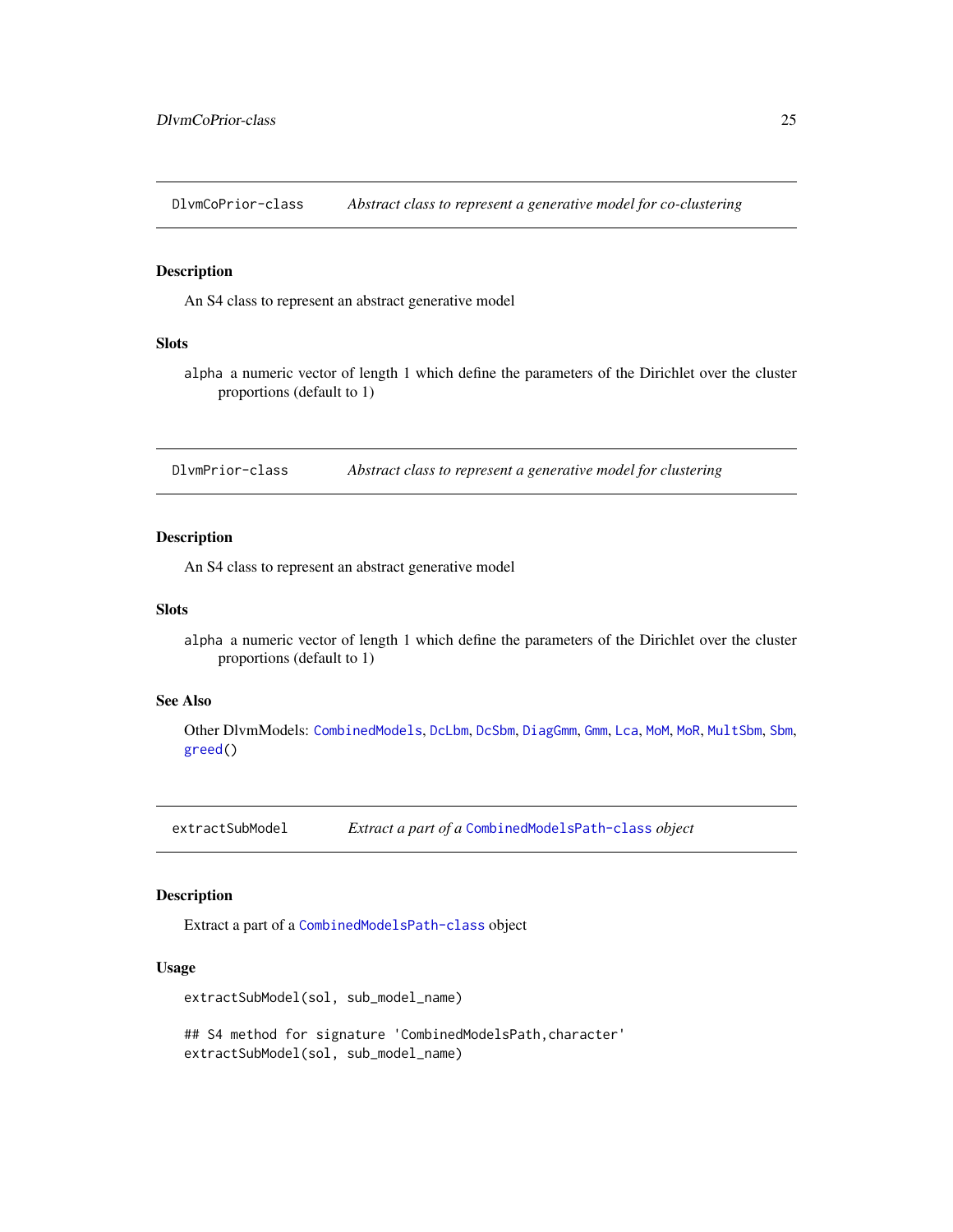## DlvmCoPrior-class — *Abstract class to represent a generative model for co-clustering*

### Description

An S4 class to represent an abstract generative model

### Slots

`alpha` a numeric vector of length 1 which define the parameters of the Dirichlet over the cluster proportions (default to 1)

## DlvmPrior-class — *Abstract class to represent a generative model for clustering*

### Description

An S4 class to represent an abstract generative model

### Slots

`alpha` a numeric vector of length 1 which define the parameters of the Dirichlet over the cluster proportions (default to 1)

### See Also

Other DlvmModels: `CombinedModels`, `DcLbm`, `DcSbm`, `DiagGmm`, `Gmm`, `Lca`, `MoM`, `MoR`, `MultSbm`, `Sbm`, `greed()`

## extractSubModel — *Extract a part of a `CombinedModelsPath-class` object*

### Description

Extract a part of a `CombinedModelsPath-class` object

### Usage

```
extractSubModel(sol, sub_model_name)

## S4 method for signature 'CombinedModelsPath,character'
extractSubModel(sol, sub_model_name)
```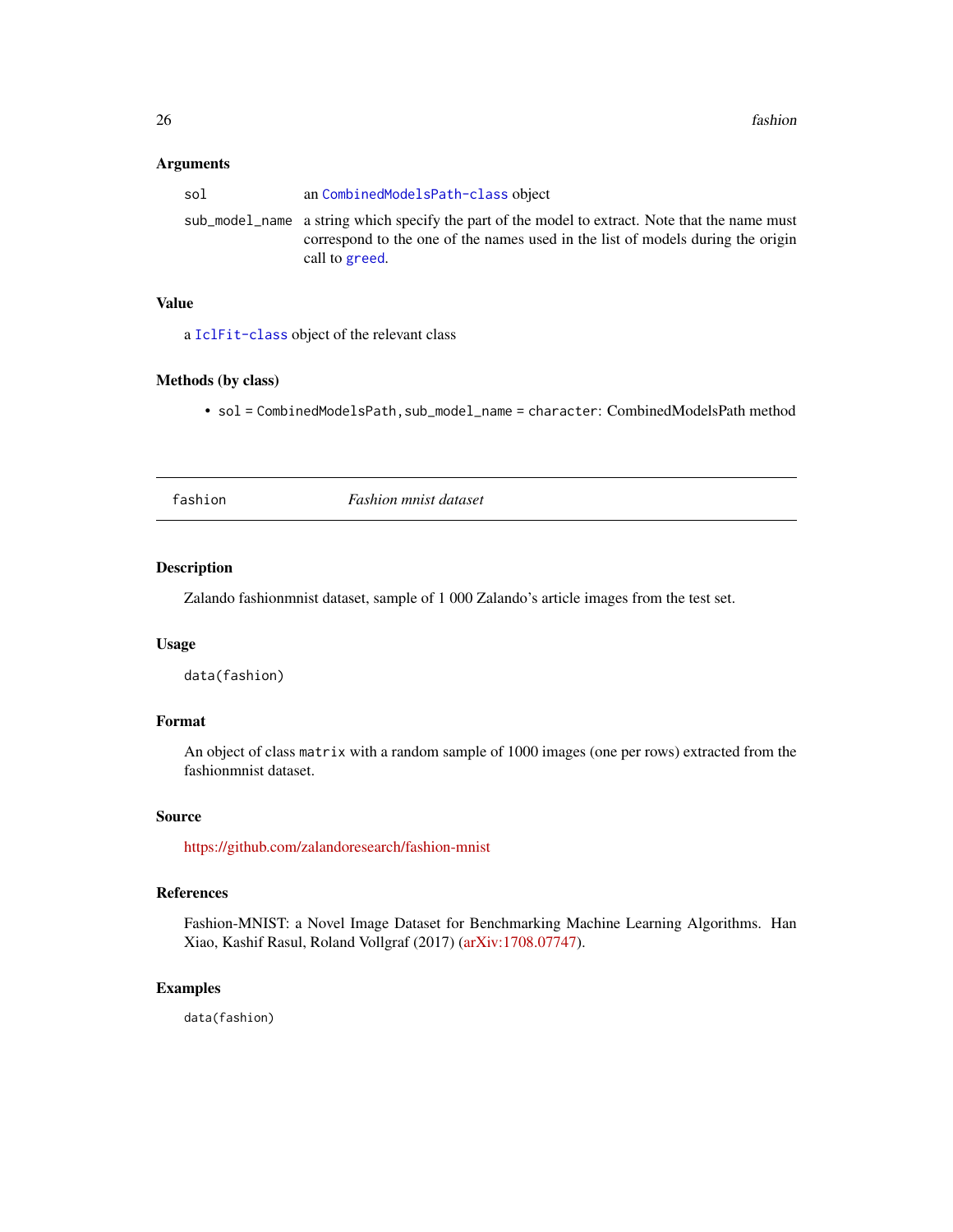### Arguments

| | |
|---|---|
| `sol` | an `CombinedModelsPath-class` object |
| `sub_model_name` | a string which specify the part of the model to extract. Note that the name must correspond to the one of the names used in the list of models during the origin call to `greed`. |

### Value

a `IclFit-class` object of the relevant class

### Methods (by class)

- `sol = CombinedModelsPath,sub_model_name = character`: CombinedModelsPath method

---

## `fashion` — *Fashion mnist dataset*

---

### Description

Zalando fashionmnist dataset, sample of 1 000 Zalando's article images from the test set.

### Usage

```
data(fashion)
```

### Format

An object of class `matrix` with a random sample of 1000 images (one per rows) extracted from the fashionmnist dataset.

### Source

https://github.com/zalandoresearch/fashion-mnist

### References

Fashion-MNIST: a Novel Image Dataset for Benchmarking Machine Learning Algorithms. Han Xiao, Kashif Rasul, Roland Vollgraf (2017) (arXiv:1708.07747).

### Examples

```
data(fashion)
```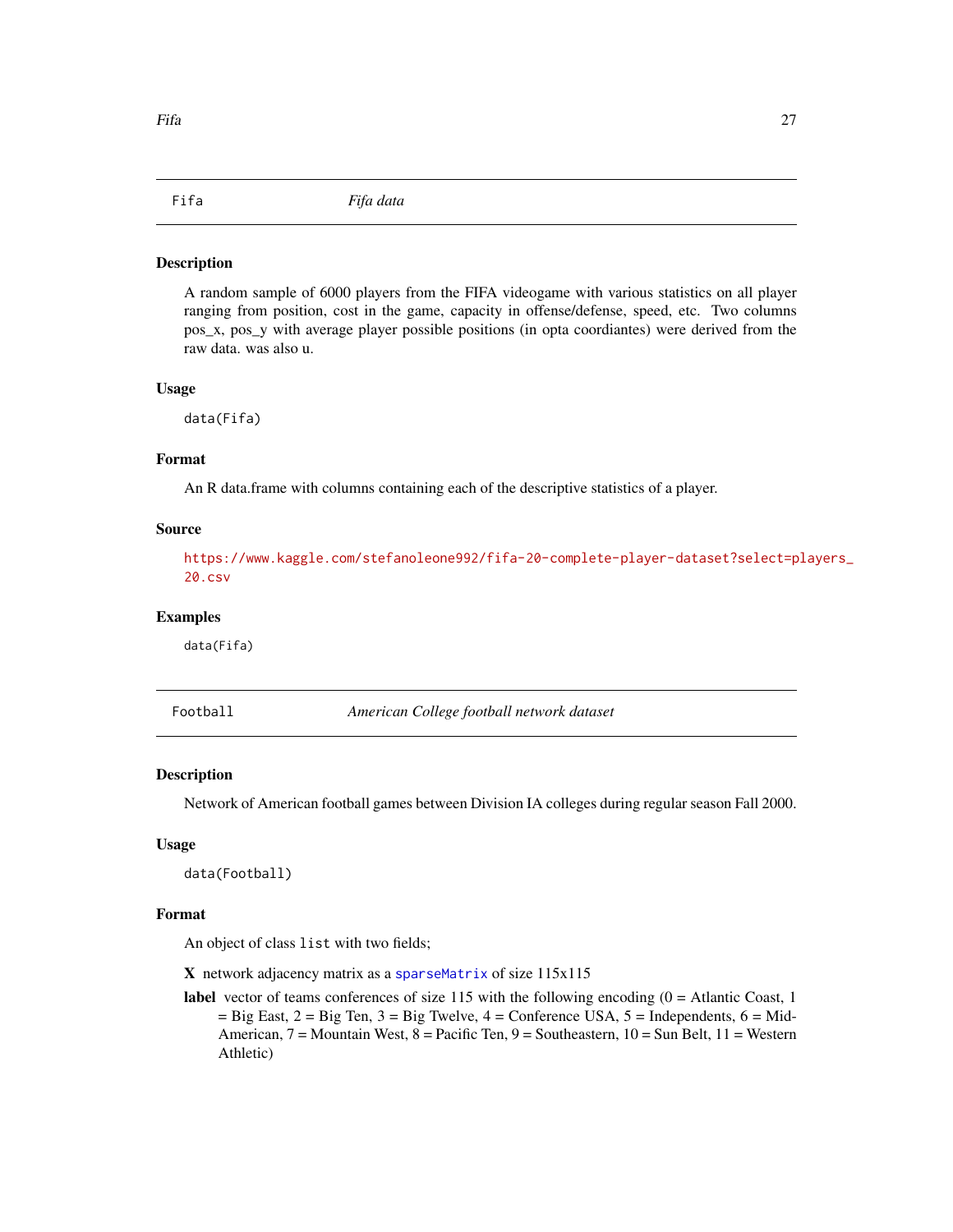## Fifa — *Fifa data*

### Description

A random sample of 6000 players from the FIFA videogame with various statistics on all player ranging from position, cost in the game, capacity in offense/defense, speed, etc. Two columns pos_x, pos_y with average player possible positions (in opta coordiantes) were derived from the raw data. was also u.

### Usage

```
data(Fifa)
```

### Format

An R data.frame with columns containing each of the descriptive statistics of a player.

### Source

https://www.kaggle.com/stefanoleone992/fifa-20-complete-player-dataset?select=players_20.csv

### Examples

```
data(Fifa)
```

## Football — *American College football network dataset*

### Description

Network of American football games between Division IA colleges during regular season Fall 2000.

### Usage

```
data(Football)
```

### Format

An object of class `list` with two fields;

**X** network adjacency matrix as a `sparseMatrix` of size 115x115

**label** vector of teams conferences of size 115 with the following encoding (0 = Atlantic Coast, 1 = Big East, 2 = Big Ten, 3 = Big Twelve, 4 = Conference USA, 5 = Independents, 6 = Mid-American, 7 = Mountain West, 8 = Pacific Ten, 9 = Southeastern, 10 = Sun Belt, 11 = Western Athletic)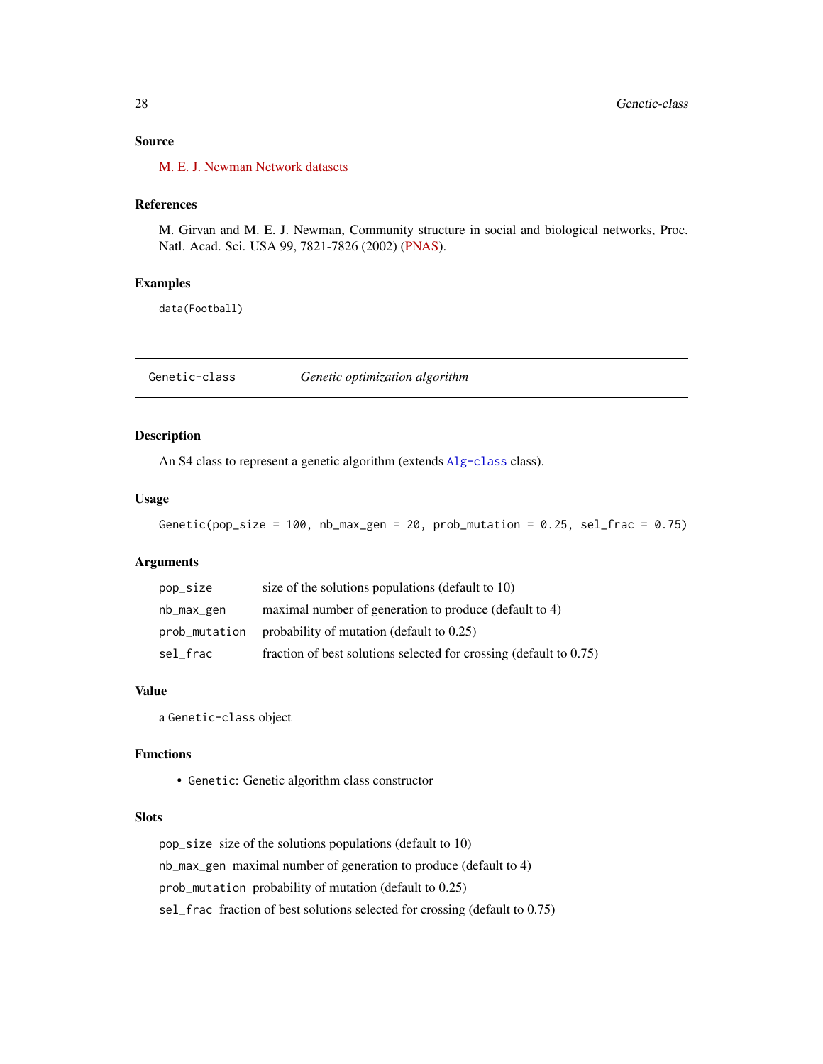### Source

M. E. J. Newman Network datasets

### References

M. Girvan and M. E. J. Newman, Community structure in social and biological networks, Proc. Natl. Acad. Sci. USA 99, 7821-7826 (2002) (PNAS).

### Examples

```
data(Football)
```

---

## Genetic-class — *Genetic optimization algorithm*

---

### Description

An S4 class to represent a genetic algorithm (extends `Alg-class` class).

### Usage

```
Genetic(pop_size = 100, nb_max_gen = 20, prob_mutation = 0.25, sel_frac = 0.75)
```

### Arguments

| | |
|---|---|
| `pop_size` | size of the solutions populations (default to 10) |
| `nb_max_gen` | maximal number of generation to produce (default to 4) |
| `prob_mutation` | probability of mutation (default to 0.25) |
| `sel_frac` | fraction of best solutions selected for crossing (default to 0.75) |

### Value

a `Genetic-class` object

### Functions

- `Genetic`: Genetic algorithm class constructor

### Slots

`pop_size` size of the solutions populations (default to 10)

`nb_max_gen` maximal number of generation to produce (default to 4)

`prob_mutation` probability of mutation (default to 0.25)

`sel_frac` fraction of best solutions selected for crossing (default to 0.75)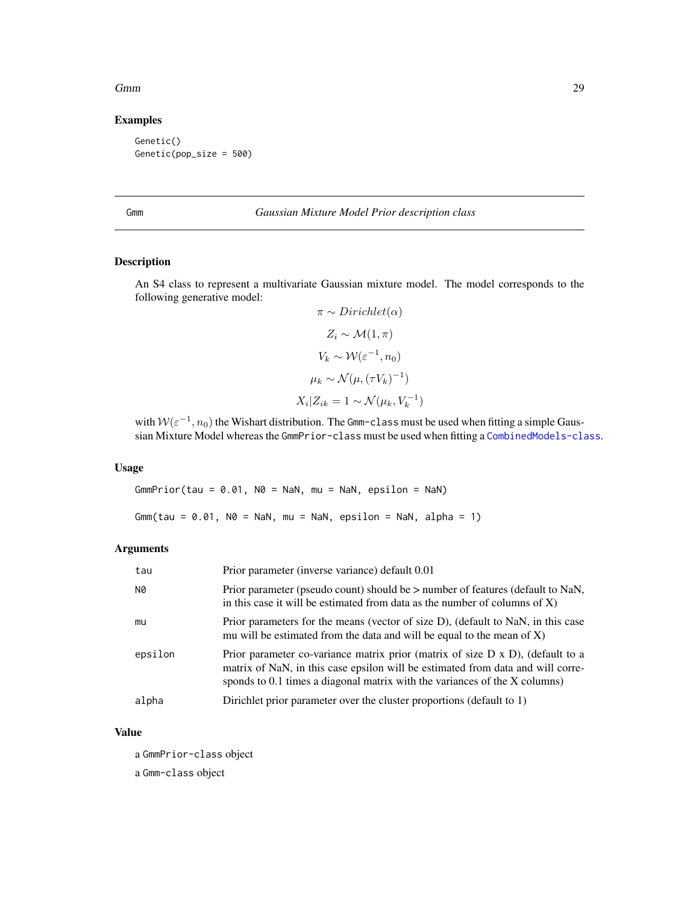## Examples

```
Genetic()
Genetic(pop_size = 500)
```

---

Gmm *Gaussian Mixture Model Prior description class*

---

## Description

An S4 class to represent a multivariate Gaussian mixture model. The model corresponds to the following generative model:

$$\pi \sim Dirichlet(\alpha)$$

$$Z_i \sim \mathcal{M}(1, \pi)$$

$$V_k \sim \mathcal{W}(\varepsilon^{-1}, n_0)$$

$$\mu_k \sim \mathcal{N}(\mu, (\tau V_k)^{-1})$$

$$X_i | Z_{ik} = 1 \sim \mathcal{N}(\mu_k, V_k^{-1})$$

with $\mathcal{W}(\varepsilon^{-1}, n_0)$ the Wishart distribution. The `Gmm-class` must be used when fitting a simple Gaussian Mixture Model whereas the `GmmPrior-class` must be used when fitting a `CombinedModels-class`.

## Usage

```
GmmPrior(tau = 0.01, N0 = NaN, mu = NaN, epsilon = NaN)

Gmm(tau = 0.01, N0 = NaN, mu = NaN, epsilon = NaN, alpha = 1)
```

## Arguments

| | |
|---|---|
| `tau` | Prior parameter (inverse variance) default 0.01 |
| `N0` | Prior parameter (pseudo count) should be > number of features (default to NaN, in this case it will be estimated from data as the number of columns of X) |
| `mu` | Prior parameters for the means (vector of size D), (default to NaN, in this case mu will be estimated from the data and will be equal to the mean of X) |
| `epsilon` | Prior parameter co-variance matrix prior (matrix of size D x D), (default to a matrix of NaN, in this case epsilon will be estimated from data and will corresponds to 0.1 times a diagonal matrix with the variances of the X columns) |
| `alpha` | Dirichlet prior parameter over the cluster proportions (default to 1) |

## Value

a `GmmPrior-class` object

a `Gmm-class` object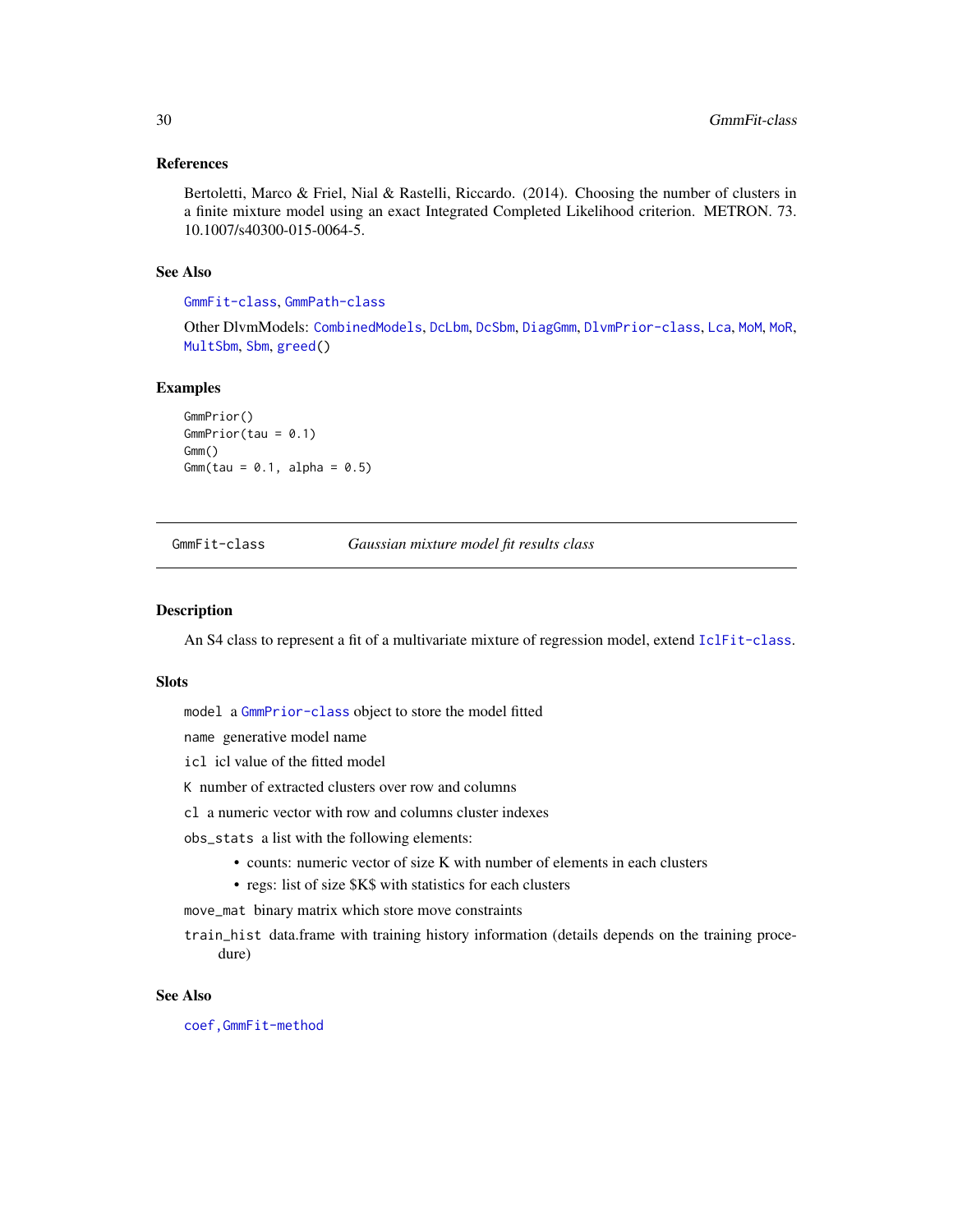### References

Bertoletti, Marco & Friel, Nial & Rastelli, Riccardo. (2014). Choosing the number of clusters in a finite mixture model using an exact Integrated Completed Likelihood criterion. METRON. 73. 10.1007/s40300-015-0064-5.

### See Also

`GmmFit-class`, `GmmPath-class`

Other DlvmModels: `CombinedModels`, `DcLbm`, `DcSbm`, `DiagGmm`, `DlvmPrior-class`, `Lca`, `MoM`, `MoR`, `MultSbm`, `Sbm`, `greed()`

### Examples

```
GmmPrior()
GmmPrior(tau = 0.1)
Gmm()
Gmm(tau = 0.1, alpha = 0.5)
```

---

## GmmFit-class    *Gaussian mixture model fit results class*

### Description

An S4 class to represent a fit of a multivariate mixture of regression model, extend `IclFit-class`.

### Slots

`model` a `GmmPrior-class` object to store the model fitted

`name` generative model name

`icl` icl value of the fitted model

`K` number of extracted clusters over row and columns

`cl` a numeric vector with row and columns cluster indexes

`obs_stats` a list with the following elements:

- counts: numeric vector of size K with number of elements in each clusters
- regs: list of size $K$ with statistics for each clusters

`move_mat` binary matrix which store move constraints

`train_hist` data.frame with training history information (details depends on the training procedure)

### See Also

`coef,GmmFit-method`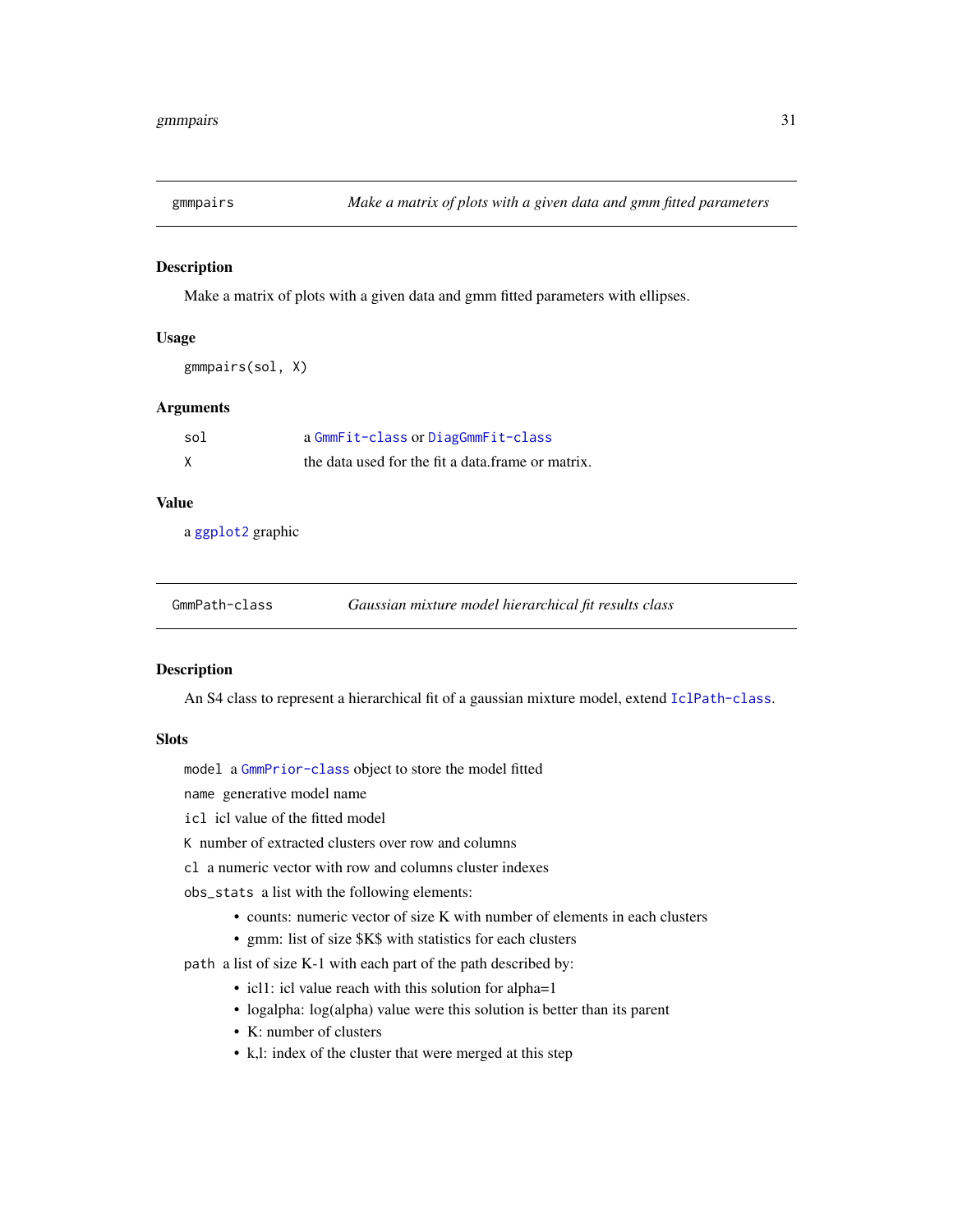## gmmpairs — *Make a matrix of plots with a given data and gmm fitted parameters*

### Description

Make a matrix of plots with a given data and gmm fitted parameters with ellipses.

### Usage

```
gmmpairs(sol, X)
```

### Arguments

| | |
|---|---|
| sol | a GmmFit-class or DiagGmmFit-class |
| X | the data used for the fit a data.frame or matrix. |

### Value

a ggplot2 graphic

## GmmPath-class — *Gaussian mixture model hierarchical fit results class*

### Description

An S4 class to represent a hierarchical fit of a gaussian mixture model, extend IclPath-class.

### Slots

- `model` a GmmPrior-class object to store the model fitted
- `name` generative model name
- `icl` icl value of the fitted model
- `K` number of extracted clusters over row and columns
- `cl` a numeric vector with row and columns cluster indexes
- `obs_stats` a list with the following elements:
  - counts: numeric vector of size K with number of elements in each clusters
  - gmm: list of size $K$ with statistics for each clusters
- `path` a list of size K-1 with each part of the path described by:
  - icl1: icl value reach with this solution for alpha=1
  - logalpha: log(alpha) value were this solution is better than its parent
  - K: number of clusters
  - k,l: index of the cluster that were merged at this step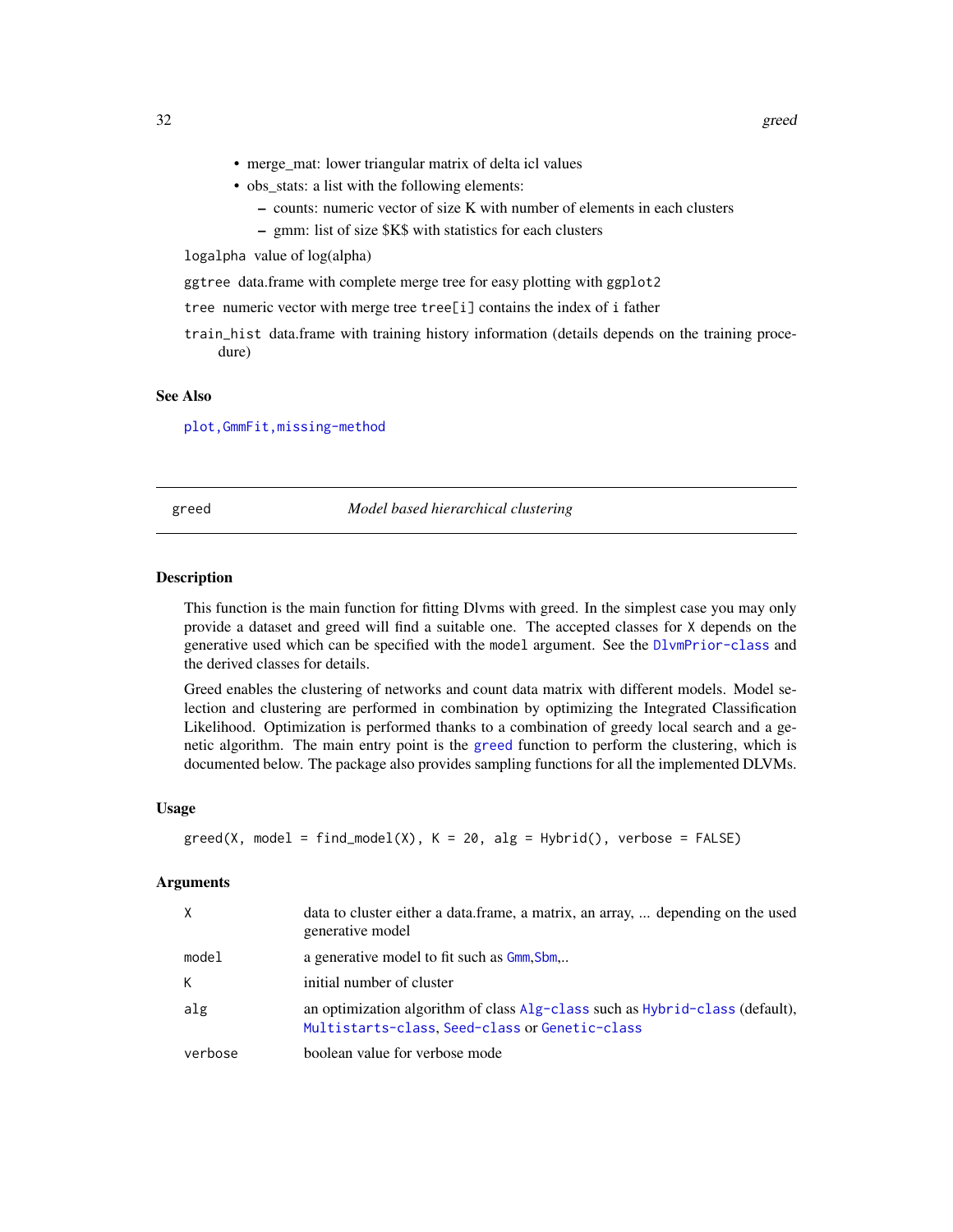- merge_mat: lower triangular matrix of delta icl values
- obs_stats: a list with the following elements:
  - counts: numeric vector of size K with number of elements in each clusters
  - gmm: list of size $K$ with statistics for each clusters

`logalpha` value of log(alpha)

`ggtree` data.frame with complete merge tree for easy plotting with `ggplot2`

`tree` numeric vector with merge tree `tree[i]` contains the index of `i` father

`train_hist` data.frame with training history information (details depends on the training procedure)

### See Also

`plot,GmmFit,missing-method`

---

## greed — *Model based hierarchical clustering*

---

### Description

This function is the main function for fitting Dlvms with greed. In the simplest case you may only provide a dataset and greed will find a suitable one. The accepted classes for `X` depends on the generative used which can be specified with the `model` argument. See the `DlvmPrior-class` and the derived classes for details.

Greed enables the clustering of networks and count data matrix with different models. Model selection and clustering are performed in combination by optimizing the Integrated Classification Likelihood. Optimization is performed thanks to a combination of greedy local search and a genetic algorithm. The main entry point is the `greed` function to perform the clustering, which is documented below. The package also provides sampling functions for all the implemented DLVMs.

### Usage

```
greed(X, model = find_model(X), K = 20, alg = Hybrid(), verbose = FALSE)
```

### Arguments

| | |
|---|---|
| `X` | data to cluster either a data.frame, a matrix, an array, ... depending on the used generative model |
| `model` | a generative model to fit such as `Gmm`,`Sbm`,.. |
| `K` | initial number of cluster |
| `alg` | an optimization algorithm of class `Alg-class` such as `Hybrid-class` (default), `Multistarts-class`, `Seed-class` or `Genetic-class` |
| `verbose` | boolean value for verbose mode |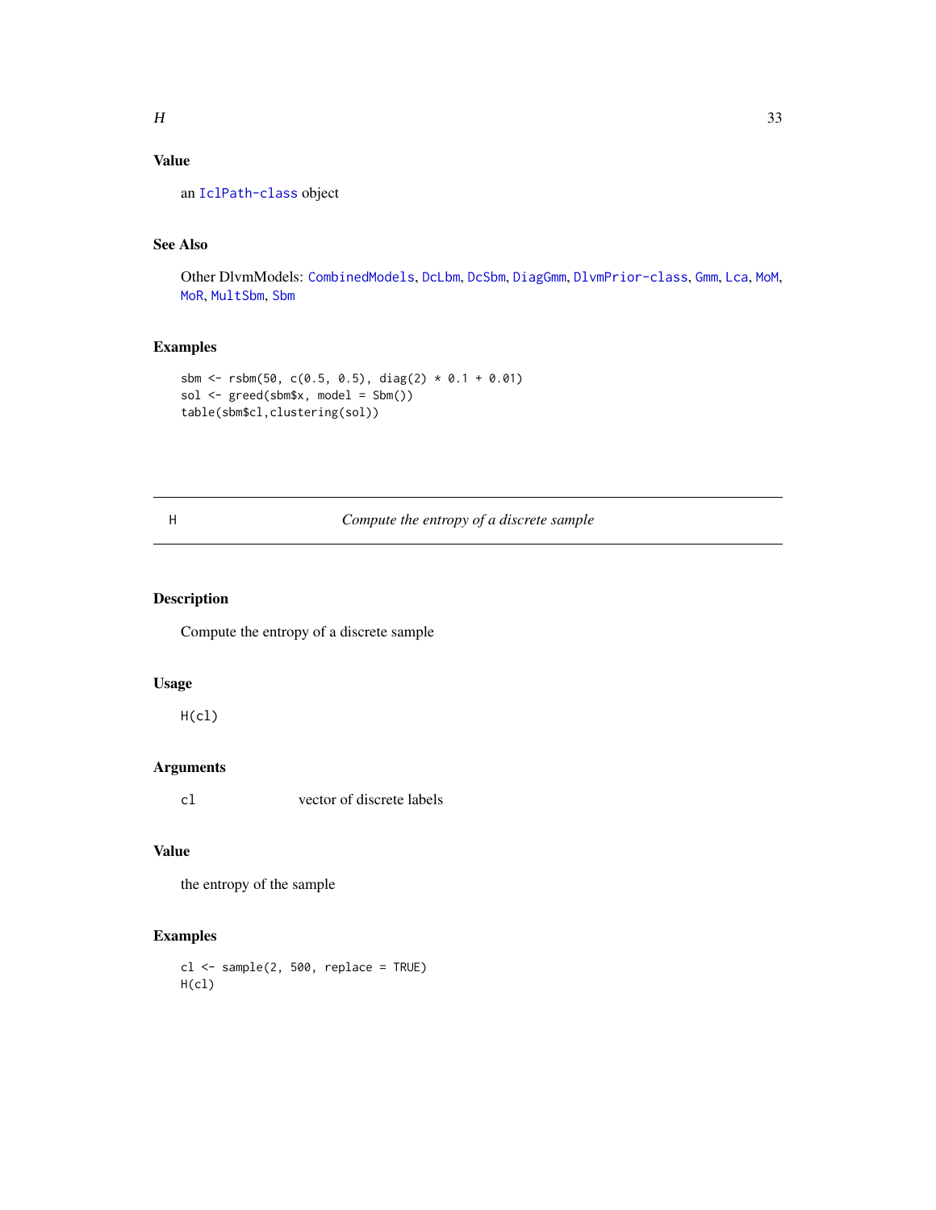## Value

an IclPath-class object

## See Also

Other DlvmModels: CombinedModels, DcLbm, DcSbm, DiagGmm, DlvmPrior-class, Gmm, Lca, MoM, MoR, MultSbm, Sbm

## Examples

```
sbm <- rsbm(50, c(0.5, 0.5), diag(2) * 0.1 + 0.01)
sol <- greed(sbm$x, model = Sbm())
table(sbm$cl,clustering(sol))
```

---

# H — *Compute the entropy of a discrete sample*

## Description

Compute the entropy of a discrete sample

## Usage

```
H(cl)
```

## Arguments

| | |
|---|---|
| cl | vector of discrete labels |

## Value

the entropy of the sample

## Examples

```
cl <- sample(2, 500, replace = TRUE)
H(cl)
```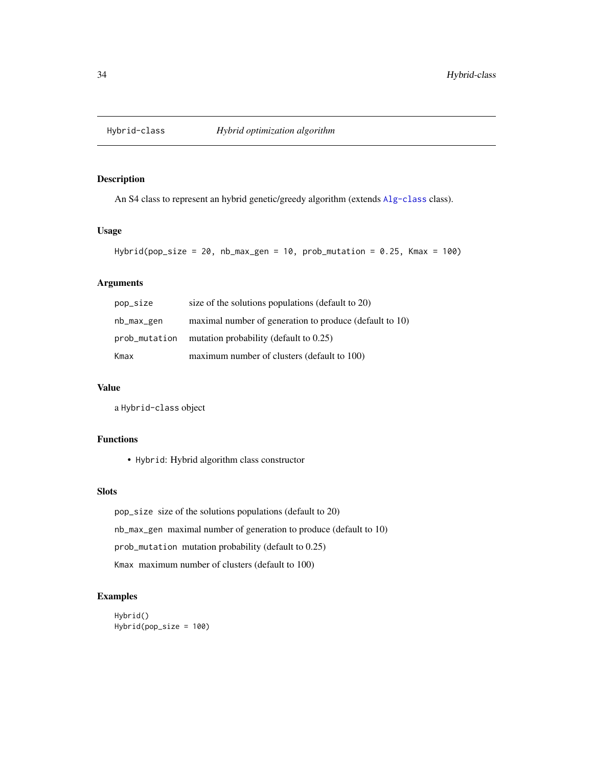# Hybrid-class *Hybrid optimization algorithm*

## Description

An S4 class to represent an hybrid genetic/greedy algorithm (extends `Alg-class` class).

## Usage

```
Hybrid(pop_size = 20, nb_max_gen = 10, prob_mutation = 0.25, Kmax = 100)
```

## Arguments

| | |
|---|---|
| `pop_size` | size of the solutions populations (default to 20) |
| `nb_max_gen` | maximal number of generation to produce (default to 10) |
| `prob_mutation` | mutation probability (default to 0.25) |
| `Kmax` | maximum number of clusters (default to 100) |

## Value

a `Hybrid-class` object

## Functions

- `Hybrid`: Hybrid algorithm class constructor

## Slots

`pop_size` size of the solutions populations (default to 20)

`nb_max_gen` maximal number of generation to produce (default to 10)

`prob_mutation` mutation probability (default to 0.25)

`Kmax` maximum number of clusters (default to 100)

## Examples

```
Hybrid()
Hybrid(pop_size = 100)
```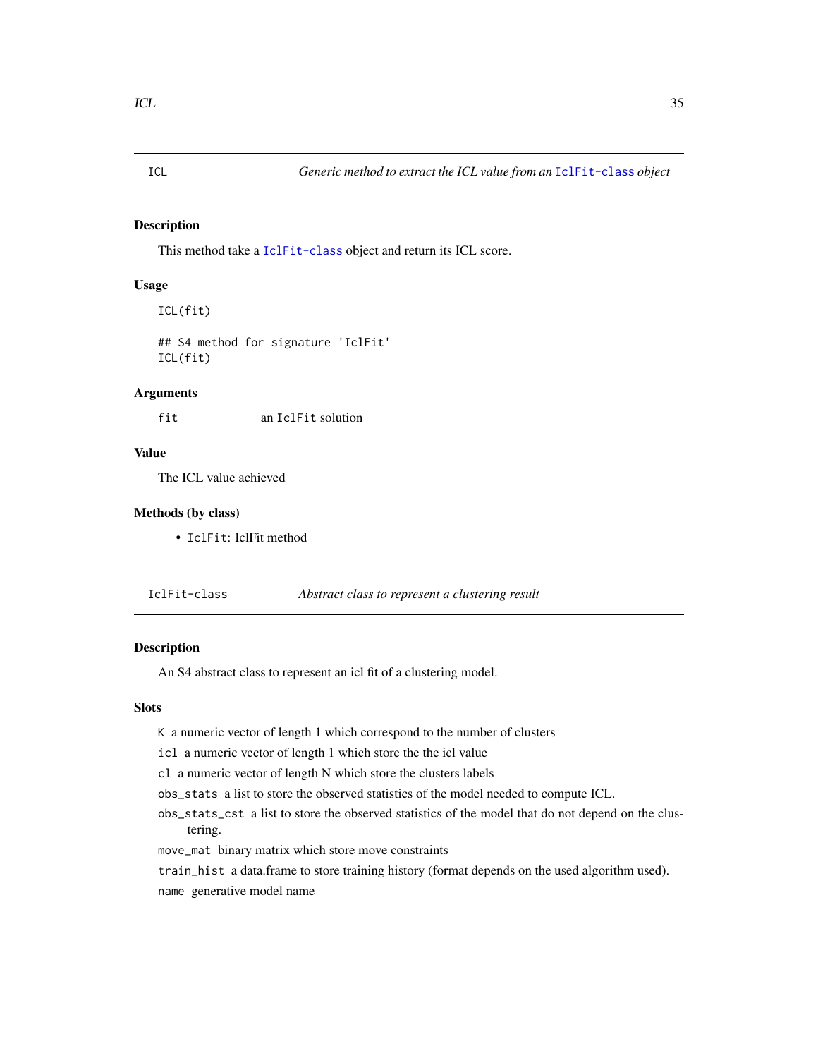## ICL — *Generic method to extract the ICL value from an IclFit-class object*

### Description

This method take a IclFit-class object and return its ICL score.

### Usage

```
ICL(fit)

## S4 method for signature 'IclFit'
ICL(fit)
```

### Arguments

| | |
|---|---|
| fit | an IclFit solution |

### Value

The ICL value achieved

### Methods (by class)

- IclFit: IclFit method

## IclFit-class — *Abstract class to represent a clustering result*

### Description

An S4 abstract class to represent an icl fit of a clustering model.

### Slots

K a numeric vector of length 1 which correspond to the number of clusters

icl a numeric vector of length 1 which store the the icl value

cl a numeric vector of length N which store the clusters labels

obs_stats a list to store the observed statistics of the model needed to compute ICL.

obs_stats_cst a list to store the observed statistics of the model that do not depend on the clustering.

move_mat binary matrix which store move constraints

train_hist a data.frame to store training history (format depends on the used algorithm used).

name generative model name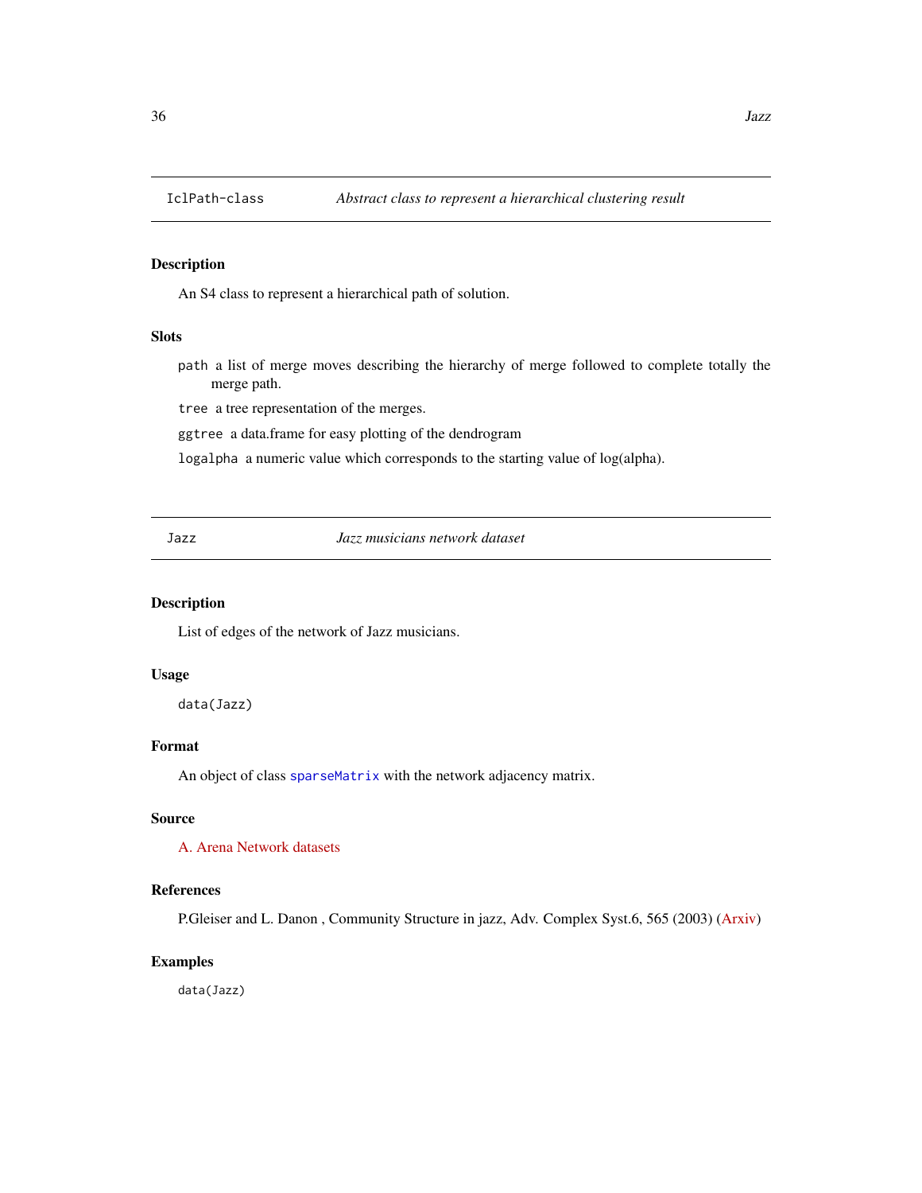## IclPath-class — *Abstract class to represent a hierarchical clustering result*

### Description

An S4 class to represent a hierarchical path of solution.

### Slots

- `path` a list of merge moves describing the hierarchy of merge followed to complete totally the merge path.
- `tree` a tree representation of the merges.
- `ggtree` a data.frame for easy plotting of the dendrogram
- `logalpha` a numeric value which corresponds to the starting value of log(alpha).

## Jazz — *Jazz musicians network dataset*

### Description

List of edges of the network of Jazz musicians.

### Usage

```
data(Jazz)
```

### Format

An object of class `sparseMatrix` with the network adjacency matrix.

### Source

A. Arena Network datasets

### References

P.Gleiser and L. Danon , Community Structure in jazz, Adv. Complex Syst.6, 565 (2003) (Arxiv)

### Examples

```
data(Jazz)
```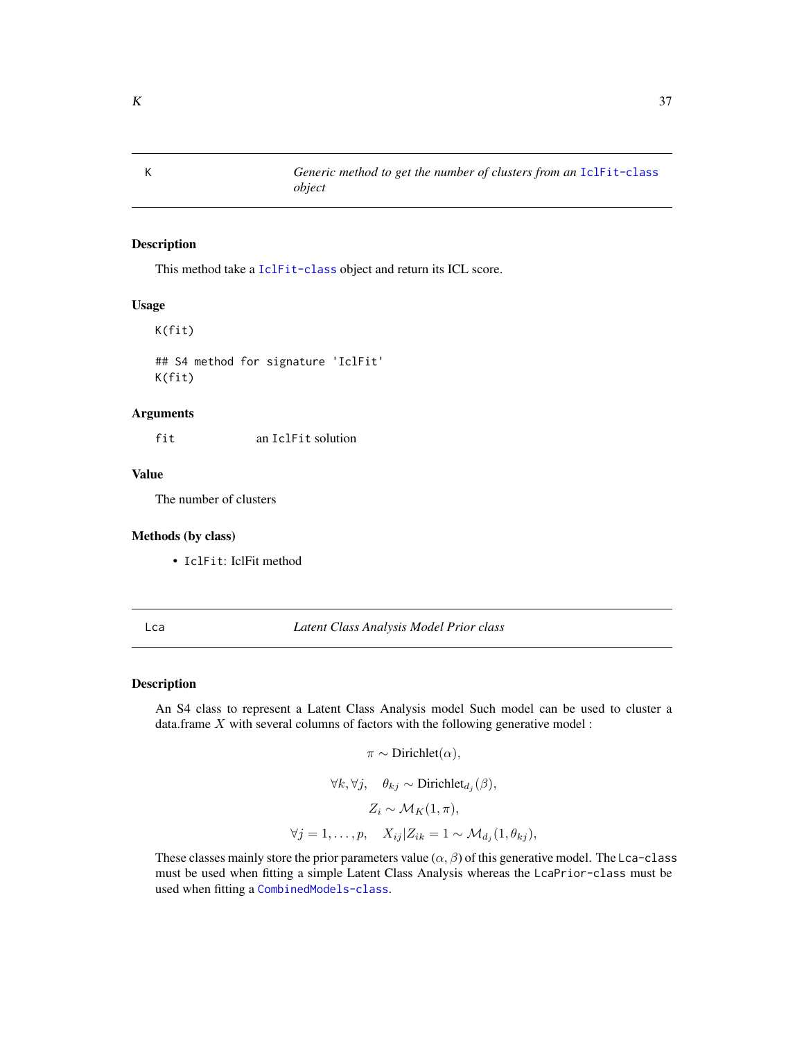## K — *Generic method to get the number of clusters from an IclFit-class object*

### Description

This method take a IclFit-class object and return its ICL score.

### Usage

```
K(fit)

## S4 method for signature 'IclFit'
K(fit)
```

### Arguments

| | |
|---|---|
| fit | an IclFit solution |

### Value

The number of clusters

### Methods (by class)

- IclFit: IclFit method

## Lca — *Latent Class Analysis Model Prior class*

### Description

An S4 class to represent a Latent Class Analysis model Such model can be used to cluster a data.frame $X$ with several columns of factors with the following generative model :

$$\pi \sim \text{Dirichlet}(\alpha),$$

$$\forall k, \forall j, \quad \theta_{kj} \sim \text{Dirichlet}_{d_j}(\beta),$$

$$Z_i \sim \mathcal{M}_K(1, \pi),$$

$$\forall j = 1, \ldots, p, \quad X_{ij} | Z_{ik} = 1 \sim \mathcal{M}_{d_j}(1, \theta_{kj}),$$

These classes mainly store the prior parameters value $(\alpha, \beta)$ of this generative model. The Lca-class must be used when fitting a simple Latent Class Analysis whereas the LcaPrior-class must be used when fitting a CombinedModels-class.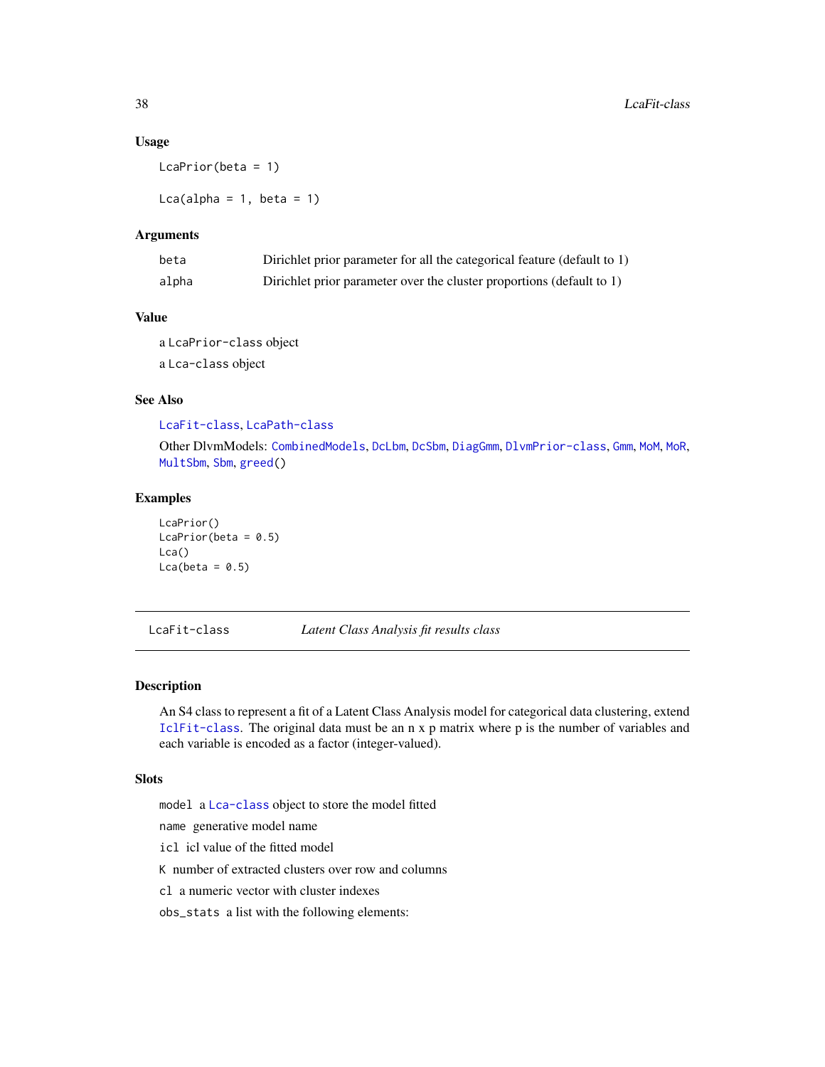### Usage

```
LcaPrior(beta = 1)

Lca(alpha = 1, beta = 1)
```

### Arguments

| | |
|---|---|
| beta | Dirichlet prior parameter for all the categorical feature (default to 1) |
| alpha | Dirichlet prior parameter over the cluster proportions (default to 1) |

### Value

a LcaPrior-class object

a Lca-class object

### See Also

LcaFit-class, LcaPath-class

Other DlvmModels: CombinedModels, DcLbm, DcSbm, DiagGmm, DlvmPrior-class, Gmm, MoM, MoR, MultSbm, Sbm, greed()

### Examples

```
LcaPrior()
LcaPrior(beta = 0.5)
Lca()
Lca(beta = 0.5)
```

---

## LcaFit-class *Latent Class Analysis fit results class*

---

### Description

An S4 class to represent a fit of a Latent Class Analysis model for categorical data clustering, extend IclFit-class. The original data must be an n x p matrix where p is the number of variables and each variable is encoded as a factor (integer-valued).

### Slots

- `model` a Lca-class object to store the model fitted
- `name` generative model name
- `icl` icl value of the fitted model
- `K` number of extracted clusters over row and columns
- `cl` a numeric vector with cluster indexes
- `obs_stats` a list with the following elements: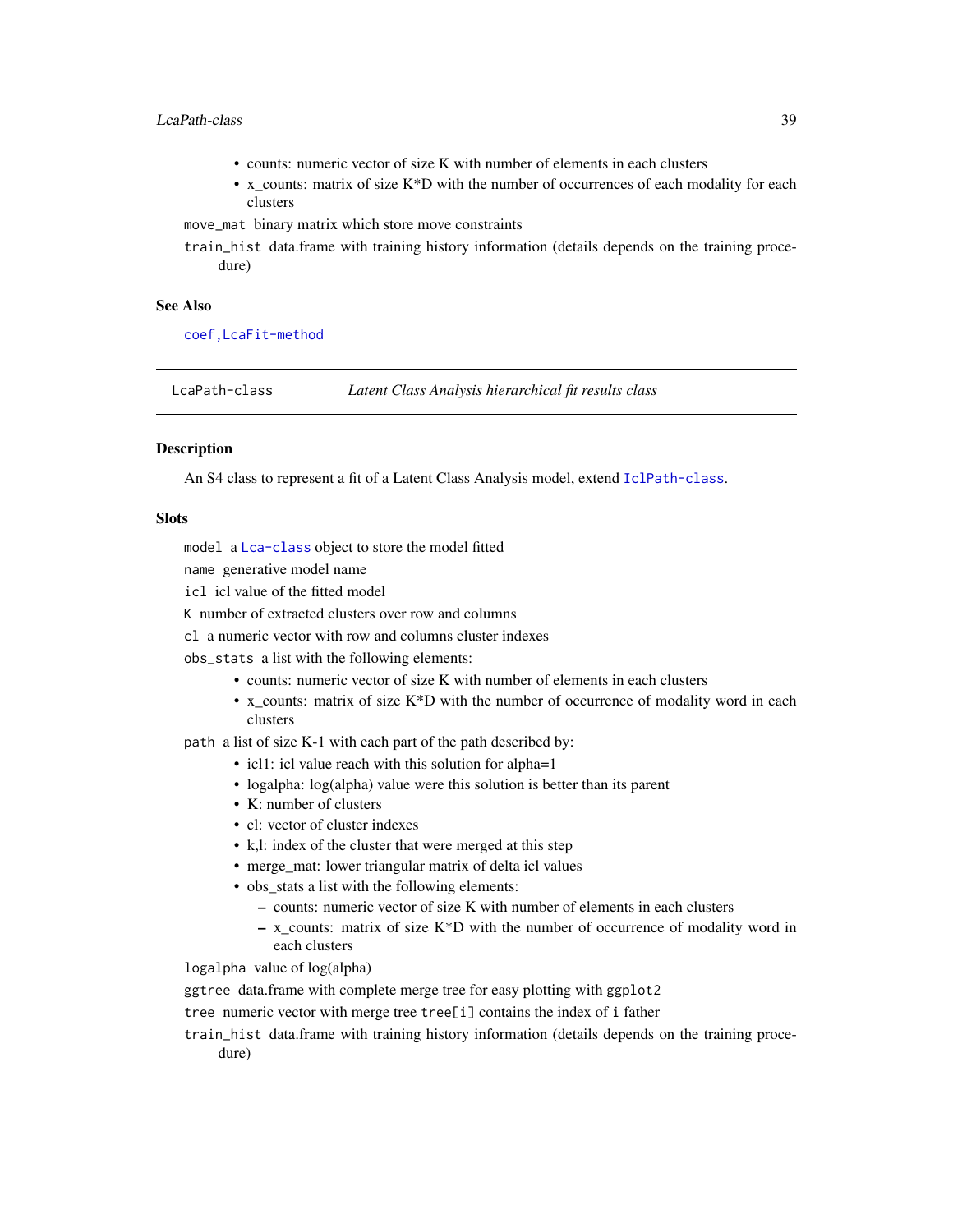- counts: numeric vector of size K with number of elements in each clusters
- x_counts: matrix of size K*D with the number of occurrences of each modality for each clusters

`move_mat` binary matrix which store move constraints

`train_hist` data.frame with training history information (details depends on the training procedure)

### See Also

`coef,LcaFit-method`

---

## LcaPath-class — *Latent Class Analysis hierarchical fit results class*

### Description

An S4 class to represent a fit of a Latent Class Analysis model, extend `IclPath-class`.

### Slots

`model` a `Lca-class` object to store the model fitted

`name` generative model name

`icl` icl value of the fitted model

`K` number of extracted clusters over row and columns

`cl` a numeric vector with row and columns cluster indexes

`obs_stats` a list with the following elements:

- counts: numeric vector of size K with number of elements in each clusters
- x_counts: matrix of size K*D with the number of occurrence of modality word in each clusters

`path` a list of size K-1 with each part of the path described by:

- icl1: icl value reach with this solution for alpha=1
- logalpha: log(alpha) value were this solution is better than its parent
- K: number of clusters
- cl: vector of cluster indexes
- k,l: index of the cluster that were merged at this step
- merge_mat: lower triangular matrix of delta icl values
- obs_stats a list with the following elements:
  - counts: numeric vector of size K with number of elements in each clusters
  - x_counts: matrix of size K*D with the number of occurrence of modality word in each clusters

`logalpha` value of log(alpha)

`ggtree` data.frame with complete merge tree for easy plotting with `ggplot2`

`tree` numeric vector with merge tree `tree[i]` contains the index of `i` father

`train_hist` data.frame with training history information (details depends on the training procedure)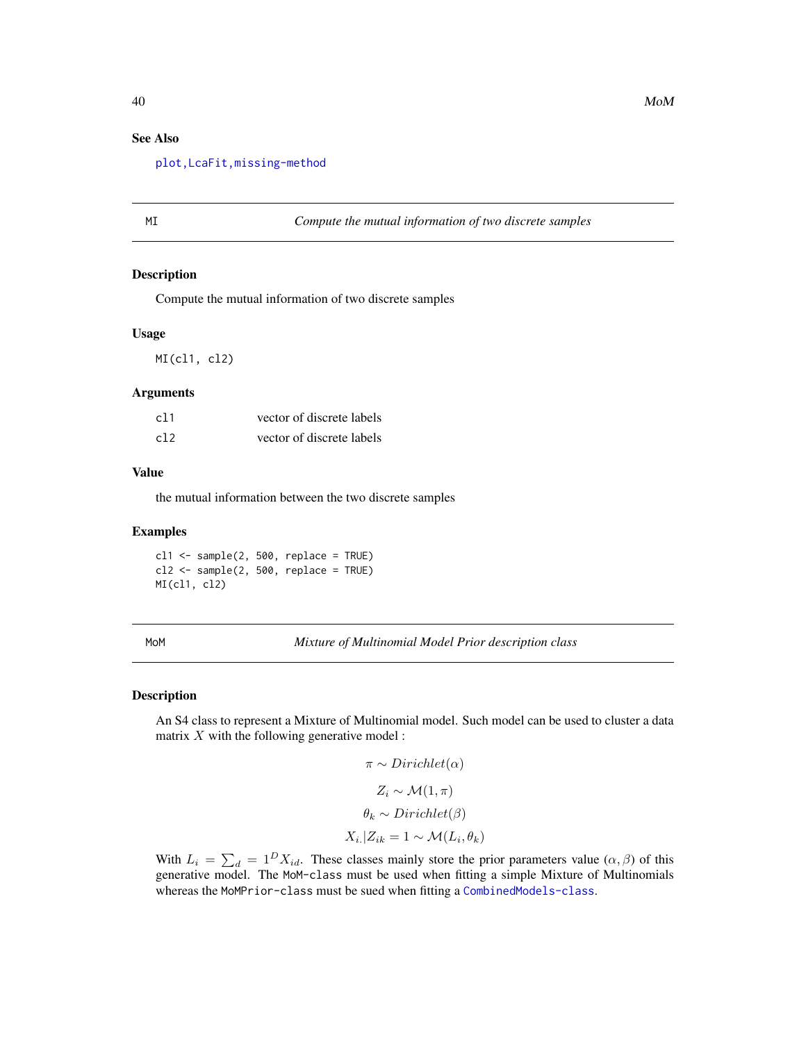## See Also

`plot,LcaFit,missing-method`

---

## MI — *Compute the mutual information of two discrete samples*

### Description

Compute the mutual information of two discrete samples

### Usage

```
MI(cl1, cl2)
```

### Arguments

| | |
|---|---|
| `cl1` | vector of discrete labels |
| `cl2` | vector of discrete labels |

### Value

the mutual information between the two discrete samples

### Examples

```
cl1 <- sample(2, 500, replace = TRUE)
cl2 <- sample(2, 500, replace = TRUE)
MI(cl1, cl2)
```

---

## MoM — *Mixture of Multinomial Model Prior description class*

### Description

An S4 class to represent a Mixture of Multinomial model. Such model can be used to cluster a data matrix $X$ with the following generative model :

$$\pi \sim Dirichlet(\alpha)$$

$$Z_i \sim \mathcal{M}(1, \pi)$$

$$\theta_k \sim Dirichlet(\beta)$$

$$X_{i.}|Z_{ik} = 1 \sim \mathcal{M}(L_i, \theta_k)$$

With $L_i = \sum_d = 1^D X_{id}$. These classes mainly store the prior parameters value $(\alpha, \beta)$ of this generative model. The `MoM-class` must be used when fitting a simple Mixture of Multinomials whereas the `MoMPrior-class` must be sued when fitting a `CombinedModels-class`.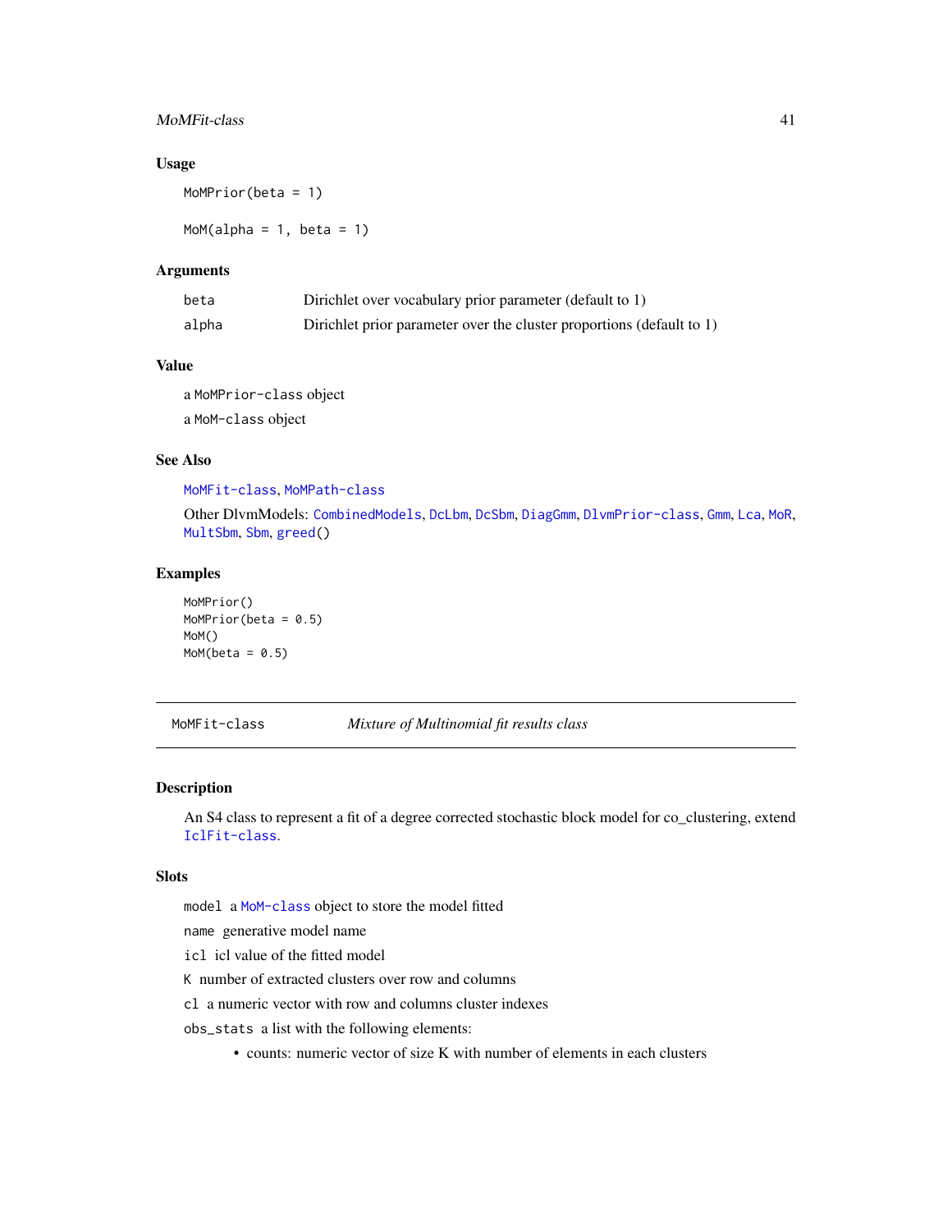### Usage

```
MoMPrior(beta = 1)

MoM(alpha = 1, beta = 1)
```

### Arguments

| | |
|---|---|
| beta | Dirichlet over vocabulary prior parameter (default to 1) |
| alpha | Dirichlet prior parameter over the cluster proportions (default to 1) |

### Value

a MoMPrior-class object

a MoM-class object

### See Also

MoMFit-class, MoMPath-class

Other DlvmModels: CombinedModels, DcLbm, DcSbm, DiagGmm, DlvmPrior-class, Gmm, Lca, MoR, MultSbm, Sbm, greed()

### Examples

```
MoMPrior()
MoMPrior(beta = 0.5)
MoM()
MoM(beta = 0.5)
```

---

## MoMFit-class *Mixture of Multinomial fit results class*

---

### Description

An S4 class to represent a fit of a degree corrected stochastic block model for co_clustering, extend IclFit-class.

### Slots

model a MoM-class object to store the model fitted

name generative model name

icl icl value of the fitted model

K number of extracted clusters over row and columns

cl a numeric vector with row and columns cluster indexes

obs_stats a list with the following elements:

- counts: numeric vector of size K with number of elements in each clusters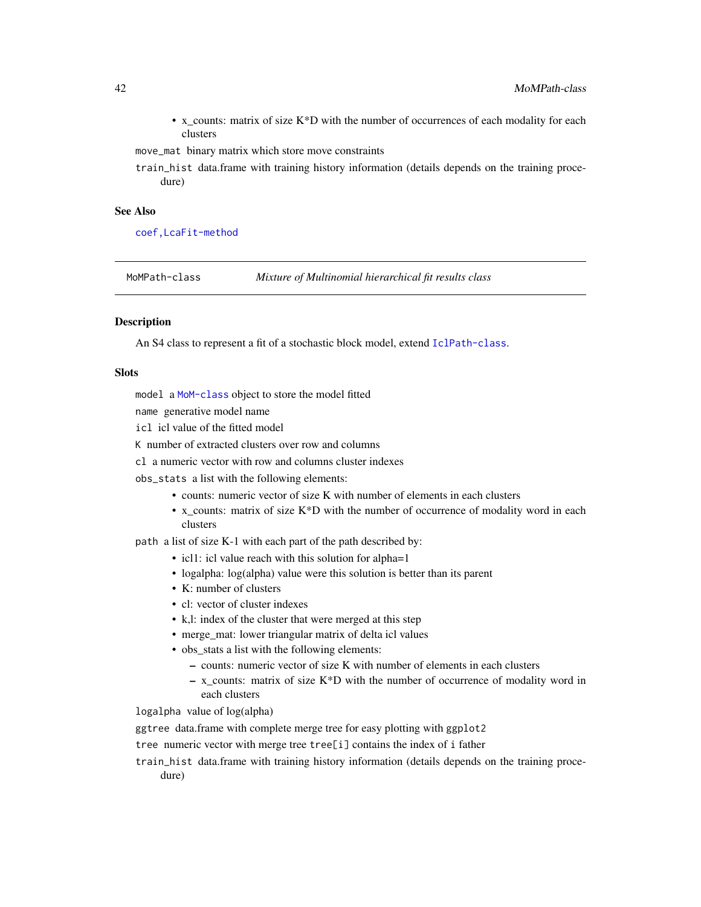- x_counts: matrix of size K*D with the number of occurrences of each modality for each clusters

move_mat binary matrix which store move constraints

train_hist data.frame with training history information (details depends on the training procedure)

### See Also

coef,LcaFit-method

---

## MoMPath-class *Mixture of Multinomial hierarchical fit results class*

---

### Description

An S4 class to represent a fit of a stochastic block model, extend IclPath-class.

### Slots

model a MoM-class object to store the model fitted

name generative model name

icl icl value of the fitted model

K number of extracted clusters over row and columns

cl a numeric vector with row and columns cluster indexes

obs_stats a list with the following elements:

- counts: numeric vector of size K with number of elements in each clusters
- x_counts: matrix of size K*D with the number of occurrence of modality word in each clusters

path a list of size K-1 with each part of the path described by:

- icl1: icl value reach with this solution for alpha=1
- logalpha: log(alpha) value were this solution is better than its parent
- K: number of clusters
- cl: vector of cluster indexes
- k,l: index of the cluster that were merged at this step
- merge_mat: lower triangular matrix of delta icl values
- obs_stats a list with the following elements:
  - counts: numeric vector of size K with number of elements in each clusters
  - x_counts: matrix of size K*D with the number of occurrence of modality word in each clusters

logalpha value of log(alpha)

ggtree data.frame with complete merge tree for easy plotting with ggplot2

tree numeric vector with merge tree tree[i] contains the index of i father

train_hist data.frame with training history information (details depends on the training procedure)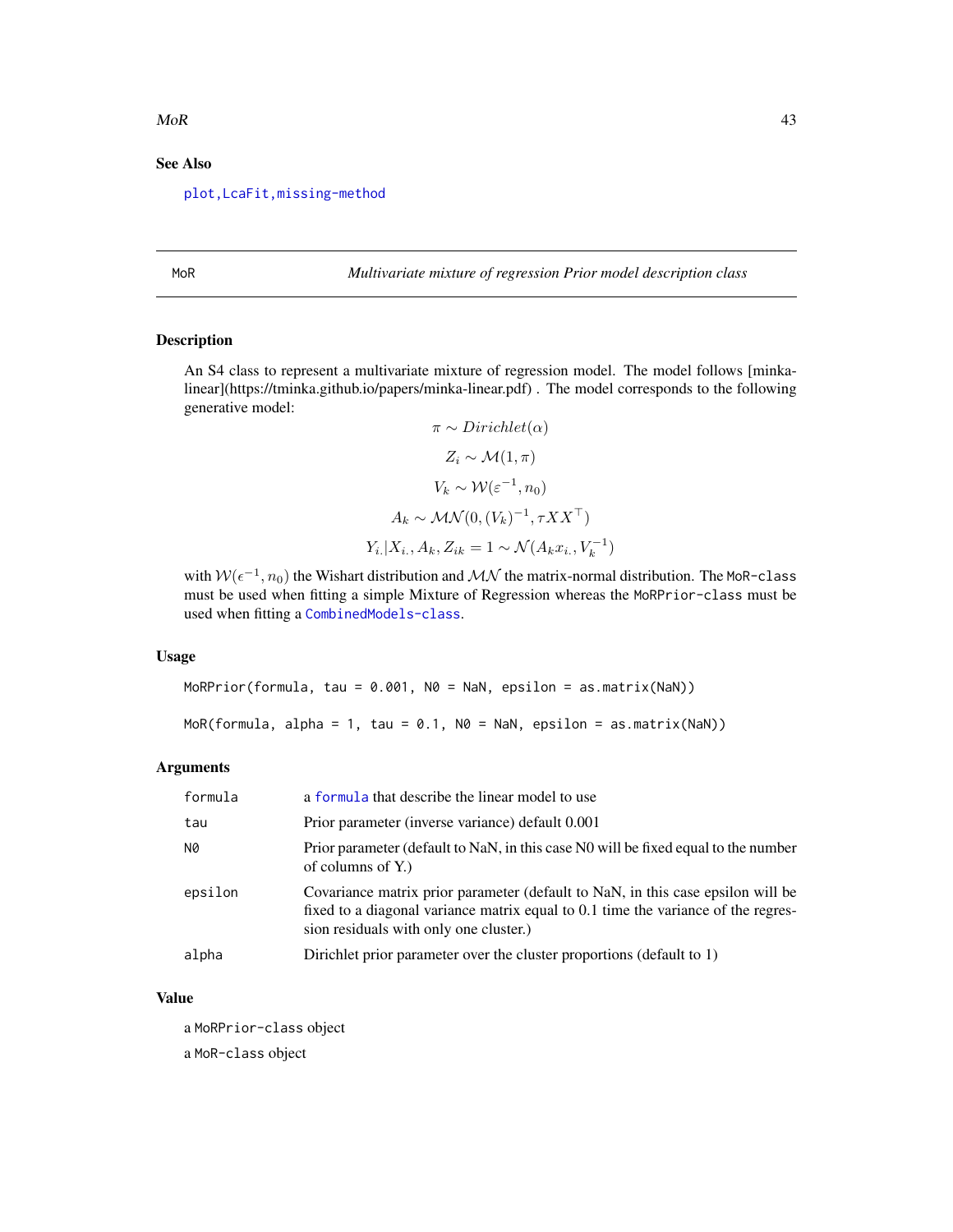## See Also

plot,LcaFit,missing-method

---

## MoR — *Multivariate mixture of regression Prior model description class*

### Description

An S4 class to represent a multivariate mixture of regression model. The model follows [minka-linear](https://tminka.github.io/papers/minka-linear.pdf) . The model corresponds to the following generative model:

$$\pi \sim Dirichlet(\alpha)$$

$$Z_i \sim \mathcal{M}(1, \pi)$$

$$V_k \sim \mathcal{W}(\varepsilon^{-1}, n_0)$$

$$A_k \sim \mathcal{MN}(0, (V_k)^{-1}, \tau XX^\top)$$

$$Y_{i.}|X_{i,}, A_k, Z_{ik} = 1 \sim \mathcal{N}(A_k x_{i.}, V_k^{-1})$$

with $\mathcal{W}(\epsilon^{-1}, n_0)$ the Wishart distribution and $\mathcal{MN}$ the matrix-normal distribution. The `MoR-class` must be used when fitting a simple Mixture of Regression whereas the `MoRPrior-class` must be used when fitting a CombinedModels-class.

### Usage

```
MoRPrior(formula, tau = 0.001, N0 = NaN, epsilon = as.matrix(NaN))

MoR(formula, alpha = 1, tau = 0.1, N0 = NaN, epsilon = as.matrix(NaN))
```

### Arguments

| | |
|---|---|
| formula | a formula that describe the linear model to use |
| tau | Prior parameter (inverse variance) default 0.001 |
| N0 | Prior parameter (default to NaN, in this case N0 will be fixed equal to the number of columns of Y.) |
| epsilon | Covariance matrix prior parameter (default to NaN, in this case epsilon will be fixed to a diagonal variance matrix equal to 0.1 time the variance of the regression residuals with only one cluster.) |
| alpha | Dirichlet prior parameter over the cluster proportions (default to 1) |

### Value

a `MoRPrior-class` object

a `MoR-class` object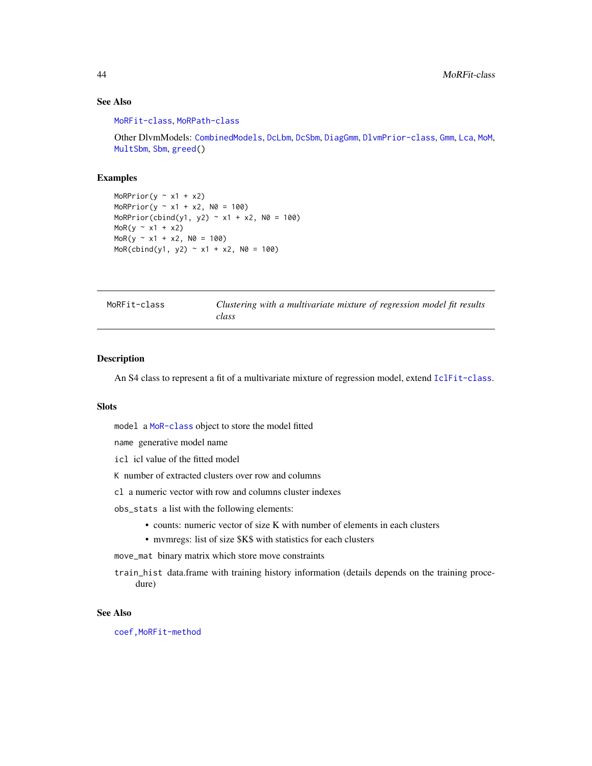### See Also

MoRFit-class, MoRPath-class

Other DlvmModels: CombinedModels, DcLbm, DcSbm, DiagGmm, DlvmPrior-class, Gmm, Lca, MoM, MultSbm, Sbm, greed()

### Examples

```
MoRPrior(y ~ x1 + x2)
MoRPrior(y ~ x1 + x2, N0 = 100)
MoRPrior(cbind(y1, y2) ~ x1 + x2, N0 = 100)
MoR(y ~ x1 + x2)
MoR(y ~ x1 + x2, N0 = 100)
MoR(cbind(y1, y2) ~ x1 + x2, N0 = 100)
```

---

## MoRFit-class — *Clustering with a multivariate mixture of regression model fit results class*

---

### Description

An S4 class to represent a fit of a multivariate mixture of regression model, extend IclFit-class.

### Slots

`model` a MoR-class object to store the model fitted

`name` generative model name

`icl` icl value of the fitted model

`K` number of extracted clusters over row and columns

`cl` a numeric vector with row and columns cluster indexes

`obs_stats` a list with the following elements:

- counts: numeric vector of size K with number of elements in each clusters
- mvmregs: list of size $K$ with statistics for each clusters

`move_mat` binary matrix which store move constraints

`train_hist` data.frame with training history information (details depends on the training procedure)

### See Also

coef,MoRFit-method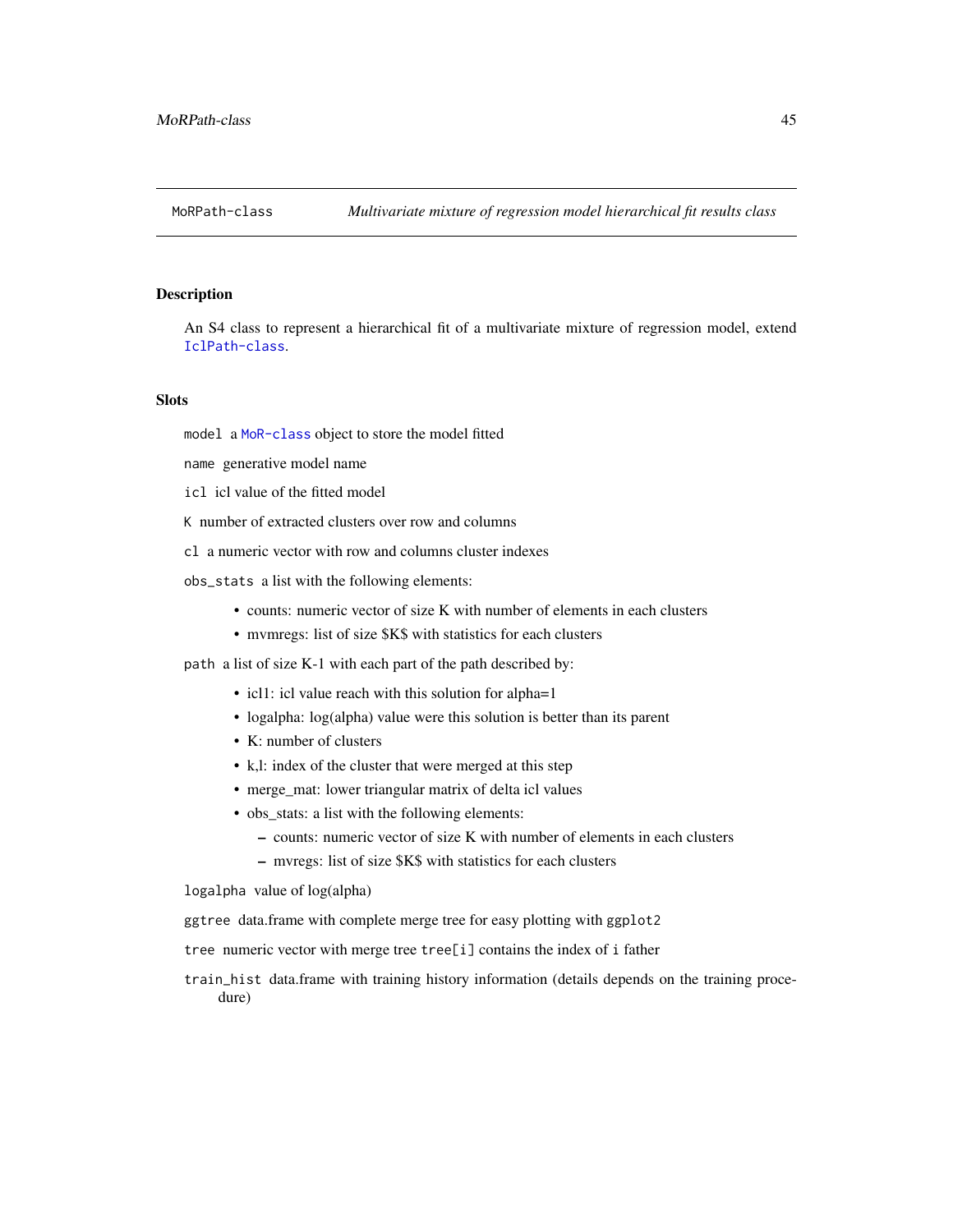# MoRPath-class — *Multivariate mixture of regression model hierarchical fit results class*

## Description

An S4 class to represent a hierarchical fit of a multivariate mixture of regression model, extend IclPath-class.

## Slots

`model` a MoR-class object to store the model fitted

`name` generative model name

`icl` icl value of the fitted model

`K` number of extracted clusters over row and columns

`cl` a numeric vector with row and columns cluster indexes

`obs_stats` a list with the following elements:

- counts: numeric vector of size K with number of elements in each clusters
- mvmregs: list of size $K$ with statistics for each clusters

`path` a list of size K-1 with each part of the path described by:

- icl1: icl value reach with this solution for alpha=1
- logalpha: log(alpha) value were this solution is better than its parent
- K: number of clusters
- k,l: index of the cluster that were merged at this step
- merge_mat: lower triangular matrix of delta icl values
- obs_stats: a list with the following elements:
  - counts: numeric vector of size K with number of elements in each clusters
  - mvregs: list of size $K$ with statistics for each clusters

`logalpha` value of log(alpha)

`ggtree` data.frame with complete merge tree for easy plotting with `ggplot2`

`tree` numeric vector with merge tree `tree[i]` contains the index of `i` father

`train_hist` data.frame with training history information (details depends on the training procedure)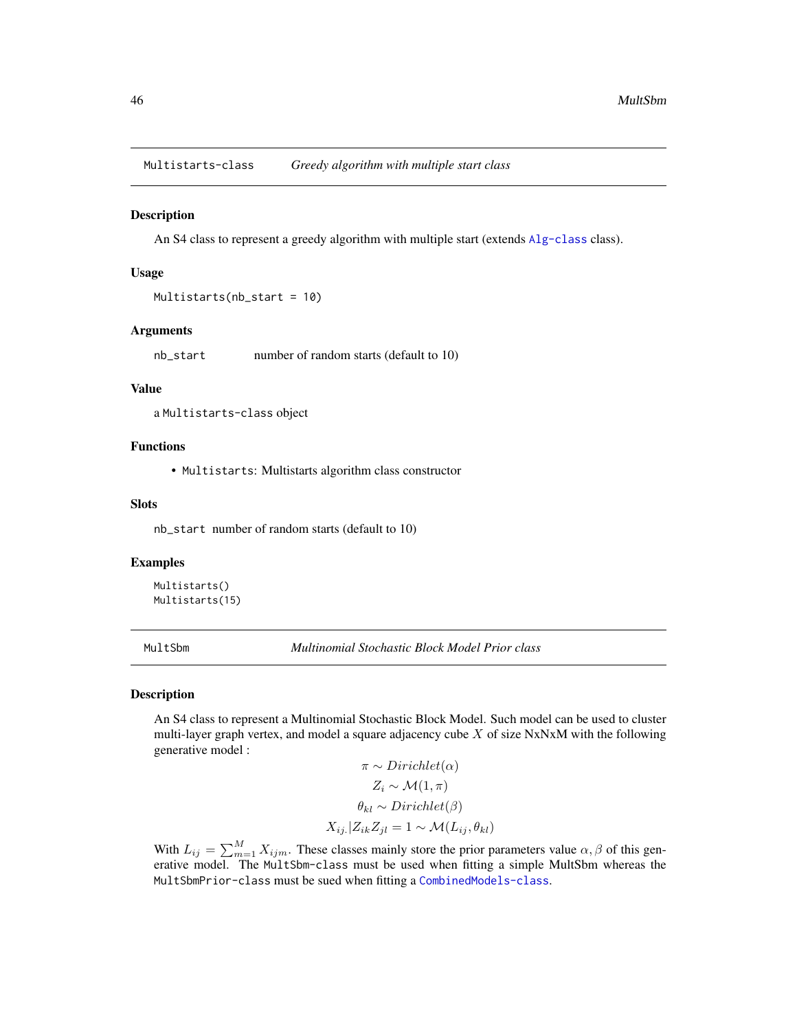## Multistarts-class *Greedy algorithm with multiple start class*

### Description

An S4 class to represent a greedy algorithm with multiple start (extends `Alg-class` class).

### Usage

```
Multistarts(nb_start = 10)
```

### Arguments

`nb_start` number of random starts (default to 10)

### Value

a `Multistarts-class` object

### Functions

- `Multistarts`: Multistarts algorithm class constructor

### Slots

`nb_start` number of random starts (default to 10)

### Examples

```
Multistarts()
Multistarts(15)
```

## MultSbm *Multinomial Stochastic Block Model Prior class*

### Description

An S4 class to represent a Multinomial Stochastic Block Model. Such model can be used to cluster multi-layer graph vertex, and model a square adjacency cube $X$ of size NxNxM with the following generative model :

$$\pi \sim Dirichlet(\alpha)$$
$$Z_i \sim \mathcal{M}(1, \pi)$$
$$\theta_{kl} \sim Dirichlet(\beta)$$
$$X_{ij.}|Z_{ik}Z_{jl} = 1 \sim \mathcal{M}(L_{ij}, \theta_{kl})$$

With $L_{ij} = \sum_{m=1}^{M} X_{ijm}$. These classes mainly store the prior parameters value $\alpha, \beta$ of this generative model. The `MultSbm-class` must be used when fitting a simple MultSbm whereas the `MultSbmPrior-class` must be sued when fitting a `CombinedModels-class`.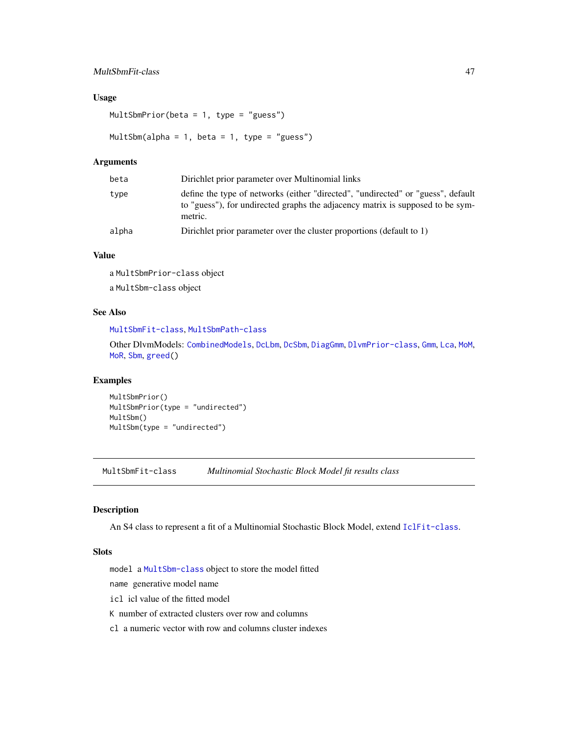## Usage

```
MultSbmPrior(beta = 1, type = "guess")

MultSbm(alpha = 1, beta = 1, type = "guess")
```

## Arguments

| | |
|---|---|
| beta | Dirichlet prior parameter over Multinomial links |
| type | define the type of networks (either "directed", "undirected" or "guess", default to "guess"), for undirected graphs the adjacency matrix is supposed to be symmetric. |
| alpha | Dirichlet prior parameter over the cluster proportions (default to 1) |

## Value

a `MultSbmPrior-class` object

a `MultSbm-class` object

## See Also

`MultSbmFit-class`, `MultSbmPath-class`

Other DlvmModels: `CombinedModels`, `DcLbm`, `DcSbm`, `DiagGmm`, `DlvmPrior-class`, `Gmm`, `Lca`, `MoM`, `MoR`, `Sbm`, `greed()`

## Examples

```
MultSbmPrior()
MultSbmPrior(type = "undirected")
MultSbm()
MultSbm(type = "undirected")
```

---

# MultSbmFit-class — *Multinomial Stochastic Block Model fit results class*

## Description

An S4 class to represent a fit of a Multinomial Stochastic Block Model, extend `IclFit-class`.

## Slots

`model` a `MultSbm-class` object to store the model fitted

`name` generative model name

`icl` icl value of the fitted model

`K` number of extracted clusters over row and columns

`cl` a numeric vector with row and columns cluster indexes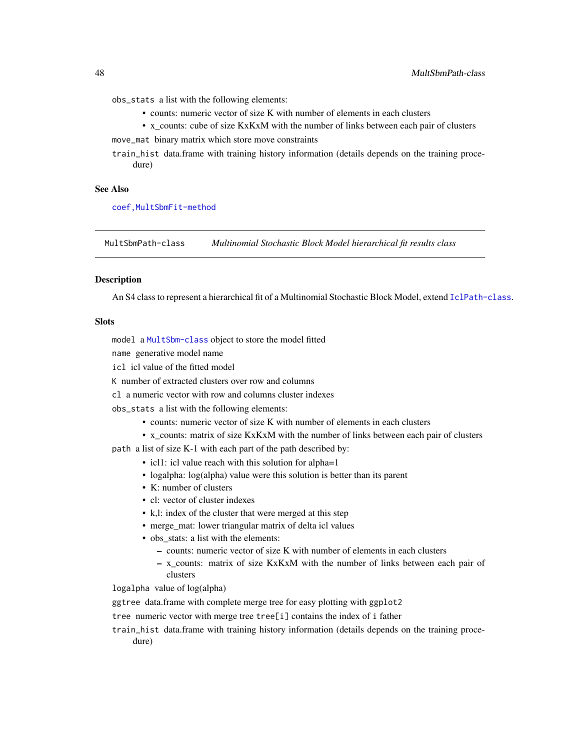obs_stats a list with the following elements:

- counts: numeric vector of size K with number of elements in each clusters
- x_counts: cube of size KxKxM with the number of links between each pair of clusters

move_mat binary matrix which store move constraints

train_hist data.frame with training history information (details depends on the training procedure)

### See Also

coef,MultSbmFit-method

---

## MultSbmPath-class    *Multinomial Stochastic Block Model hierarchical fit results class*

### Description

An S4 class to represent a hierarchical fit of a Multinomial Stochastic Block Model, extend IclPath-class.

### Slots

model a MultSbm-class object to store the model fitted

name generative model name

icl icl value of the fitted model

K number of extracted clusters over row and columns

cl a numeric vector with row and columns cluster indexes

obs_stats a list with the following elements:

- counts: numeric vector of size K with number of elements in each clusters
- x_counts: matrix of size KxKxM with the number of links between each pair of clusters

path a list of size K-1 with each part of the path described by:

- icl1: icl value reach with this solution for alpha=1
- logalpha: log(alpha) value were this solution is better than its parent
- K: number of clusters
- cl: vector of cluster indexes
- k,l: index of the cluster that were merged at this step
- merge_mat: lower triangular matrix of delta icl values
- obs_stats: a list with the elements:
  - counts: numeric vector of size K with number of elements in each clusters
  - x_counts: matrix of size KxKxM with the number of links between each pair of clusters

logalpha value of log(alpha)

ggtree data.frame with complete merge tree for easy plotting with ggplot2

tree numeric vector with merge tree tree[i] contains the index of i father

train_hist data.frame with training history information (details depends on the training procedure)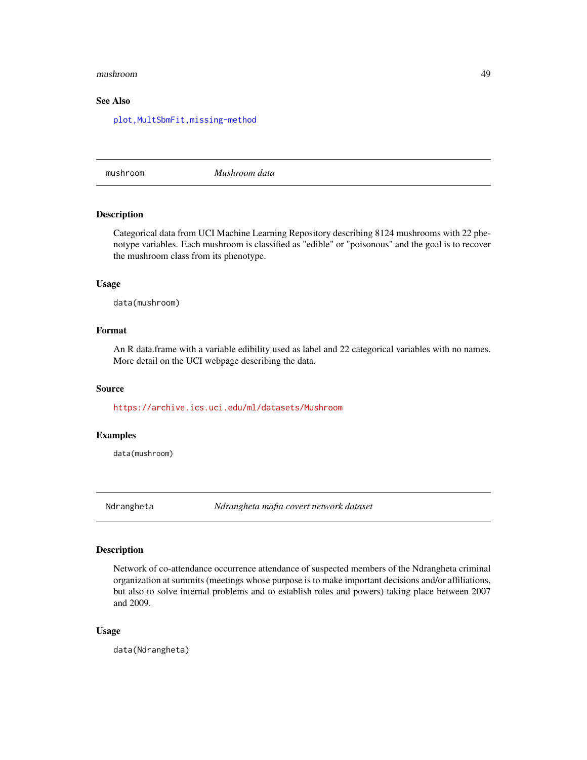### See Also

plot,MultSbmFit,missing-method

---

## mushroom — *Mushroom data*

### Description

Categorical data from UCI Machine Learning Repository describing 8124 mushrooms with 22 phenotype variables. Each mushroom is classified as "edible" or "poisonous" and the goal is to recover the mushroom class from its phenotype.

### Usage

```
data(mushroom)
```

### Format

An R data.frame with a variable edibility used as label and 22 categorical variables with no names. More detail on the UCI webpage describing the data.

### Source

https://archive.ics.uci.edu/ml/datasets/Mushroom

### Examples

```
data(mushroom)
```

---

## Ndrangheta — *Ndrangheta mafia covert network dataset*

### Description

Network of co-attendance occurrence attendance of suspected members of the Ndrangheta criminal organization at summits (meetings whose purpose is to make important decisions and/or affiliations, but also to solve internal problems and to establish roles and powers) taking place between 2007 and 2009.

### Usage

```
data(Ndrangheta)
```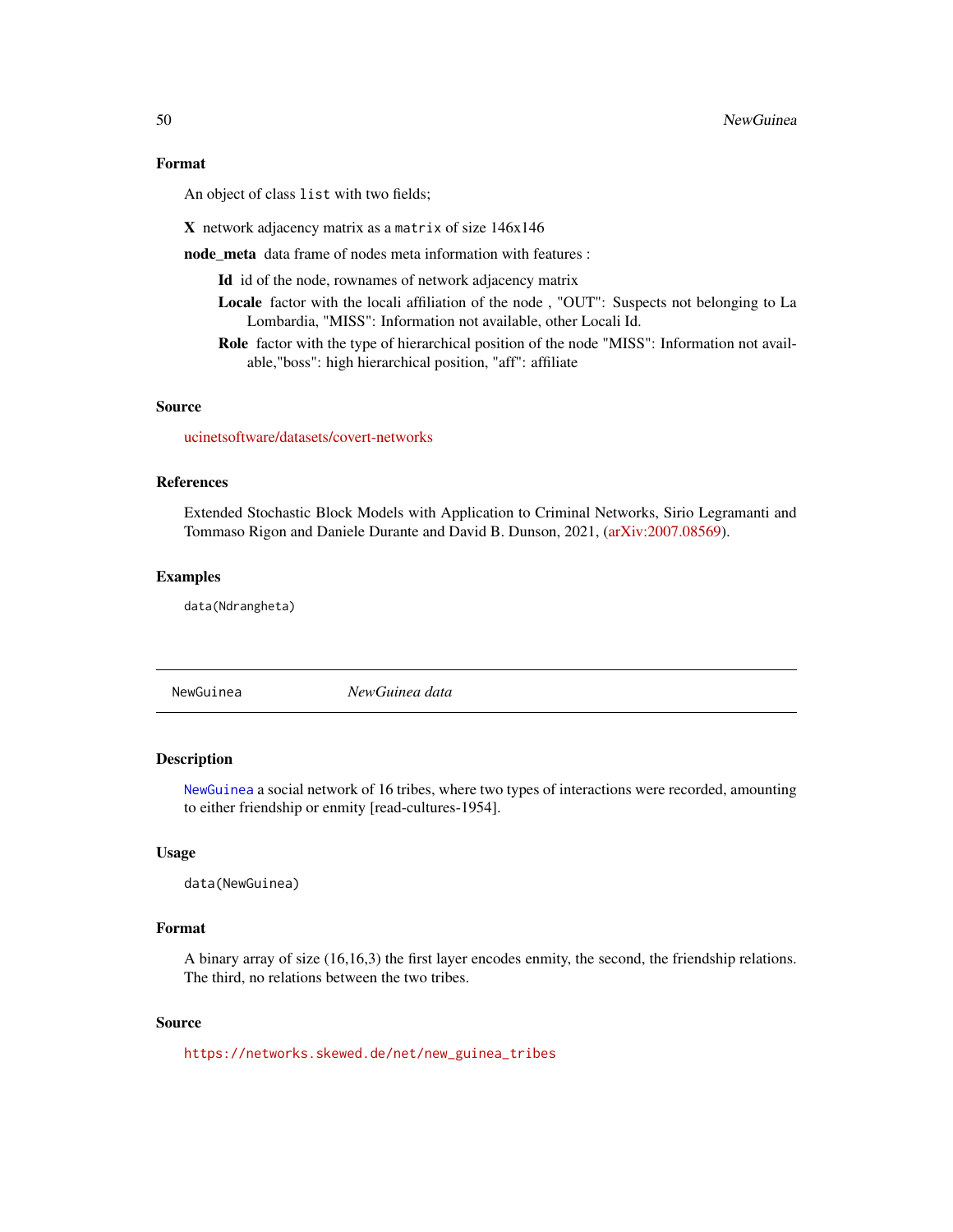## Format

An object of class `list` with two fields;

**X** network adjacency matrix as a `matrix` of size 146x146

**node_meta** data frame of nodes meta information with features :

- **Id** id of the node, rownames of network adjacency matrix
- **Locale** factor with the locali affiliation of the node , "OUT": Suspects not belonging to La Lombardia, "MISS": Information not available, other Locali Id.
- **Role** factor with the type of hierarchical position of the node "MISS": Information not available,"boss": high hierarchical position, "aff": affiliate

## Source

ucinetsoftware/datasets/covert-networks

## References

Extended Stochastic Block Models with Application to Criminal Networks, Sirio Legramanti and Tommaso Rigon and Daniele Durante and David B. Dunson, 2021, (arXiv:2007.08569).

## Examples

```
data(Ndrangheta)
```

---

# NewGuinea *NewGuinea data*

## Description

`NewGuinea` a social network of 16 tribes, where two types of interactions were recorded, amounting to either friendship or enmity [read-cultures-1954].

## Usage

```
data(NewGuinea)
```

## Format

A binary array of size (16,16,3) the first layer encodes enmity, the second, the friendship relations. The third, no relations between the two tribes.

## Source

https://networks.skewed.de/net/new_guinea_tribes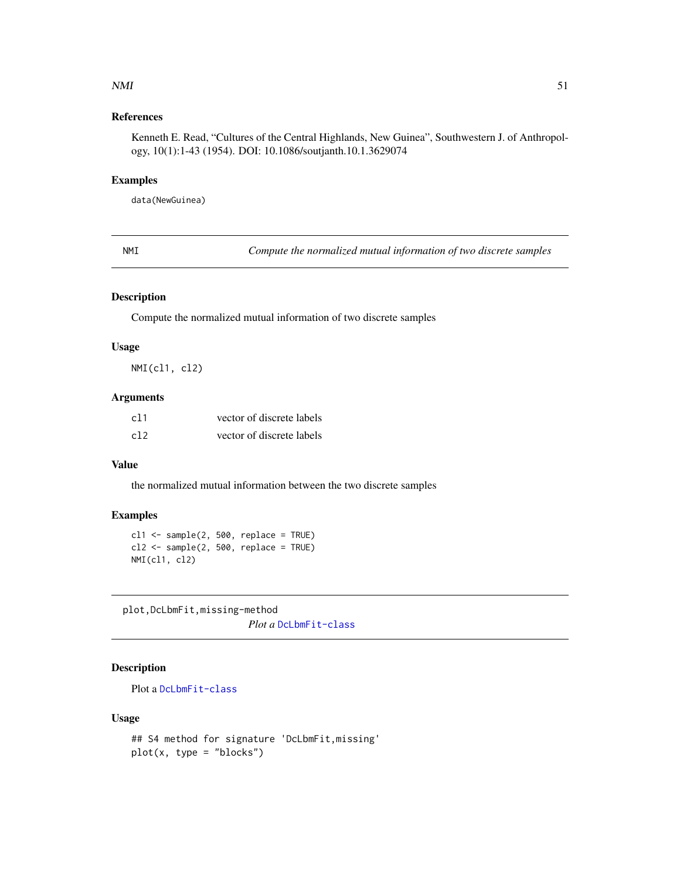### References

Kenneth E. Read, “Cultures of the Central Highlands, New Guinea”, Southwestern J. of Anthropology, 10(1):1-43 (1954). DOI: 10.1086/soutjanth.10.1.3629074

### Examples

```
data(NewGuinea)
```

---

## NMI — *Compute the normalized mutual information of two discrete samples*

### Description

Compute the normalized mutual information of two discrete samples

### Usage

```
NMI(cl1, cl2)
```

### Arguments

| | |
|---|---|
| cl1 | vector of discrete labels |
| cl2 | vector of discrete labels |

### Value

the normalized mutual information between the two discrete samples

### Examples

```
cl1 <- sample(2, 500, replace = TRUE)
cl2 <- sample(2, 500, replace = TRUE)
NMI(cl1, cl2)
```

---

## plot,DcLbmFit,missing-method — *Plot a DcLbmFit-class*

### Description

Plot a DcLbmFit-class

### Usage

```
## S4 method for signature 'DcLbmFit,missing'
plot(x, type = "blocks")
```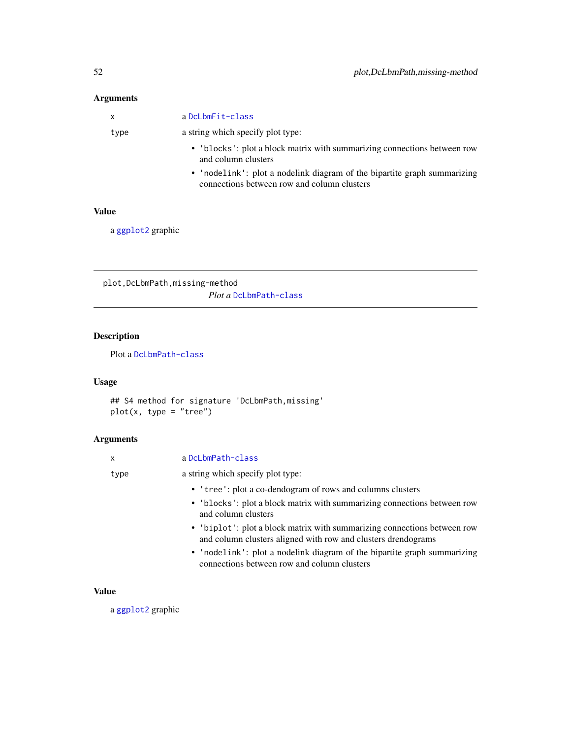### Arguments

- `x` — a `DcLbmFit-class`
- `type` — a string which specify plot type:
  - `'blocks'`: plot a block matrix with summarizing connections between row and column clusters
  - `'nodelink'`: plot a nodelink diagram of the bipartite graph summarizing connections between row and column clusters

### Value

a `ggplot2` graphic

---

`plot,DcLbmPath,missing-method`

*Plot a* `DcLbmPath-class`

---

### Description

Plot a `DcLbmPath-class`

### Usage

```
## S4 method for signature 'DcLbmPath,missing'
plot(x, type = "tree")
```

### Arguments

- `x` — a `DcLbmPath-class`
- `type` — a string which specify plot type:
  - `'tree'`: plot a co-dendogram of rows and columns clusters
  - `'blocks'`: plot a block matrix with summarizing connections between row and column clusters
  - `'biplot'`: plot a block matrix with summarizing connections between row and column clusters aligned with row and clusters drendograms
  - `'nodelink'`: plot a nodelink diagram of the bipartite graph summarizing connections between row and column clusters

### Value

a `ggplot2` graphic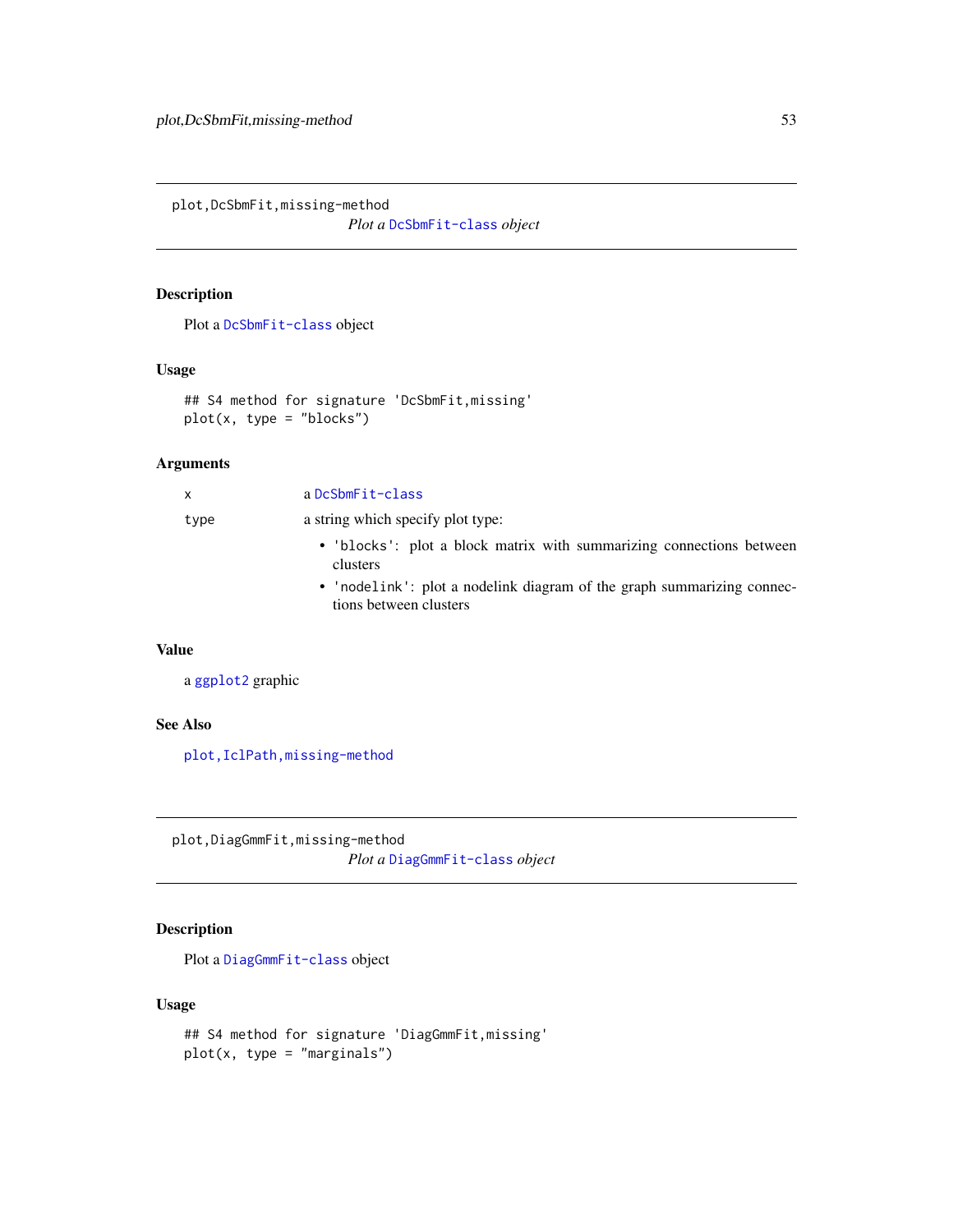## plot,DcSbmFit,missing-method

*Plot a `DcSbmFit-class` object*

### Description

Plot a `DcSbmFit-class` object

### Usage

```
## S4 method for signature 'DcSbmFit,missing'
plot(x, type = "blocks")
```

### Arguments

| | |
|---|---|
| x | a `DcSbmFit-class` |
| type | a string which specify plot type:<br>• `'blocks'`: plot a block matrix with summarizing connections between clusters<br>• `'nodelink'`: plot a nodelink diagram of the graph summarizing connections between clusters |

### Value

a `ggplot2` graphic

### See Also

`plot,IclPath,missing-method`

## plot,DiagGmmFit,missing-method

*Plot a `DiagGmmFit-class` object*

### Description

Plot a `DiagGmmFit-class` object

### Usage

```
## S4 method for signature 'DiagGmmFit,missing'
plot(x, type = "marginals")
```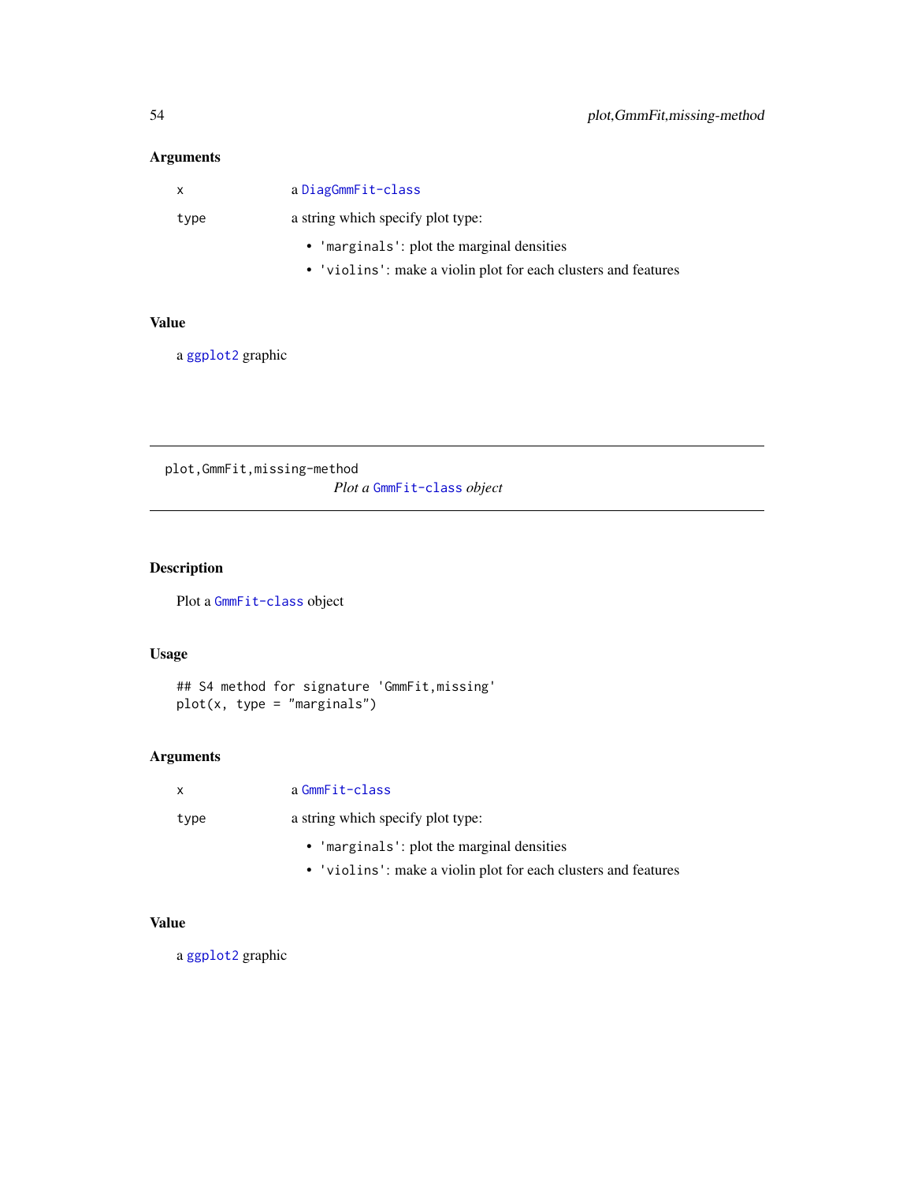### Arguments

| | |
|---|---|
| x | a `DiagGmmFit-class` |
| type | a string which specify plot type:<br>• `'marginals'`: plot the marginal densities<br>• `'violins'`: make a violin plot for each clusters and features |

### Value

a `ggplot2` graphic

---

## plot,GmmFit,missing-method

*Plot a `GmmFit-class` object*

---

### Description

Plot a `GmmFit-class` object

### Usage

```
## S4 method for signature 'GmmFit,missing'
plot(x, type = "marginals")
```

### Arguments

| | |
|---|---|
| x | a `GmmFit-class` |
| type | a string which specify plot type:<br>• `'marginals'`: plot the marginal densities<br>• `'violins'`: make a violin plot for each clusters and features |

### Value

a `ggplot2` graphic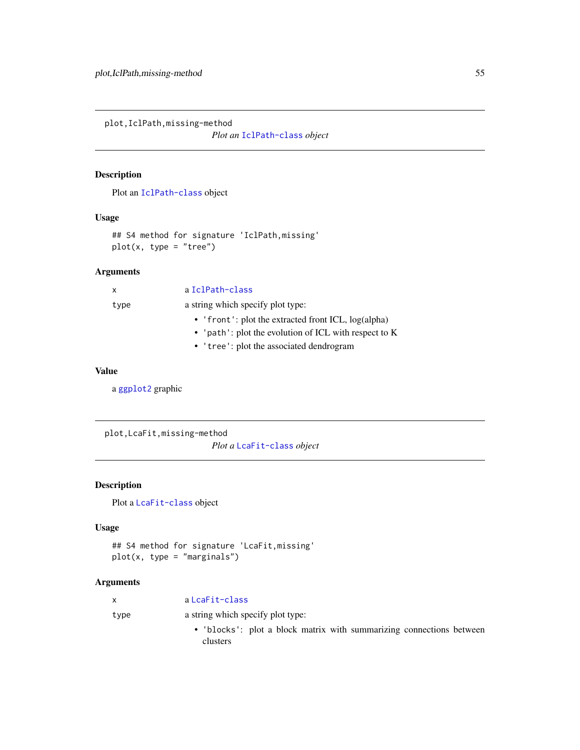## plot,IclPath,missing-method

*Plot an `IclPath-class` object*

### Description

Plot an `IclPath-class` object

### Usage

```
## S4 method for signature 'IclPath,missing'
plot(x, type = "tree")
```

### Arguments

| | |
|---|---|
| x | a `IclPath-class` |
| type | a string which specify plot type:<br>• `'front'`: plot the extracted front ICL, log(alpha)<br>• `'path'`: plot the evolution of ICL with respect to K<br>• `'tree'`: plot the associated dendrogram |

### Value

a `ggplot2` graphic

## plot,LcaFit,missing-method

*Plot a `LcaFit-class` object*

### Description

Plot a `LcaFit-class` object

### Usage

```
## S4 method for signature 'LcaFit,missing'
plot(x, type = "marginals")
```

### Arguments

| | |
|---|---|
| x | a `LcaFit-class` |
| type | a string which specify plot type:<br>• `'blocks'`: plot a block matrix with summarizing connections between clusters |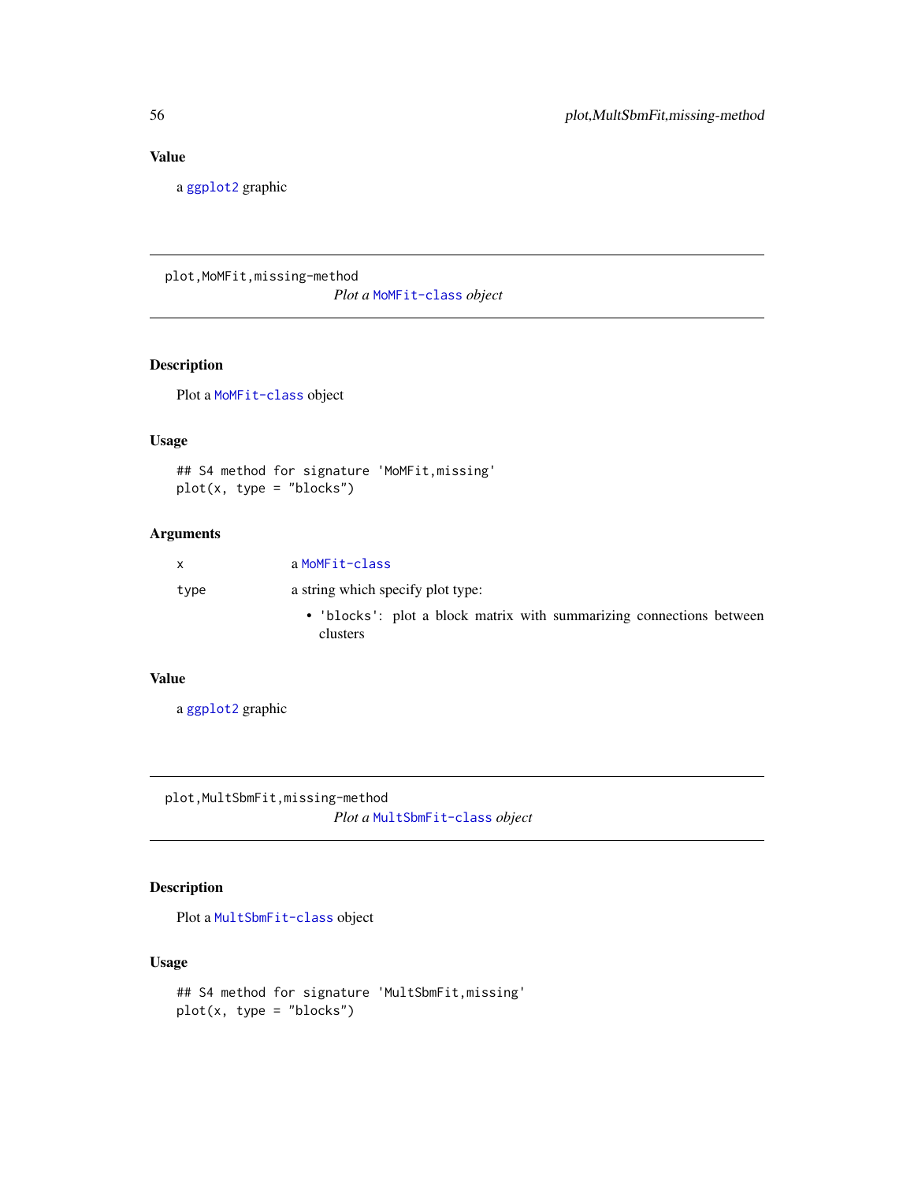## Value

a `ggplot2` graphic

---

`plot,MoMFit,missing-method`
*Plot a* `MoMFit-class` *object*

---

## Description

Plot a `MoMFit-class` object

## Usage

```
## S4 method for signature 'MoMFit,missing'
plot(x, type = "blocks")
```

## Arguments

| | |
|---|---|
| x | a `MoMFit-class` |
| type | a string which specify plot type:<br>• `'blocks'`: plot a block matrix with summarizing connections between clusters |

## Value

a `ggplot2` graphic

---

`plot,MultSbmFit,missing-method`
*Plot a* `MultSbmFit-class` *object*

---

## Description

Plot a `MultSbmFit-class` object

## Usage

```
## S4 method for signature 'MultSbmFit,missing'
plot(x, type = "blocks")
```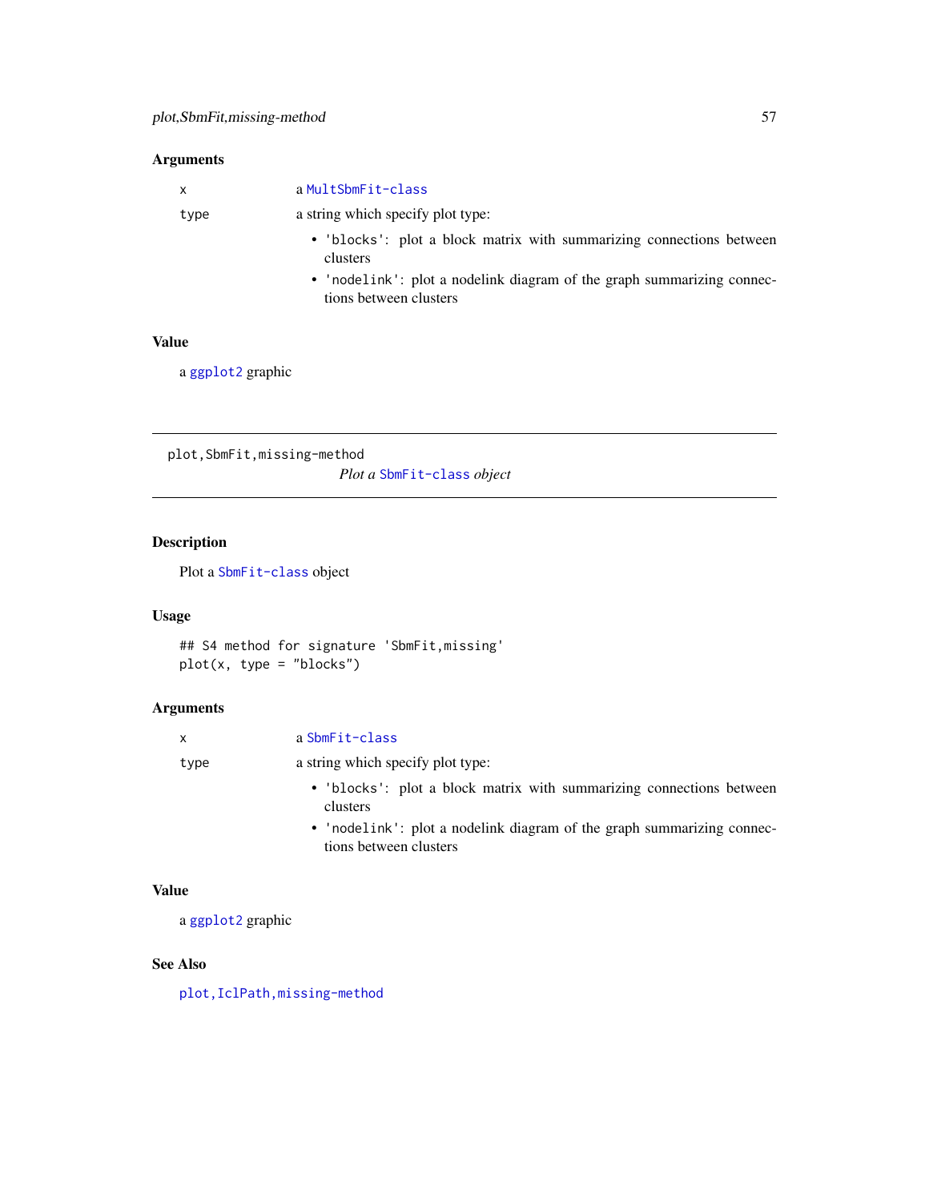### Arguments

- `x` — a `MultSbmFit-class`
- `type` — a string which specify plot type:
  - `'blocks'`: plot a block matrix with summarizing connections between clusters
  - `'nodelink'`: plot a nodelink diagram of the graph summarizing connections between clusters

### Value

a `ggplot2` graphic

---

## plot,SbmFit,missing-method

*Plot a `SbmFit-class` object*

---

### Description

Plot a `SbmFit-class` object

### Usage

```
## S4 method for signature 'SbmFit,missing'
plot(x, type = "blocks")
```

### Arguments

- `x` — a `SbmFit-class`
- `type` — a string which specify plot type:
  - `'blocks'`: plot a block matrix with summarizing connections between clusters
  - `'nodelink'`: plot a nodelink diagram of the graph summarizing connections between clusters

### Value

a `ggplot2` graphic

### See Also

`plot,IclPath,missing-method`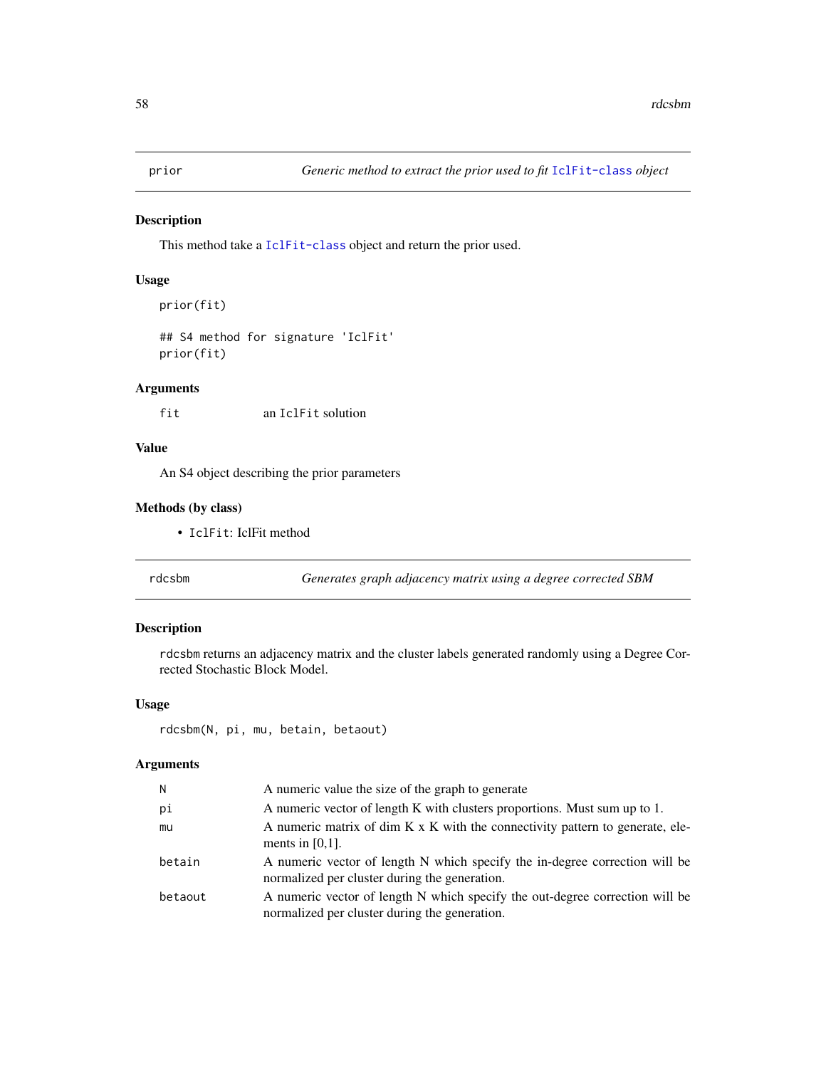## prior — *Generic method to extract the prior used to fit `IclFit-class` object*

### Description

This method take a `IclFit-class` object and return the prior used.

### Usage

```
prior(fit)

## S4 method for signature 'IclFit'
prior(fit)
```

### Arguments

| | |
|---|---|
| fit | an `IclFit` solution |

### Value

An S4 object describing the prior parameters

### Methods (by class)

- `IclFit`: IclFit method

## rdcsbm — *Generates graph adjacency matrix using a degree corrected SBM*

### Description

`rdcsbm` returns an adjacency matrix and the cluster labels generated randomly using a Degree Corrected Stochastic Block Model.

### Usage

```
rdcsbm(N, pi, mu, betain, betaout)
```

### Arguments

| | |
|---|---|
| N | A numeric value the size of the graph to generate |
| pi | A numeric vector of length K with clusters proportions. Must sum up to 1. |
| mu | A numeric matrix of dim K x K with the connectivity pattern to generate, elements in [0,1]. |
| betain | A numeric vector of length N which specify the in-degree correction will be normalized per cluster during the generation. |
| betaout | A numeric vector of length N which specify the out-degree correction will be normalized per cluster during the generation. |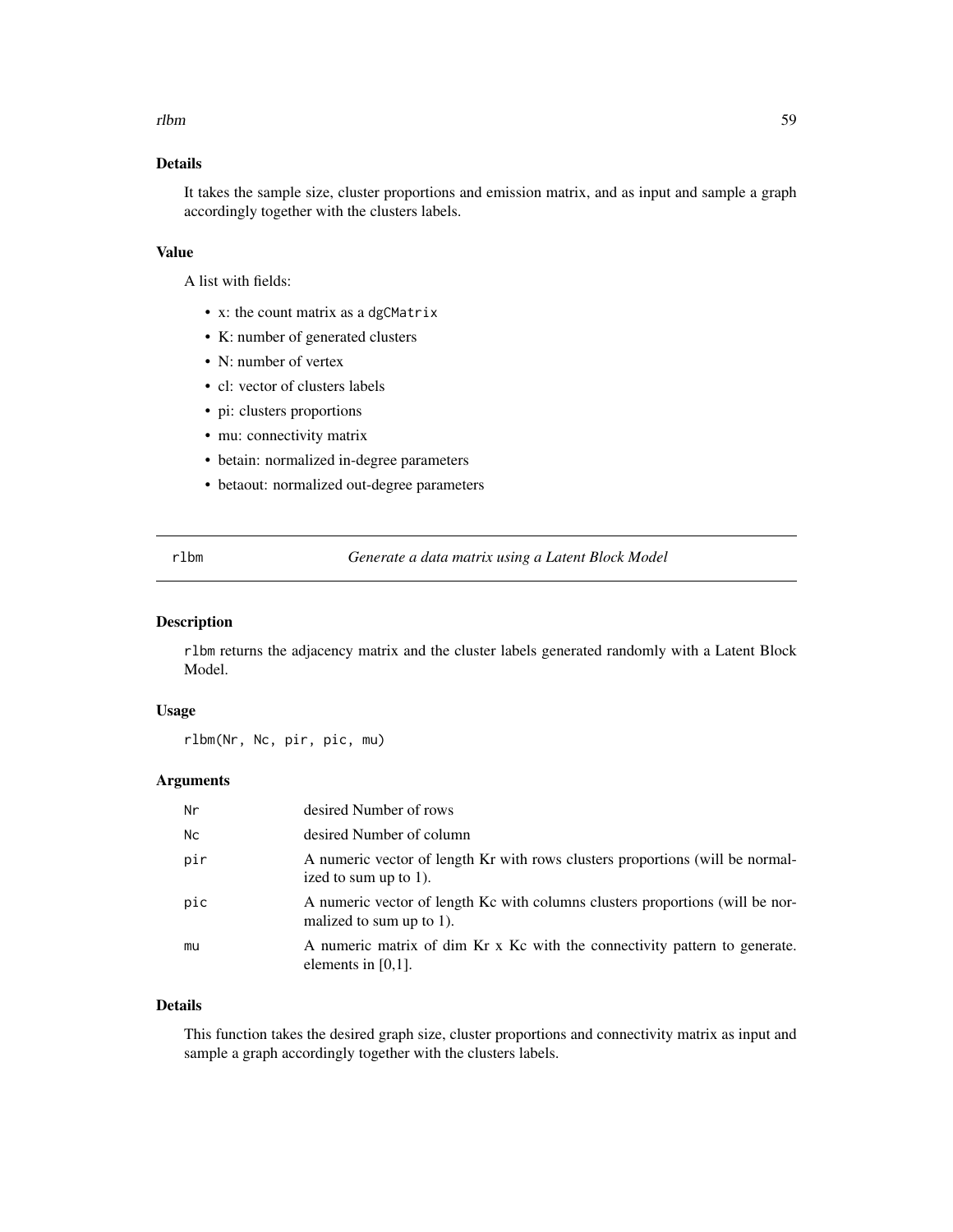### Details

It takes the sample size, cluster proportions and emission matrix, and as input and sample a graph accordingly together with the clusters labels.

### Value

A list with fields:

- x: the count matrix as a `dgCMatrix`
- K: number of generated clusters
- N: number of vertex
- cl: vector of clusters labels
- pi: clusters proportions
- mu: connectivity matrix
- betain: normalized in-degree parameters
- betaout: normalized out-degree parameters

---

## rlbm — *Generate a data matrix using a Latent Block Model*

### Description

`rlbm` returns the adjacency matrix and the cluster labels generated randomly with a Latent Block Model.

### Usage

```
rlbm(Nr, Nc, pir, pic, mu)
```

### Arguments

| | |
|---|---|
| `Nr` | desired Number of rows |
| `Nc` | desired Number of column |
| `pir` | A numeric vector of length Kr with rows clusters proportions (will be normalized to sum up to 1). |
| `pic` | A numeric vector of length Kc with columns clusters proportions (will be normalized to sum up to 1). |
| `mu` | A numeric matrix of dim Kr x Kc with the connectivity pattern to generate. elements in [0,1]. |

### Details

This function takes the desired graph size, cluster proportions and connectivity matrix as input and sample a graph accordingly together with the clusters labels.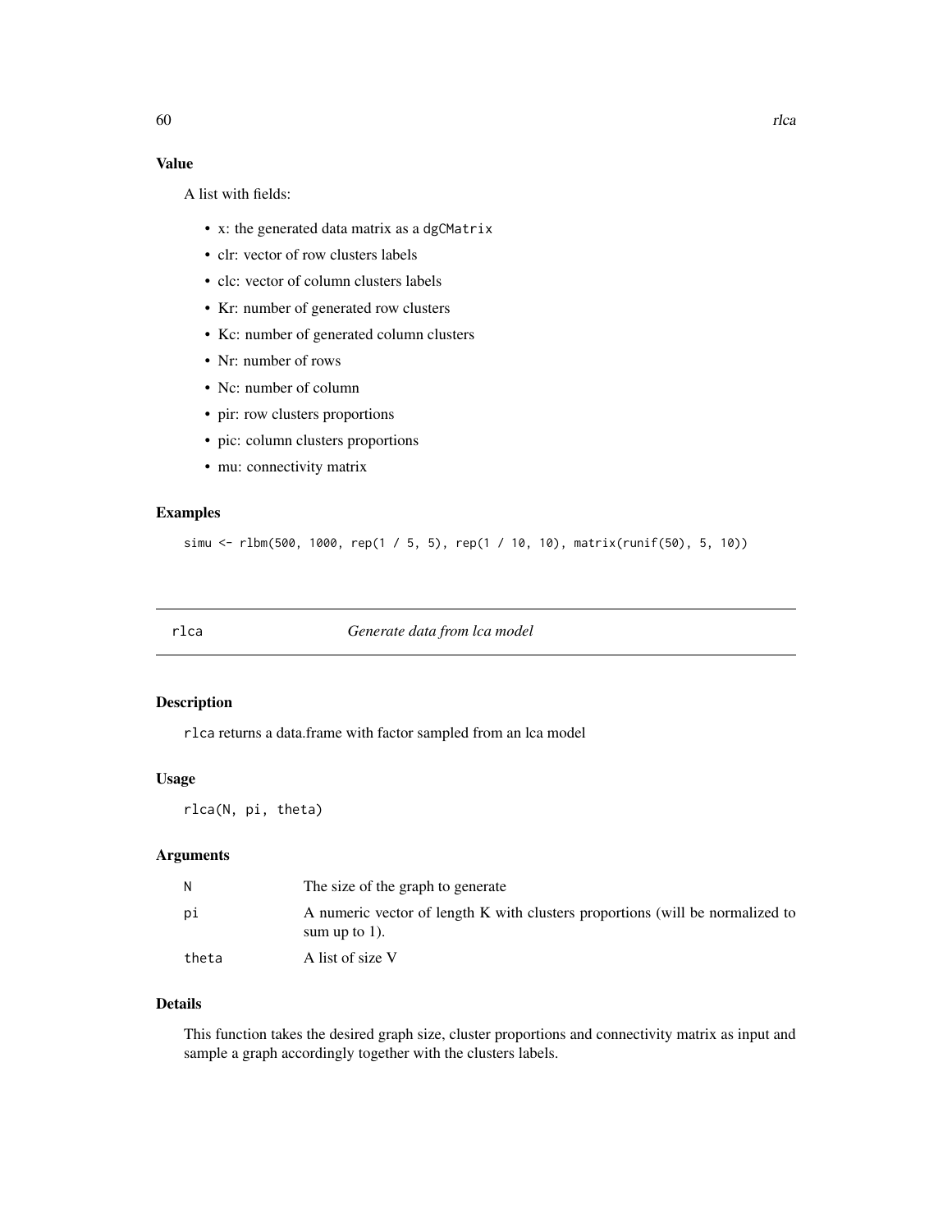### Value

A list with fields:

- x: the generated data matrix as a `dgCMatrix`
- clr: vector of row clusters labels
- clc: vector of column clusters labels
- Kr: number of generated row clusters
- Kc: number of generated column clusters
- Nr: number of rows
- Nc: number of column
- pir: row clusters proportions
- pic: column clusters proportions
- mu: connectivity matrix

### Examples

```
simu <- rlbm(500, 1000, rep(1 / 5, 5), rep(1 / 10, 10), matrix(runif(50), 5, 10))
```

---

## `rlca` *Generate data from lca model*

---

### Description

`rlca` returns a data.frame with factor sampled from an lca model

### Usage

```
rlca(N, pi, theta)
```

### Arguments

| | |
|---|---|
| `N` | The size of the graph to generate |
| `pi` | A numeric vector of length K with clusters proportions (will be normalized to sum up to 1). |
| `theta` | A list of size V |

### Details

This function takes the desired graph size, cluster proportions and connectivity matrix as input and sample a graph accordingly together with the clusters labels.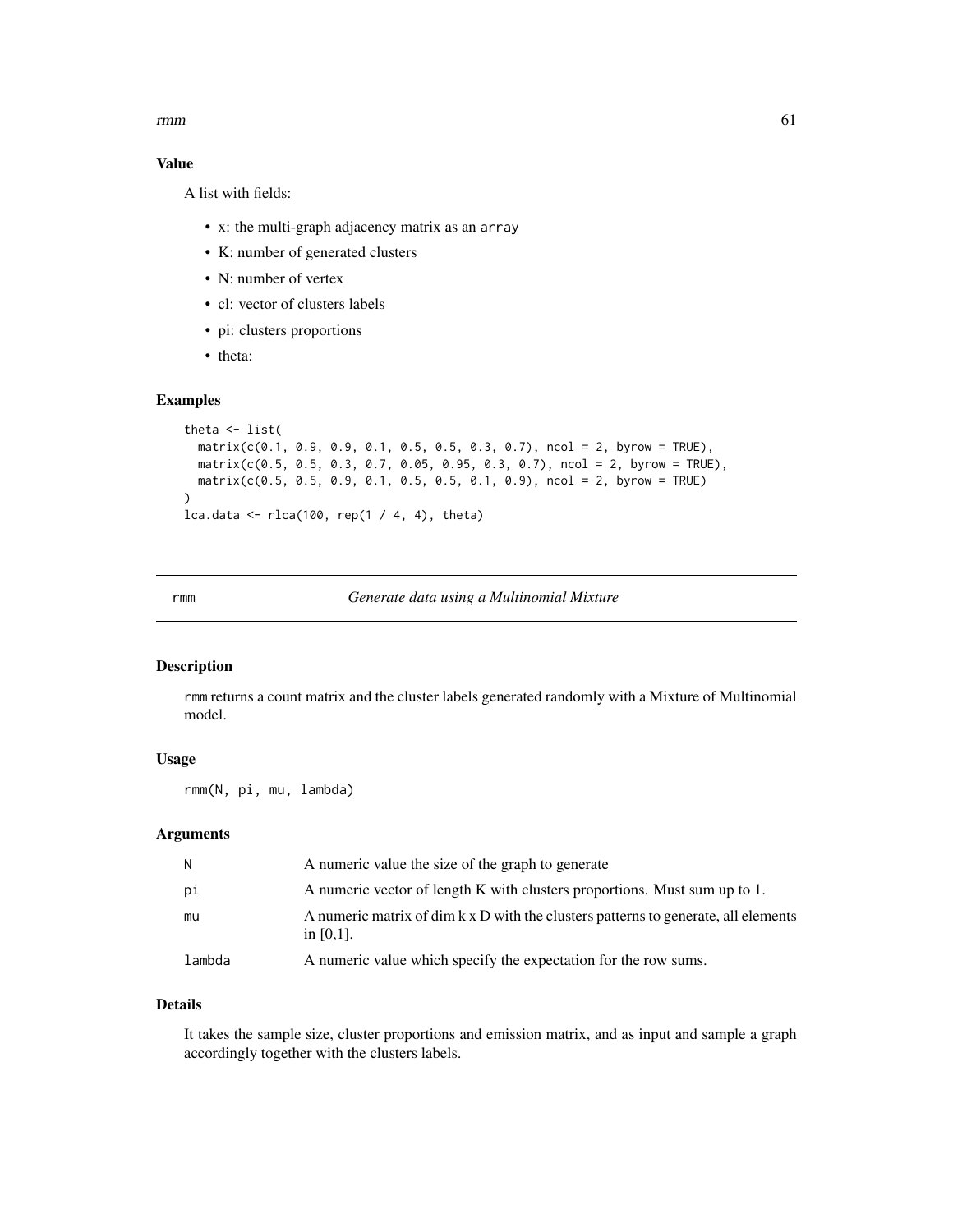### Value

A list with fields:

- x: the multi-graph adjacency matrix as an `array`
- K: number of generated clusters
- N: number of vertex
- cl: vector of clusters labels
- pi: clusters proportions
- theta:

### Examples

```
theta <- list(
  matrix(c(0.1, 0.9, 0.9, 0.1, 0.5, 0.5, 0.3, 0.7), ncol = 2, byrow = TRUE),
  matrix(c(0.5, 0.5, 0.3, 0.7, 0.05, 0.95, 0.3, 0.7), ncol = 2, byrow = TRUE),
  matrix(c(0.5, 0.5, 0.9, 0.1, 0.5, 0.5, 0.1, 0.9), ncol = 2, byrow = TRUE)
)
lca.data <- rlca(100, rep(1 / 4, 4), theta)
```

---

## rmm — *Generate data using a Multinomial Mixture*

### Description

`rmm` returns a count matrix and the cluster labels generated randomly with a Mixture of Multinomial model.

### Usage

```
rmm(N, pi, mu, lambda)
```

### Arguments

| Argument | Description |
|---|---|
| `N` | A numeric value the size of the graph to generate |
| `pi` | A numeric vector of length K with clusters proportions. Must sum up to 1. |
| `mu` | A numeric matrix of dim k x D with the clusters patterns to generate, all elements in [0,1]. |
| `lambda` | A numeric value which specify the expectation for the row sums. |

### Details

It takes the sample size, cluster proportions and emission matrix, and as input and sample a graph accordingly together with the clusters labels.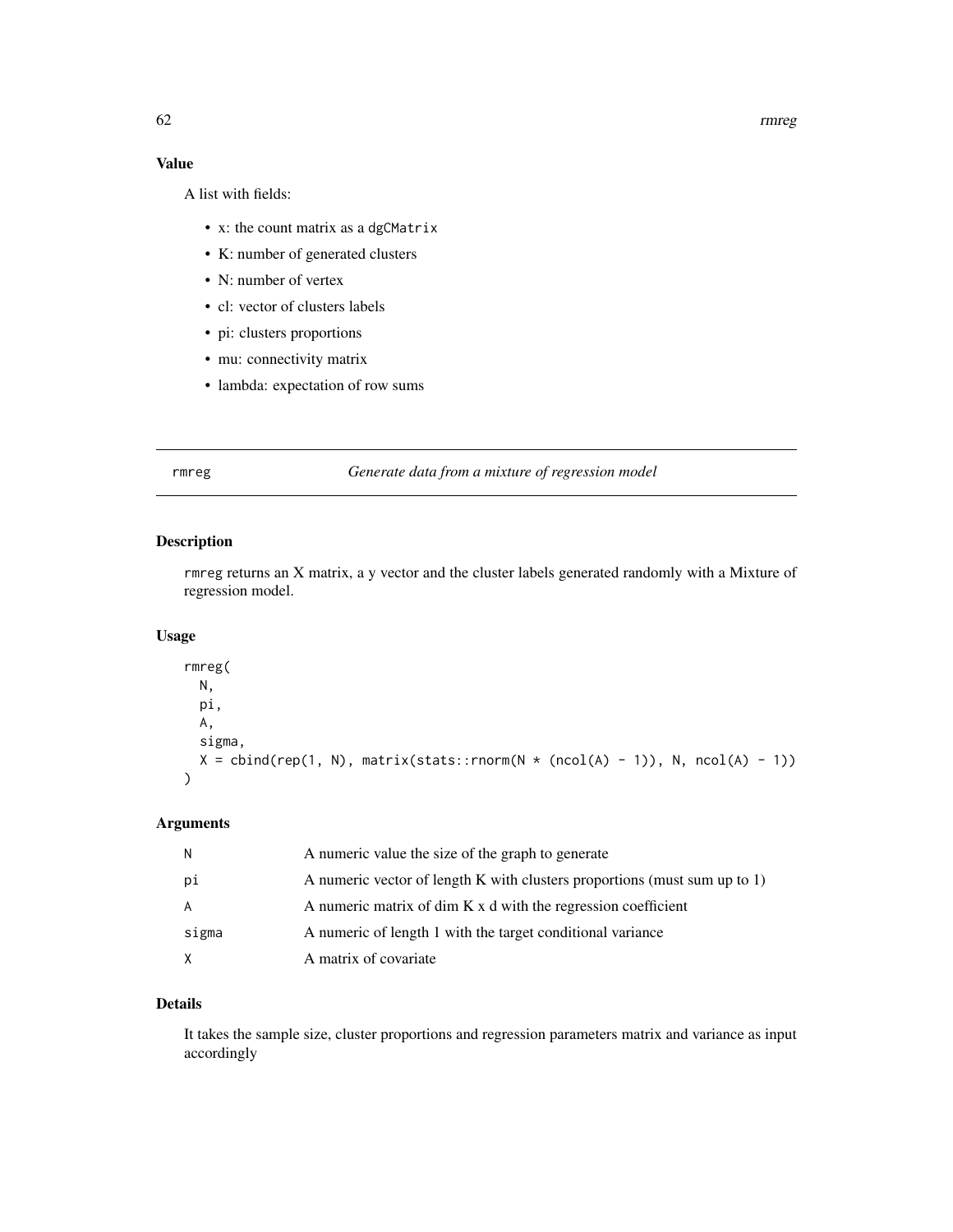## Value

A list with fields:

- x: the count matrix as a `dgCMatrix`
- K: number of generated clusters
- N: number of vertex
- cl: vector of clusters labels
- pi: clusters proportions
- mu: connectivity matrix
- lambda: expectation of row sums

---

# rmreg — *Generate data from a mixture of regression model*

## Description

`rmreg` returns an X matrix, a y vector and the cluster labels generated randomly with a Mixture of regression model.

## Usage

```
rmreg(
  N,
  pi,
  A,
  sigma,
  X = cbind(rep(1, N), matrix(stats::rnorm(N * (ncol(A) - 1)), N, ncol(A) - 1))
)
```

## Arguments

| | |
|---|---|
| `N` | A numeric value the size of the graph to generate |
| `pi` | A numeric vector of length K with clusters proportions (must sum up to 1) |
| `A` | A numeric matrix of dim K x d with the regression coefficient |
| `sigma` | A numeric of length 1 with the target conditional variance |
| `X` | A matrix of covariate |

## Details

It takes the sample size, cluster proportions and regression parameters matrix and variance as input accordingly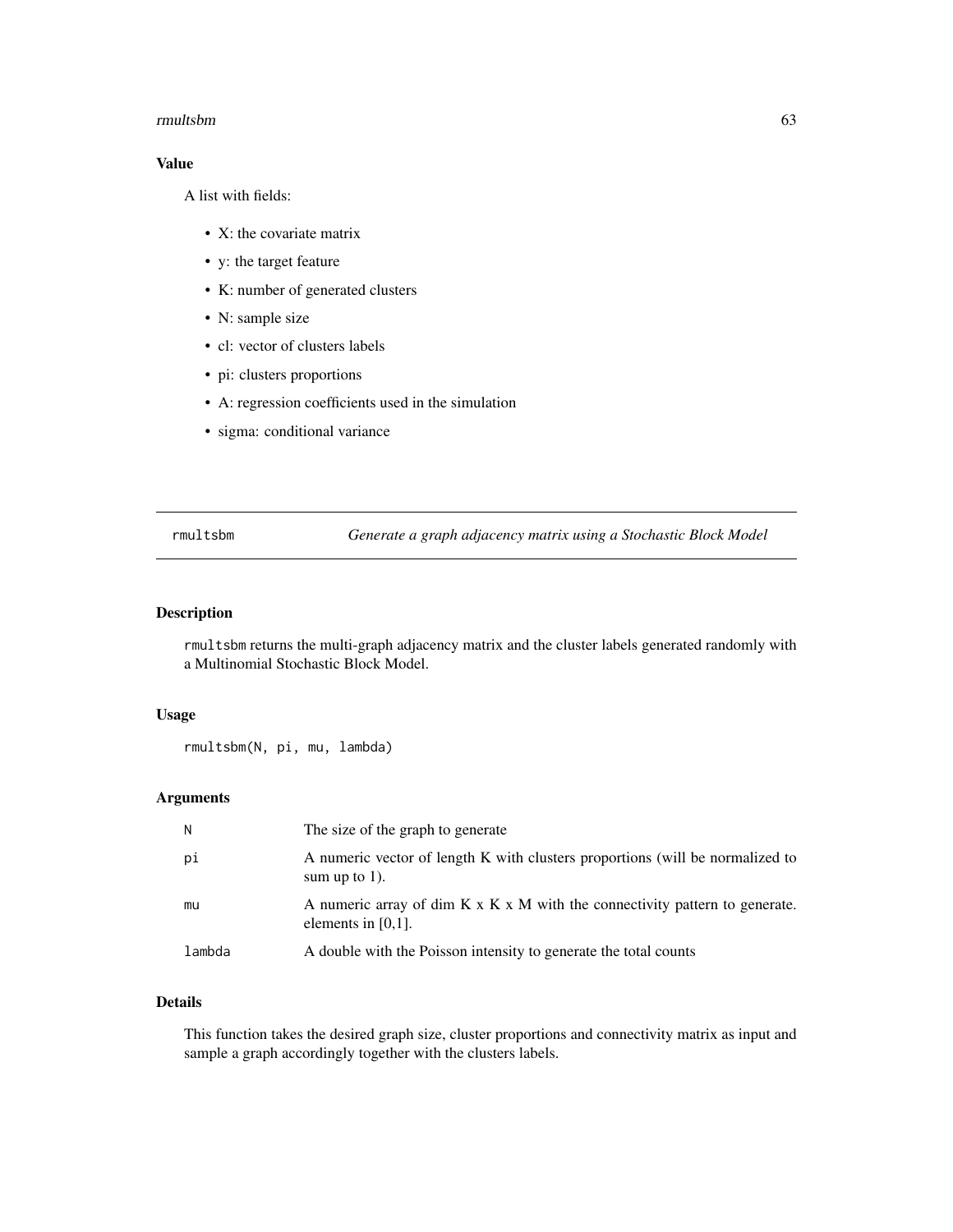## Value

A list with fields:

- X: the covariate matrix
- y: the target feature
- K: number of generated clusters
- N: sample size
- cl: vector of clusters labels
- pi: clusters proportions
- A: regression coefficients used in the simulation
- sigma: conditional variance

---

`rmultsbm` *Generate a graph adjacency matrix using a Stochastic Block Model*

---

## Description

`rmultsbm` returns the multi-graph adjacency matrix and the cluster labels generated randomly with a Multinomial Stochastic Block Model.

## Usage

```
rmultsbm(N, pi, mu, lambda)
```

## Arguments

| | |
|---|---|
| `N` | The size of the graph to generate |
| `pi` | A numeric vector of length K with clusters proportions (will be normalized to sum up to 1). |
| `mu` | A numeric array of dim K x K x M with the connectivity pattern to generate. elements in [0,1]. |
| `lambda` | A double with the Poisson intensity to generate the total counts |

## Details

This function takes the desired graph size, cluster proportions and connectivity matrix as input and sample a graph accordingly together with the clusters labels.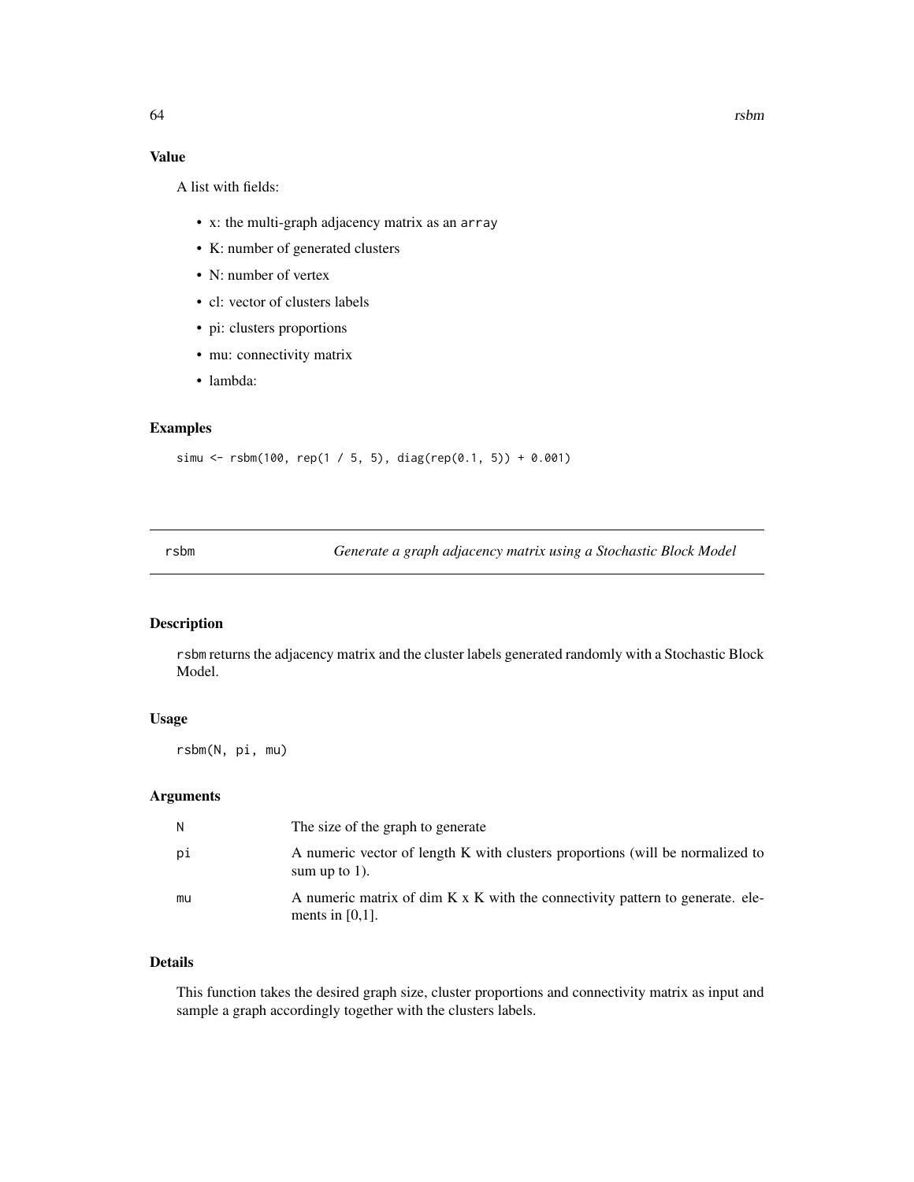## Value

A list with fields:

- x: the multi-graph adjacency matrix as an `array`
- K: number of generated clusters
- N: number of vertex
- cl: vector of clusters labels
- pi: clusters proportions
- mu: connectivity matrix
- lambda:

## Examples

```
simu <- rsbm(100, rep(1 / 5, 5), diag(rep(0.1, 5)) + 0.001)
```

---

# rsbm — *Generate a graph adjacency matrix using a Stochastic Block Model*

## Description

`rsbm` returns the adjacency matrix and the cluster labels generated randomly with a Stochastic Block Model.

## Usage

```
rsbm(N, pi, mu)
```

## Arguments

| | |
|---|---|
| `N` | The size of the graph to generate |
| `pi` | A numeric vector of length K with clusters proportions (will be normalized to sum up to 1). |
| `mu` | A numeric matrix of dim K x K with the connectivity pattern to generate. elements in [0,1]. |

## Details

This function takes the desired graph size, cluster proportions and connectivity matrix as input and sample a graph accordingly together with the clusters labels.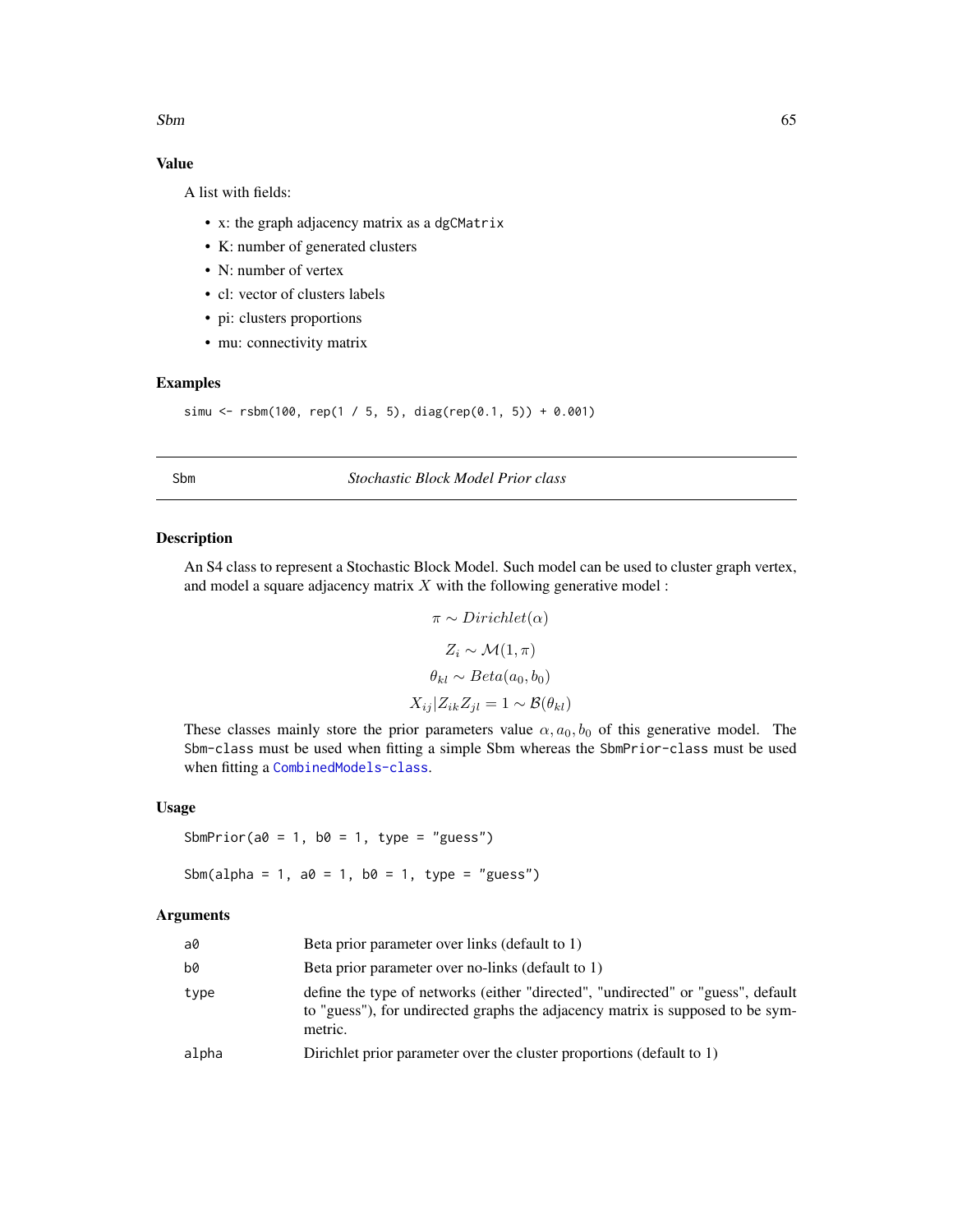## Value

A list with fields:

- x: the graph adjacency matrix as a `dgCMatrix`
- K: number of generated clusters
- N: number of vertex
- cl: vector of clusters labels
- pi: clusters proportions
- mu: connectivity matrix

## Examples

```
simu <- rsbm(100, rep(1 / 5, 5), diag(rep(0.1, 5)) + 0.001)
```

---

# Sbm — *Stochastic Block Model Prior class*

## Description

An S4 class to represent a Stochastic Block Model. Such model can be used to cluster graph vertex, and model a square adjacency matrix $X$ with the following generative model :

$$\pi \sim Dirichlet(\alpha)$$

$$Z_i \sim \mathcal{M}(1, \pi)$$

$$\theta_{kl} \sim Beta(a_0, b_0)$$

$$X_{ij}|Z_{ik}Z_{jl} = 1 \sim \mathcal{B}(\theta_{kl})$$

These classes mainly store the prior parameters value $\alpha, a_0, b_0$ of this generative model. The `Sbm-class` must be used when fitting a simple Sbm whereas the `SbmPrior-class` must be used when fitting a `CombinedModels-class`.

## Usage

```
SbmPrior(a0 = 1, b0 = 1, type = "guess")

Sbm(alpha = 1, a0 = 1, b0 = 1, type = "guess")
```

## Arguments

| | |
|---|---|
| `a0` | Beta prior parameter over links (default to 1) |
| `b0` | Beta prior parameter over no-links (default to 1) |
| `type` | define the type of networks (either "directed", "undirected" or "guess", default to "guess"), for undirected graphs the adjacency matrix is supposed to be symmetric. |
| `alpha` | Dirichlet prior parameter over the cluster proportions (default to 1) |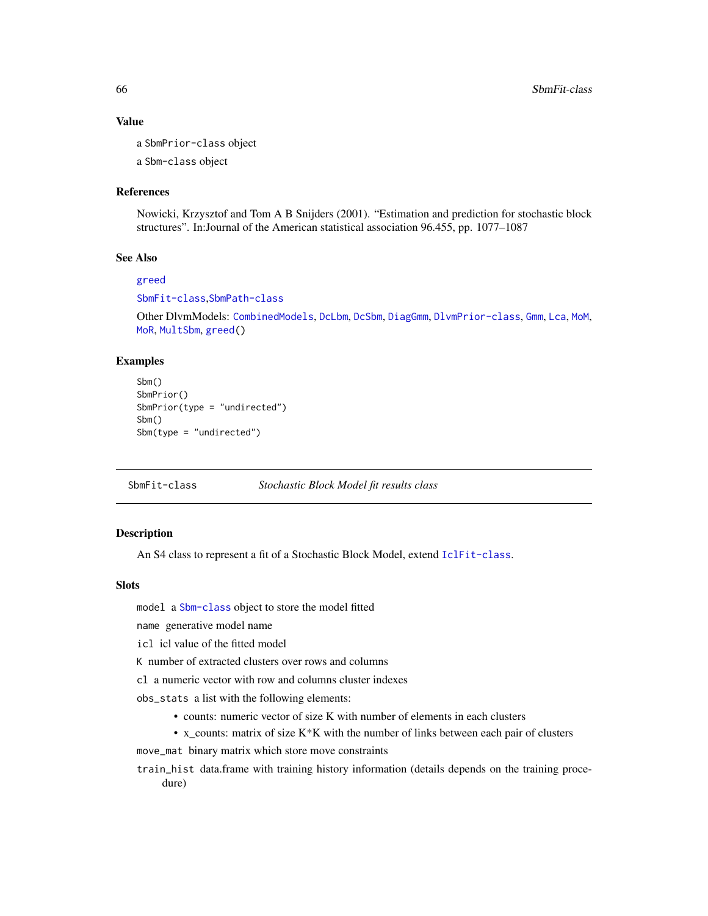### Value

a `SbmPrior-class` object

a `Sbm-class` object

### References

Nowicki, Krzysztof and Tom A B Snijders (2001). "Estimation and prediction for stochastic block structures". In:Journal of the American statistical association 96.455, pp. 1077–1087

### See Also

`greed`

`SbmFit-class`,`SbmPath-class`

Other DlvmModels: `CombinedModels`, `DcLbm`, `DcSbm`, `DiagGmm`, `DlvmPrior-class`, `Gmm`, `Lca`, `MoM`, `MoR`, `MultSbm`, `greed()`

### Examples

```
Sbm()
SbmPrior()
SbmPrior(type = "undirected")
Sbm()
Sbm(type = "undirected")
```

---

## SbmFit-class — *Stochastic Block Model fit results class*

---

### Description

An S4 class to represent a fit of a Stochastic Block Model, extend `IclFit-class`.

### Slots

`model` a `Sbm-class` object to store the model fitted

`name` generative model name

`icl` icl value of the fitted model

`K` number of extracted clusters over rows and columns

`cl` a numeric vector with row and columns cluster indexes

`obs_stats` a list with the following elements:

- counts: numeric vector of size K with number of elements in each clusters
- x_counts: matrix of size K*K with the number of links between each pair of clusters

`move_mat` binary matrix which store move constraints

`train_hist` data.frame with training history information (details depends on the training procedure)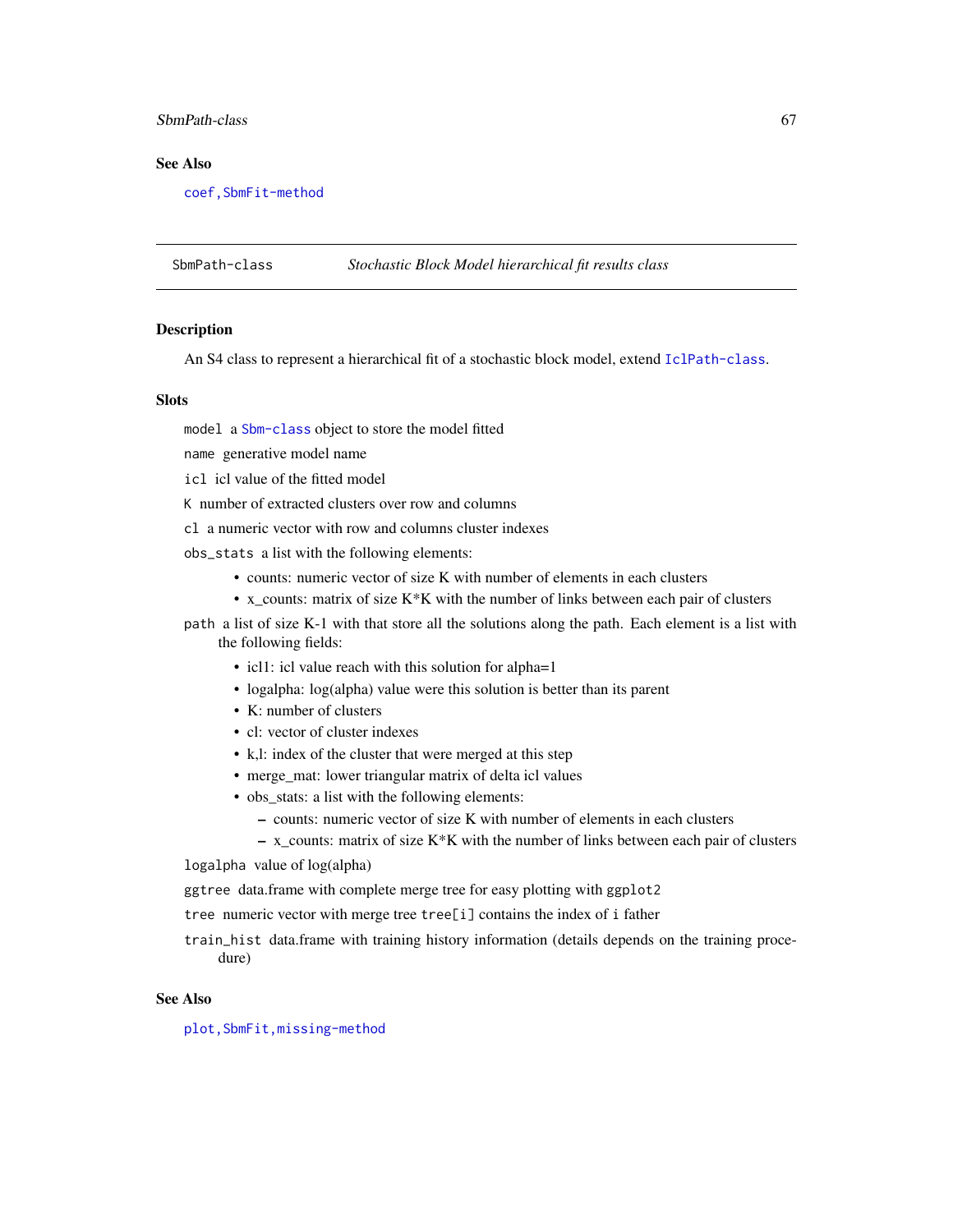## See Also

`coef,SbmFit-method`

---

## SbmPath-class — *Stochastic Block Model hierarchical fit results class*

### Description

An S4 class to represent a hierarchical fit of a stochastic block model, extend `IclPath-class`.

### Slots

`model` a `Sbm-class` object to store the model fitted

`name` generative model name

`icl` icl value of the fitted model

`K` number of extracted clusters over row and columns

`cl` a numeric vector with row and columns cluster indexes

`obs_stats` a list with the following elements:

- counts: numeric vector of size K with number of elements in each clusters
- x_counts: matrix of size K*K with the number of links between each pair of clusters

`path` a list of size K-1 with that store all the solutions along the path. Each element is a list with the following fields:

- icl1: icl value reach with this solution for alpha=1
- logalpha: log(alpha) value were this solution is better than its parent
- K: number of clusters
- cl: vector of cluster indexes
- k,l: index of the cluster that were merged at this step
- merge_mat: lower triangular matrix of delta icl values
- obs_stats: a list with the following elements:
  - counts: numeric vector of size K with number of elements in each clusters
  - x_counts: matrix of size K*K with the number of links between each pair of clusters

`logalpha` value of log(alpha)

`ggtree` data.frame with complete merge tree for easy plotting with `ggplot2`

`tree` numeric vector with merge tree `tree[i]` contains the index of `i` father

`train_hist` data.frame with training history information (details depends on the training procedure)

### See Also

`plot,SbmFit,missing-method`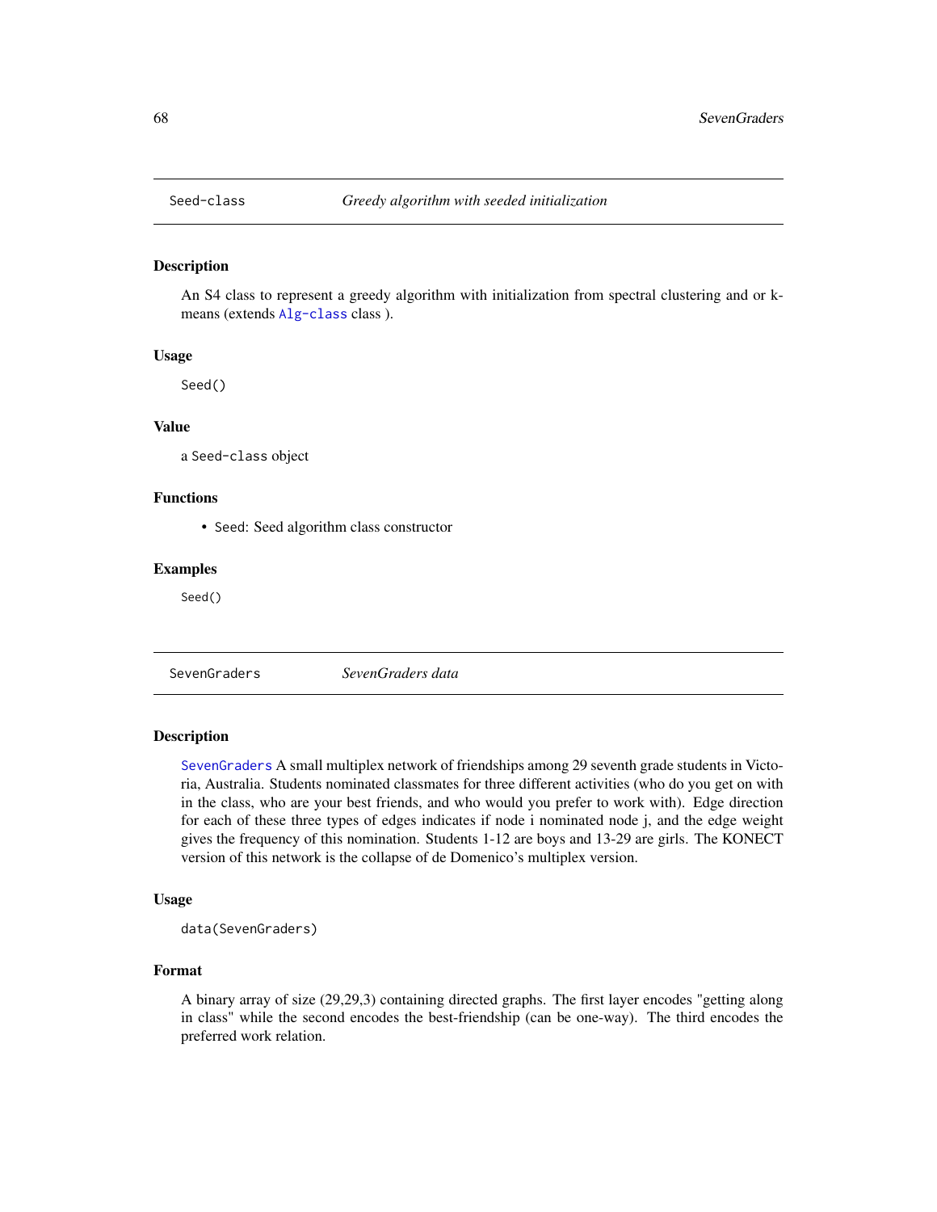## Seed-class *Greedy algorithm with seeded initialization*

### Description

An S4 class to represent a greedy algorithm with initialization from spectral clustering and or k-means (extends `Alg-class` class ).

### Usage

```
Seed()
```

### Value

a `Seed-class` object

### Functions

- `Seed`: Seed algorithm class constructor

### Examples

```
Seed()
```

## SevenGraders *SevenGraders data*

### Description

`SevenGraders` A small multiplex network of friendships among 29 seventh grade students in Victoria, Australia. Students nominated classmates for three different activities (who do you get on with in the class, who are your best friends, and who would you prefer to work with). Edge direction for each of these three types of edges indicates if node i nominated node j, and the edge weight gives the frequency of this nomination. Students 1-12 are boys and 13-29 are girls. The KONECT version of this network is the collapse of de Domenico's multiplex version.

### Usage

```
data(SevenGraders)
```

### Format

A binary array of size (29,29,3) containing directed graphs. The first layer encodes "getting along in class" while the second encodes the best-friendship (can be one-way). The third encodes the preferred work relation.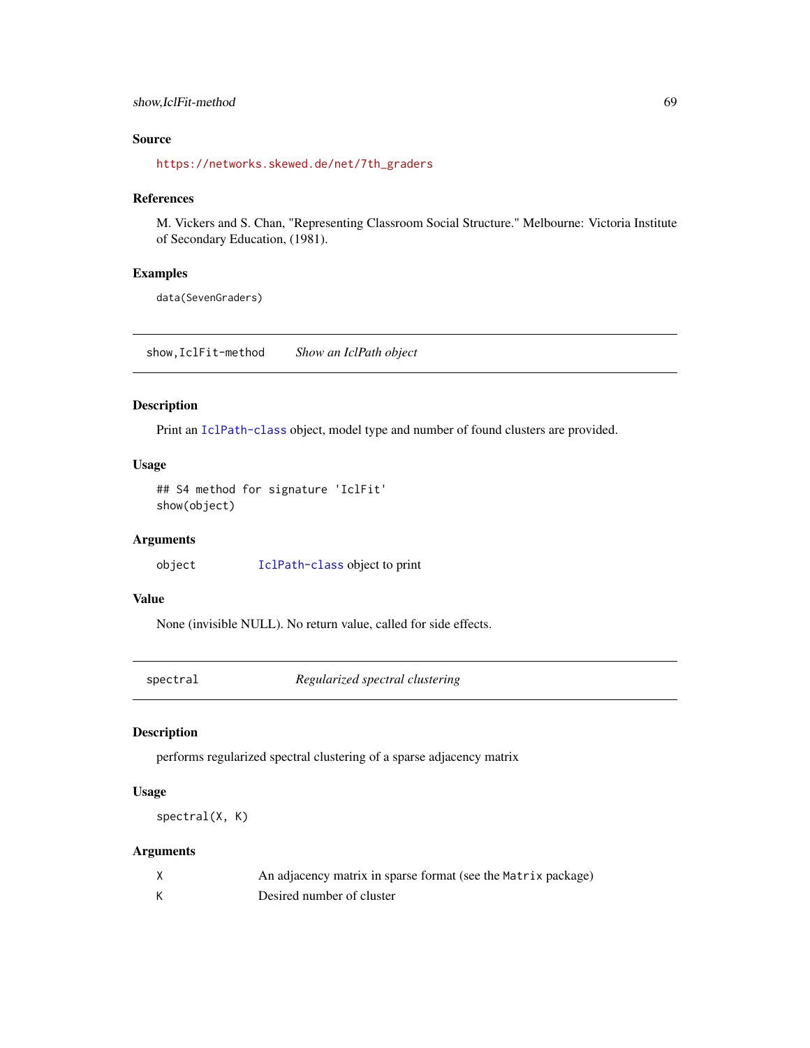### Source

https://networks.skewed.de/net/7th_graders

### References

M. Vickers and S. Chan, "Representing Classroom Social Structure." Melbourne: Victoria Institute of Secondary Education, (1981).

### Examples

```
data(SevenGraders)
```

---

## show,IclFit-method — *Show an IclPath object*

### Description

Print an IclPath-class object, model type and number of found clusters are provided.

### Usage

```
## S4 method for signature 'IclFit'
show(object)
```

### Arguments

| | |
|---|---|
| object | IclPath-class object to print |

### Value

None (invisible NULL). No return value, called for side effects.

---

## spectral — *Regularized spectral clustering*

### Description

performs regularized spectral clustering of a sparse adjacency matrix

### Usage

```
spectral(X, K)
```

### Arguments

| | |
|---|---|
| X | An adjacency matrix in sparse format (see the Matrix package) |
| K | Desired number of cluster |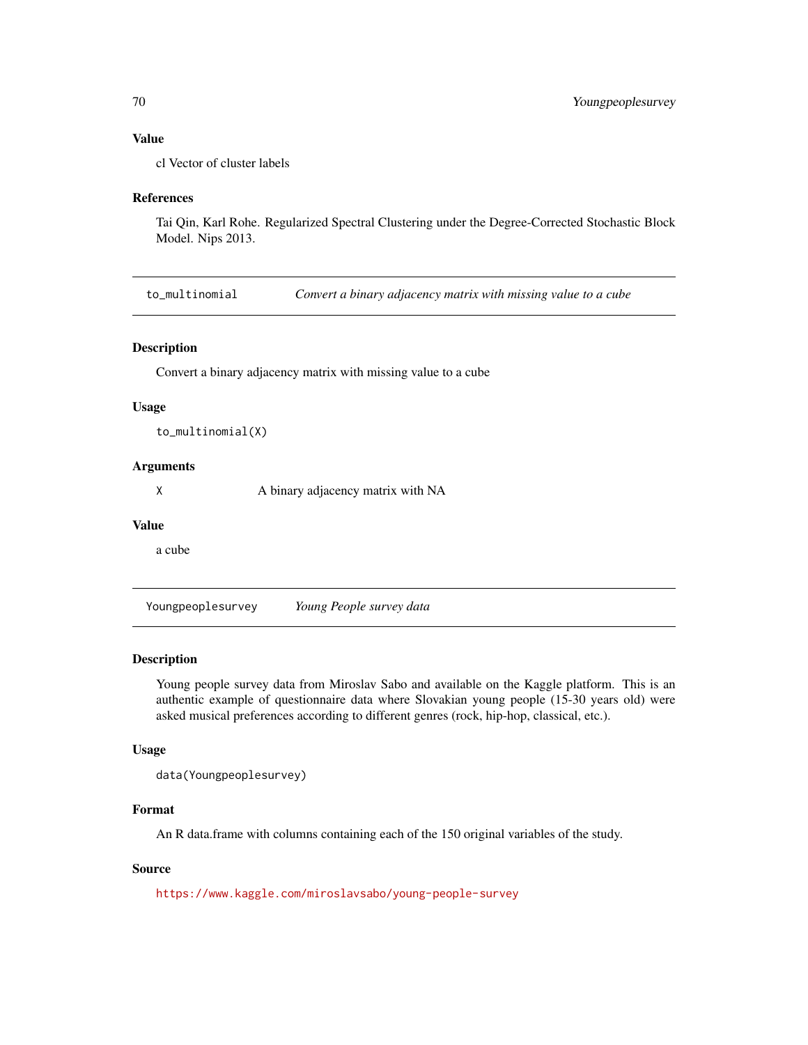### Value

cl Vector of cluster labels

### References

Tai Qin, Karl Rohe. Regularized Spectral Clustering under the Degree-Corrected Stochastic Block Model. Nips 2013.

---

## to_multinomial — *Convert a binary adjacency matrix with missing value to a cube*

### Description

Convert a binary adjacency matrix with missing value to a cube

### Usage

```
to_multinomial(X)
```

### Arguments

| | |
|---|---|
| X | A binary adjacency matrix with NA |

### Value

a cube

---

## Youngpeoplesurvey — *Young People survey data*

### Description

Young people survey data from Miroslav Sabo and available on the Kaggle platform. This is an authentic example of questionnaire data where Slovakian young people (15-30 years old) were asked musical preferences according to different genres (rock, hip-hop, classical, etc.).

### Usage

```
data(Youngpeoplesurvey)
```

### Format

An R data.frame with columns containing each of the 150 original variables of the study.

### Source

https://www.kaggle.com/miroslavsabo/young-people-survey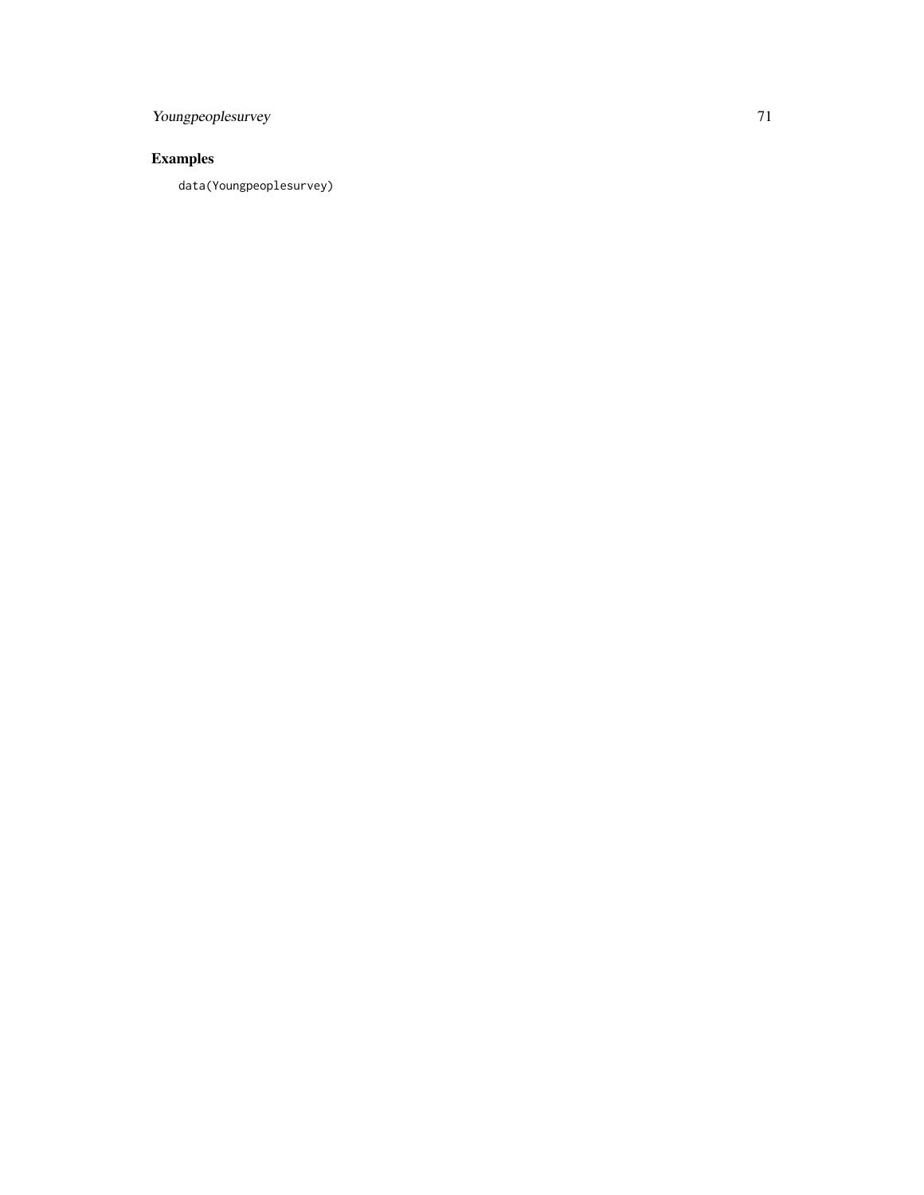## Examples

```
data(Youngpeoplesurvey)
```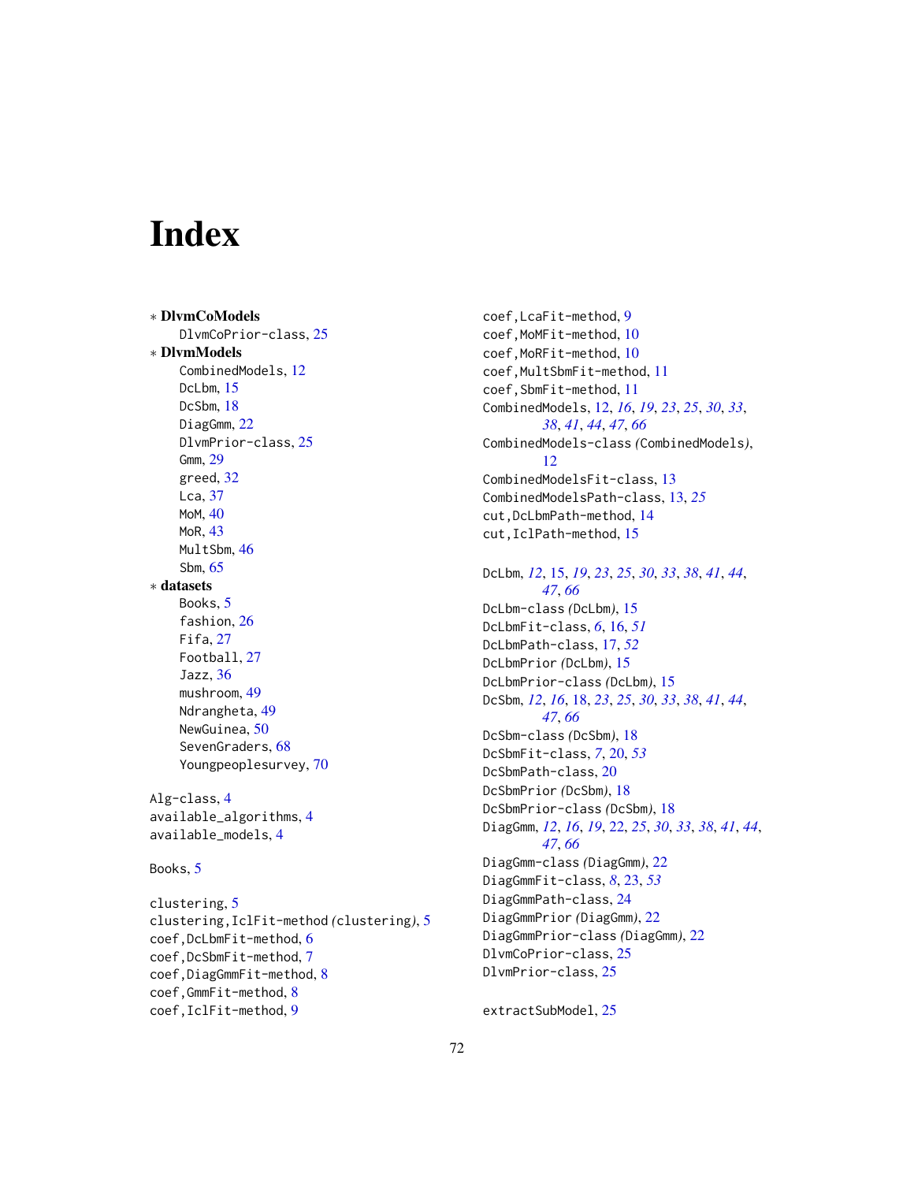# Index

∗ **DlvmCoModels**
  DlvmCoPrior-class, 25

∗ **DlvmModels**
  CombinedModels, 12
  DcLbm, 15
  DcSbm, 18
  DiagGmm, 22
  DlvmPrior-class, 25
  Gmm, 29
  greed, 32
  Lca, 37
  MoM, 40
  MoR, 43
  MultSbm, 46
  Sbm, 65

∗ **datasets**
  Books, 5
  fashion, 26
  Fifa, 27
  Football, 27
  Jazz, 36
  mushroom, 49
  Ndrangheta, 49
  NewGuinea, 50
  SevenGraders, 68
  Youngpeoplesurvey, 70

Alg-class, 4
available_algorithms, 4
available_models, 4

Books, 5

clustering, 5
clustering,IclFit-method *(clustering)*, 5
coef,DcLbmFit-method, 6
coef,DcSbmFit-method, 7
coef,DiagGmmFit-method, 8
coef,GmmFit-method, 8
coef,IclFit-method, 9
coef,LcaFit-method, 9
coef,MoMFit-method, 10
coef,MoRFit-method, 10
coef,MultSbmFit-method, 11
coef,SbmFit-method, 11
CombinedModels, 12, *16*, *19*, *23*, *25*, *30*, *33*, *38*, *41*, *44*, *47*, *66*
CombinedModels-class *(CombinedModels)*, 12
CombinedModelsFit-class, 13
CombinedModelsPath-class, 13, *25*
cut,DcLbmPath-method, 14
cut,IclPath-method, 15

DcLbm, *12*, 15, *19*, *23*, *25*, *30*, *33*, *38*, *41*, *44*, *47*, *66*
DcLbm-class *(DcLbm)*, 15
DcLbmFit-class, *6*, 16, *51*
DcLbmPath-class, 17, *52*
DcLbmPrior *(DcLbm)*, 15
DcLbmPrior-class *(DcLbm)*, 15
DcSbm, *12*, *16*, 18, *23*, *25*, *30*, *33*, *38*, *41*, *44*, *47*, *66*
DcSbm-class *(DcSbm)*, 18
DcSbmFit-class, *7*, 20, *53*
DcSbmPath-class, 20
DcSbmPrior *(DcSbm)*, 18
DcSbmPrior-class *(DcSbm)*, 18
DiagGmm, *12*, *16*, *19*, 22, *25*, *30*, *33*, *38*, *41*, *44*, *47*, *66*
DiagGmm-class *(DiagGmm)*, 22
DiagGmmFit-class, *8*, 23, *53*
DiagGmmPath-class, 24
DiagGmmPrior *(DiagGmm)*, 22
DiagGmmPrior-class *(DiagGmm)*, 22
DlvmCoPrior-class, 25
DlvmPrior-class, 25

extractSubModel, 25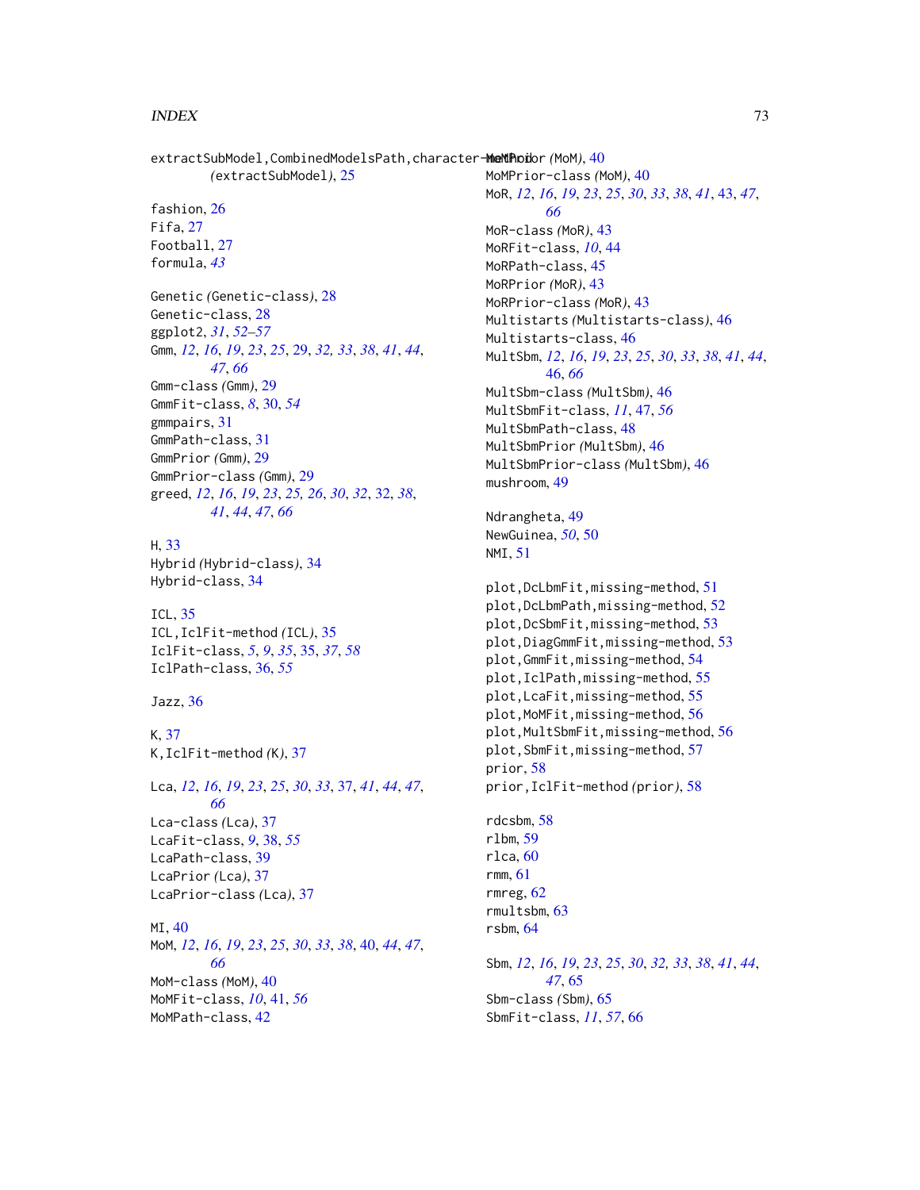extractSubModel,CombinedModelsPath,character-method
        *(extractSubModel)*, 25

fashion, 26
Fifa, 27
Football, 27
formula, *43*

Genetic *(Genetic-class)*, 28
Genetic-class, 28
ggplot2, *31*, *52–57*
Gmm, *12*, *16*, *19*, *23*, *25*, 29, *32, 33*, *38*, *41*, *44*, *47*, *66*
Gmm-class *(Gmm)*, 29
GmmFit-class, *8*, 30, *54*
gmmpairs, 31
GmmPath-class, 31
GmmPrior *(Gmm)*, 29
GmmPrior-class *(Gmm)*, 29
greed, *12*, *16*, *19*, *23*, *25, 26*, *30*, *32*, 32, *38*, *41*, *44*, *47*, *66*

H, 33
Hybrid *(Hybrid-class)*, 34
Hybrid-class, 34

ICL, 35
ICL,IclFit-method *(ICL)*, 35
IclFit-class, *5*, *9*, *35*, 35, *37*, *58*
IclPath-class, 36, *55*

Jazz, 36

K, 37
K,IclFit-method *(K)*, 37

Lca, *12*, *16*, *19*, *23*, *25*, *30*, *33*, 37, *41*, *44*, *47*, *66*
Lca-class *(Lca)*, 37
LcaFit-class, *9*, 38, *55*
LcaPath-class, 39
LcaPrior *(Lca)*, 37
LcaPrior-class *(Lca)*, 37

MI, 40
MoM, *12*, *16*, *19*, *23*, *25*, *30*, *33*, *38*, 40, *44*, *47*, *66*
MoM-class *(MoM)*, 40
MoMFit-class, *10*, 41, *56*
MoMPath-class, 42
MoMPrior *(MoM)*, 40
MoMPrior-class *(MoM)*, 40
MoR, *12*, *16*, *19*, *23*, *25*, *30*, *33*, *38*, *41*, 43, *47*, *66*
MoR-class *(MoR)*, 43
MoRFit-class, *10*, 44
MoRPath-class, 45
MoRPrior *(MoR)*, 43
MoRPrior-class *(MoR)*, 43
Multistarts *(Multistarts-class)*, 46
Multistarts-class, 46
MultSbm, *12*, *16*, *19*, *23*, *25*, *30*, *33*, *38*, *41*, *44*, 46, *66*
MultSbm-class *(MultSbm)*, 46
MultSbmFit-class, *11*, 47, *56*
MultSbmPath-class, 48
MultSbmPrior *(MultSbm)*, 46
MultSbmPrior-class *(MultSbm)*, 46
mushroom, 49

Ndrangheta, 49
NewGuinea, *50*, 50
NMI, 51

plot,DcLbmFit,missing-method, 51
plot,DcLbmPath,missing-method, 52
plot,DcSbmFit,missing-method, 53
plot,DiagGmmFit,missing-method, 53
plot,GmmFit,missing-method, 54
plot,IclPath,missing-method, 55
plot,LcaFit,missing-method, 55
plot,MoMFit,missing-method, 56
plot,MultSbmFit,missing-method, 56
plot,SbmFit,missing-method, 57
prior, 58
prior,IclFit-method *(prior)*, 58

rdcsbm, 58
rlbm, 59
rlca, 60
rmm, 61
rmreg, 62
rmultsbm, 63
rsbm, 64

Sbm, *12*, *16*, *19*, *23*, *25*, *30*, *32, 33*, *38*, *41*, *44*, *47*, 65
Sbm-class *(Sbm)*, 65
SbmFit-class, *11*, *57*, 66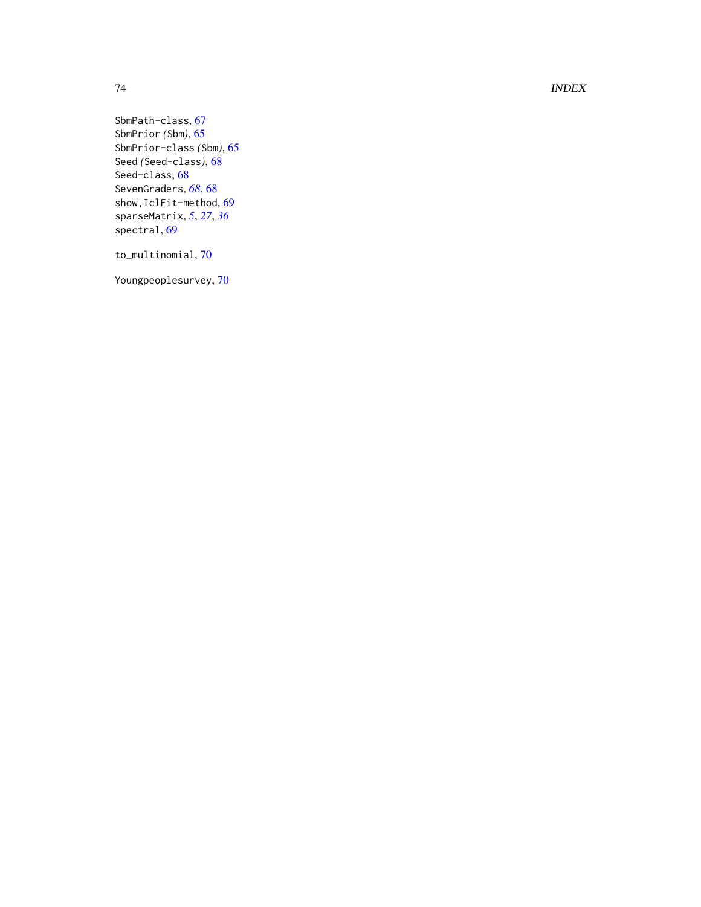SbmPath-class, 67
SbmPrior *(*Sbm*)*, 65
SbmPrior-class *(*Sbm*)*, 65
Seed *(*Seed-class*)*, 68
Seed-class, 68
SevenGraders, *68*, 68
show,IclFit-method, 69
sparseMatrix, *5*, *27*, *36*
spectral, 69

to_multinomial, 70

Youngpeoplesurvey, 70